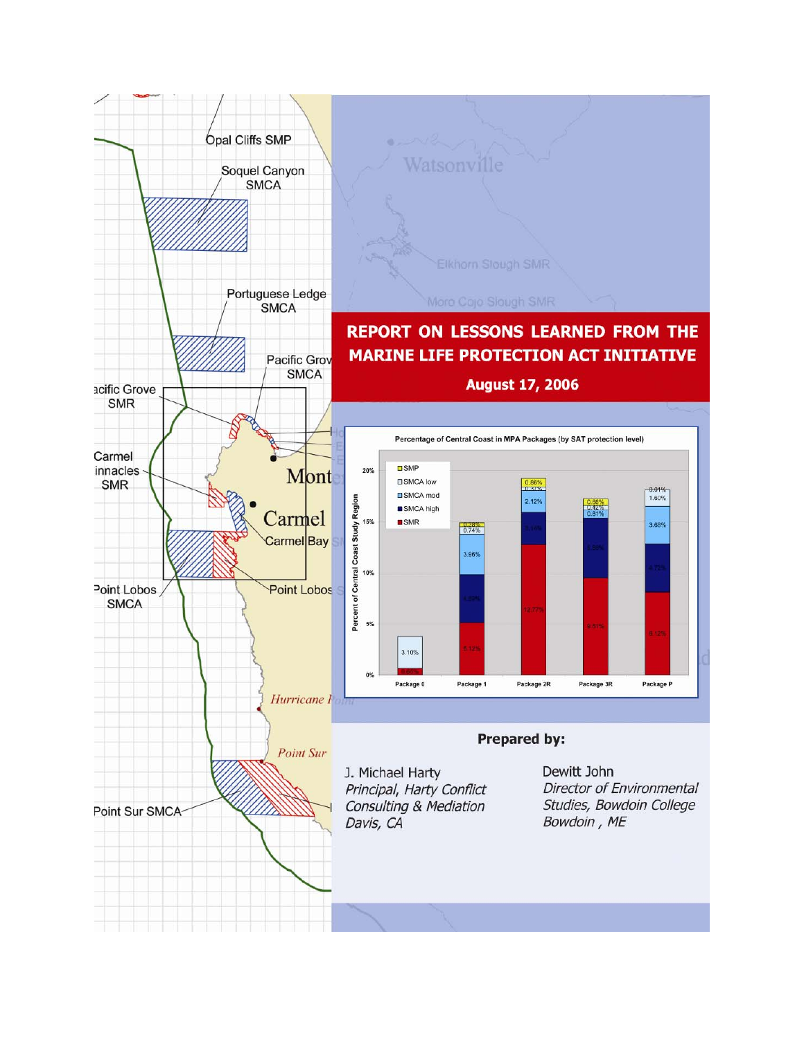# REPORT ON LESSONS LEARNED FROM THE MARINE LIFE PROTECTION ACT INITIATIVE

**August 17, 2006**

**Prepared by:**

J. Michael Harty
*Principal, Harty Conflict Consulting & Mediation*
*Davis, CA*

Dewitt John
*Director of Environmental Studies, Bowdoin College*
*Bowdoin , ME*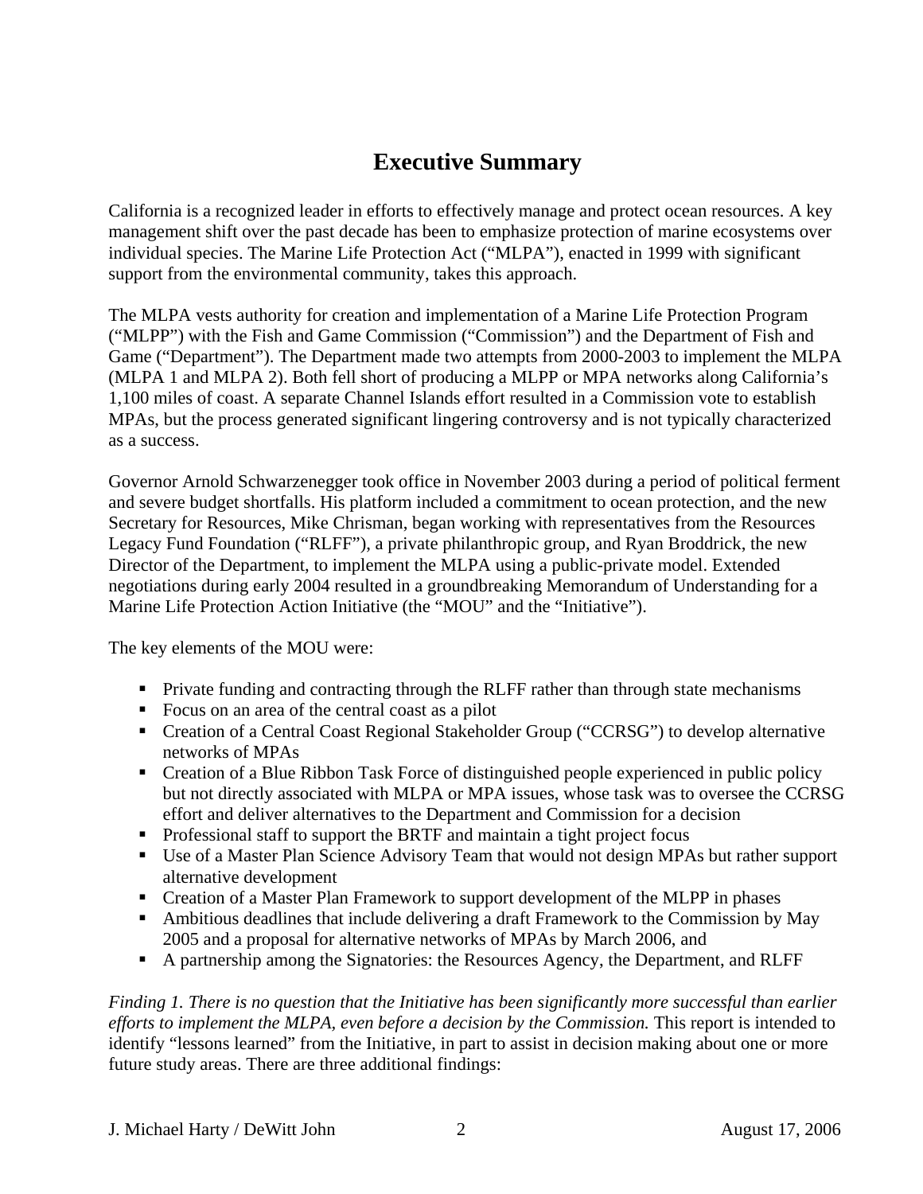# Executive Summary

California is a recognized leader in efforts to effectively manage and protect ocean resources. A key management shift over the past decade has been to emphasize protection of marine ecosystems over individual species. The Marine Life Protection Act ("MLPA"), enacted in 1999 with significant support from the environmental community, takes this approach.

The MLPA vests authority for creation and implementation of a Marine Life Protection Program ("MLPP") with the Fish and Game Commission ("Commission") and the Department of Fish and Game ("Department"). The Department made two attempts from 2000-2003 to implement the MLPA (MLPA 1 and MLPA 2). Both fell short of producing a MLPP or MPA networks along California's 1,100 miles of coast. A separate Channel Islands effort resulted in a Commission vote to establish MPAs, but the process generated significant lingering controversy and is not typically characterized as a success.

Governor Arnold Schwarzenegger took office in November 2003 during a period of political ferment and severe budget shortfalls. His platform included a commitment to ocean protection, and the new Secretary for Resources, Mike Chrisman, began working with representatives from the Resources Legacy Fund Foundation ("RLFF"), a private philanthropic group, and Ryan Broddrick, the new Director of the Department, to implement the MLPA using a public-private model. Extended negotiations during early 2004 resulted in a groundbreaking Memorandum of Understanding for a Marine Life Protection Action Initiative (the "MOU" and the "Initiative").

The key elements of the MOU were:

- Private funding and contracting through the RLFF rather than through state mechanisms
- Focus on an area of the central coast as a pilot
- Creation of a Central Coast Regional Stakeholder Group ("CCRSG") to develop alternative networks of MPAs
- Creation of a Blue Ribbon Task Force of distinguished people experienced in public policy but not directly associated with MLPA or MPA issues, whose task was to oversee the CCRSG effort and deliver alternatives to the Department and Commission for a decision
- Professional staff to support the BRTF and maintain a tight project focus
- Use of a Master Plan Science Advisory Team that would not design MPAs but rather support alternative development
- Creation of a Master Plan Framework to support development of the MLPP in phases
- Ambitious deadlines that include delivering a draft Framework to the Commission by May 2005 and a proposal for alternative networks of MPAs by March 2006, and
- A partnership among the Signatories: the Resources Agency, the Department, and RLFF

*Finding 1. There is no question that the Initiative has been significantly more successful than earlier efforts to implement the MLPA, even before a decision by the Commission.* This report is intended to identify "lessons learned" from the Initiative, in part to assist in decision making about one or more future study areas. There are three additional findings: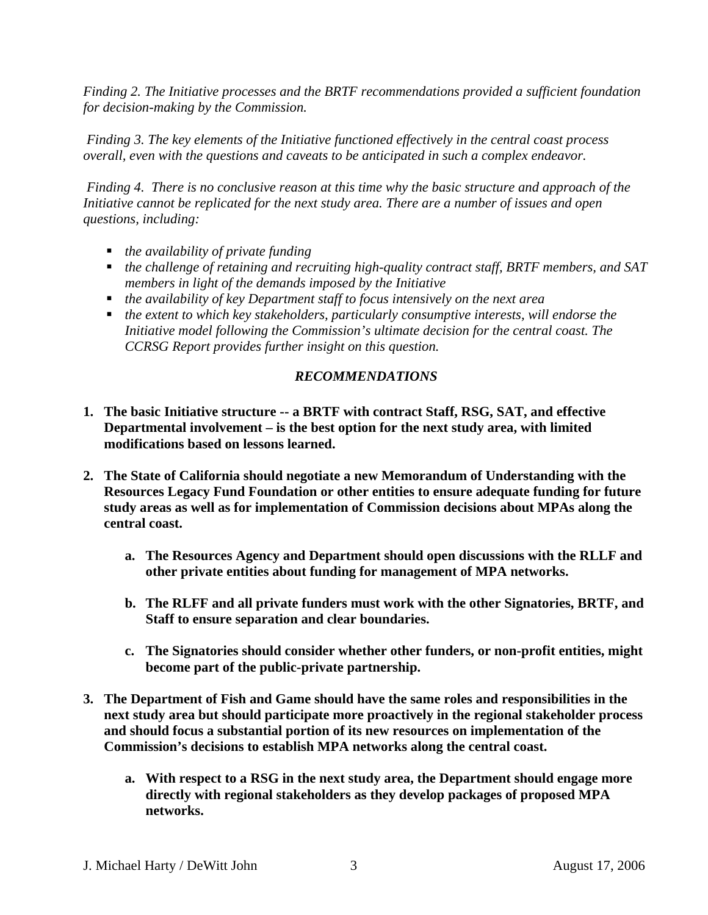*Finding 2. The Initiative processes and the BRTF recommendations provided a sufficient foundation for decision-making by the Commission.*

*Finding 3. The key elements of the Initiative functioned effectively in the central coast process overall, even with the questions and caveats to be anticipated in such a complex endeavor.*

*Finding 4. There is no conclusive reason at this time why the basic structure and approach of the Initiative cannot be replicated for the next study area. There are a number of issues and open questions, including:*

- *the availability of private funding*
- *the challenge of retaining and recruiting high-quality contract staff, BRTF members, and SAT members in light of the demands imposed by the Initiative*
- *the availability of key Department staff to focus intensively on the next area*
- *the extent to which key stakeholders, particularly consumptive interests, will endorse the Initiative model following the Commission's ultimate decision for the central coast. The CCRSG Report provides further insight on this question.*

## *RECOMMENDATIONS*

1. **The basic Initiative structure -- a BRTF with contract Staff, RSG, SAT, and effective Departmental involvement – is the best option for the next study area, with limited modifications based on lessons learned.**

2. **The State of California should negotiate a new Memorandum of Understanding with the Resources Legacy Fund Foundation or other entities to ensure adequate funding for future study areas as well as for implementation of Commission decisions about MPAs along the central coast.**

    a. **The Resources Agency and Department should open discussions with the RLLF and other private entities about funding for management of MPA networks.**

    b. **The RLFF and all private funders must work with the other Signatories, BRTF, and Staff to ensure separation and clear boundaries.**

    c. **The Signatories should consider whether other funders, or non-profit entities, might become part of the public-private partnership.**

3. **The Department of Fish and Game should have the same roles and responsibilities in the next study area but should participate more proactively in the regional stakeholder process and should focus a substantial portion of its new resources on implementation of the Commission's decisions to establish MPA networks along the central coast.**

    a. **With respect to a RSG in the next study area, the Department should engage more directly with regional stakeholders as they develop packages of proposed MPA networks.**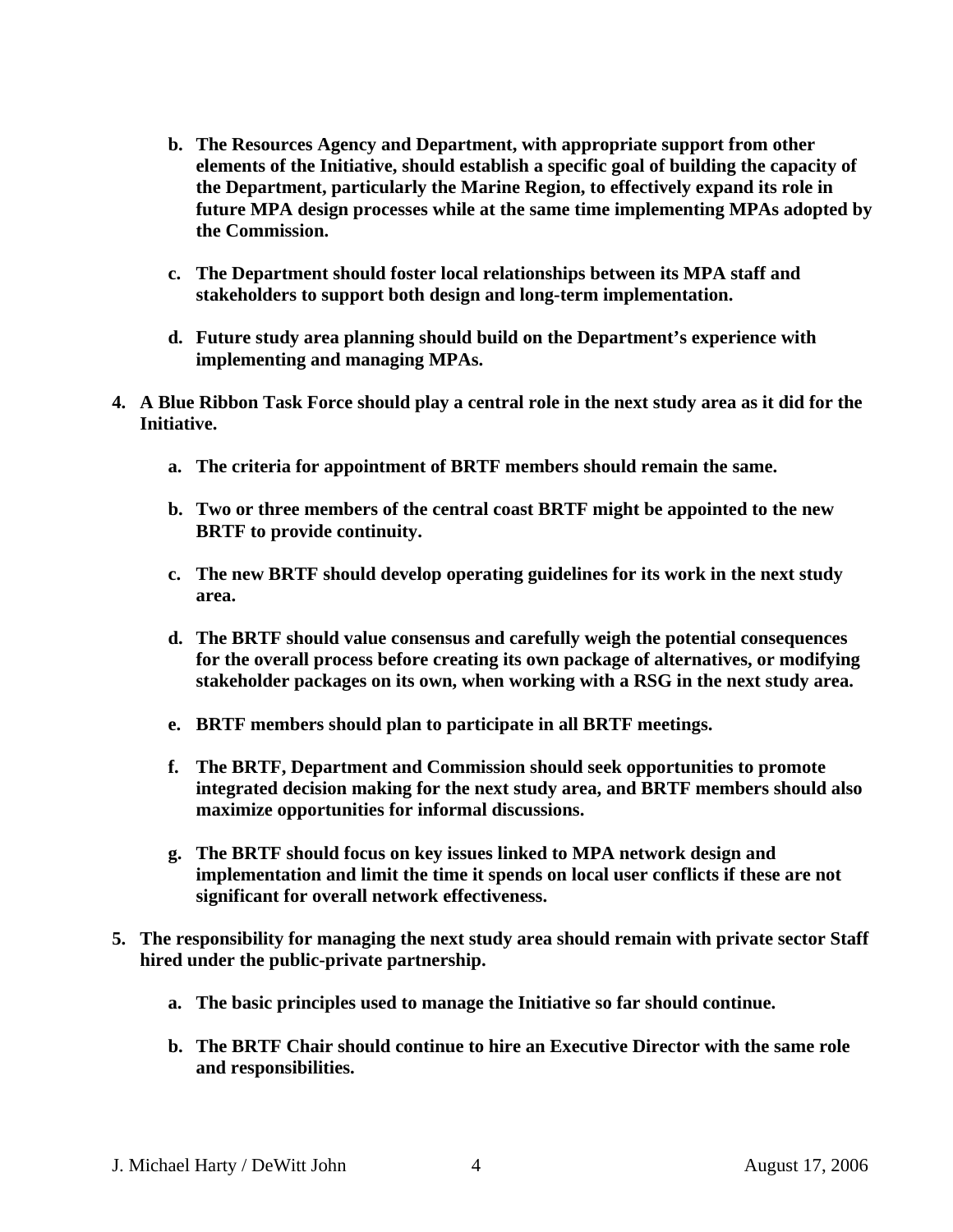b. **The Resources Agency and Department, with appropriate support from other elements of the Initiative, should establish a specific goal of building the capacity of the Department, particularly the Marine Region, to effectively expand its role in future MPA design processes while at the same time implementing MPAs adopted by the Commission.**

   c. **The Department should foster local relationships between its MPA staff and stakeholders to support both design and long-term implementation.**

   d. **Future study area planning should build on the Department's experience with implementing and managing MPAs.**

4. **A Blue Ribbon Task Force should play a central role in the next study area as it did for the Initiative.**

   a. **The criteria for appointment of BRTF members should remain the same.**

   b. **Two or three members of the central coast BRTF might be appointed to the new BRTF to provide continuity.**

   c. **The new BRTF should develop operating guidelines for its work in the next study area.**

   d. **The BRTF should value consensus and carefully weigh the potential consequences for the overall process before creating its own package of alternatives, or modifying stakeholder packages on its own, when working with a RSG in the next study area.**

   e. **BRTF members should plan to participate in all BRTF meetings.**

   f. **The BRTF, Department and Commission should seek opportunities to promote integrated decision making for the next study area, and BRTF members should also maximize opportunities for informal discussions.**

   g. **The BRTF should focus on key issues linked to MPA network design and implementation and limit the time it spends on local user conflicts if these are not significant for overall network effectiveness.**

5. **The responsibility for managing the next study area should remain with private sector Staff hired under the public-private partnership.**

   a. **The basic principles used to manage the Initiative so far should continue.**

   b. **The BRTF Chair should continue to hire an Executive Director with the same role and responsibilities.**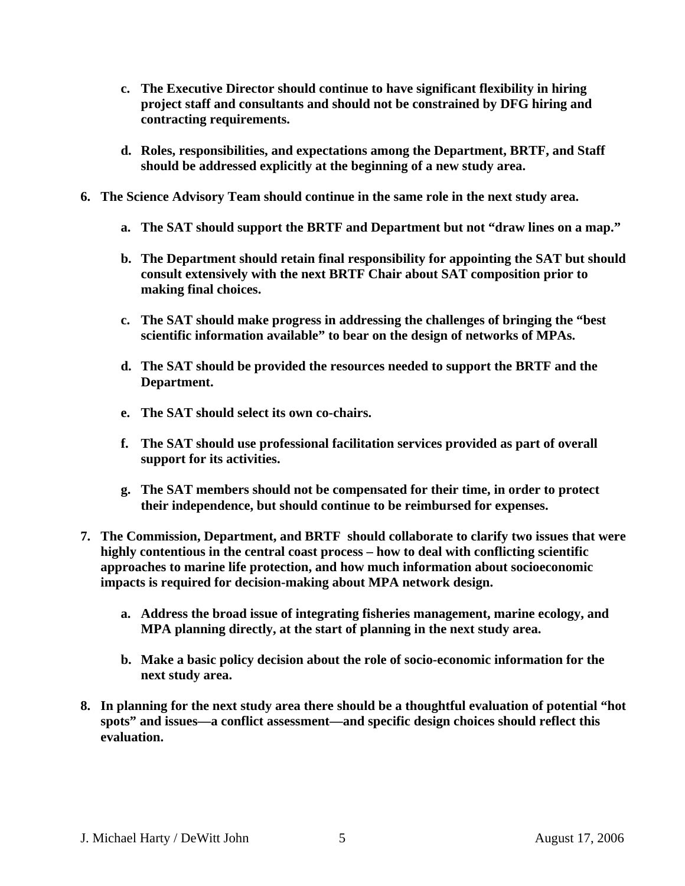c. **The Executive Director should continue to have significant flexibility in hiring project staff and consultants and should not be constrained by DFG hiring and contracting requirements.**

   d. **Roles, responsibilities, and expectations among the Department, BRTF, and Staff should be addressed explicitly at the beginning of a new study area.**

6. **The Science Advisory Team should continue in the same role in the next study area.**

   a. **The SAT should support the BRTF and Department but not "draw lines on a map."**

   b. **The Department should retain final responsibility for appointing the SAT but should consult extensively with the next BRTF Chair about SAT composition prior to making final choices.**

   c. **The SAT should make progress in addressing the challenges of bringing the "best scientific information available" to bear on the design of networks of MPAs.**

   d. **The SAT should be provided the resources needed to support the BRTF and the Department.**

   e. **The SAT should select its own co-chairs.**

   f. **The SAT should use professional facilitation services provided as part of overall support for its activities.**

   g. **The SAT members should not be compensated for their time, in order to protect their independence, but should continue to be reimbursed for expenses.**

7. **The Commission, Department, and BRTF should collaborate to clarify two issues that were highly contentious in the central coast process – how to deal with conflicting scientific approaches to marine life protection, and how much information about socioeconomic impacts is required for decision-making about MPA network design.**

   a. **Address the broad issue of integrating fisheries management, marine ecology, and MPA planning directly, at the start of planning in the next study area.**

   b. **Make a basic policy decision about the role of socio-economic information for the next study area.**

8. **In planning for the next study area there should be a thoughtful evaluation of potential "hot spots" and issues—a conflict assessment—and specific design choices should reflect this evaluation.**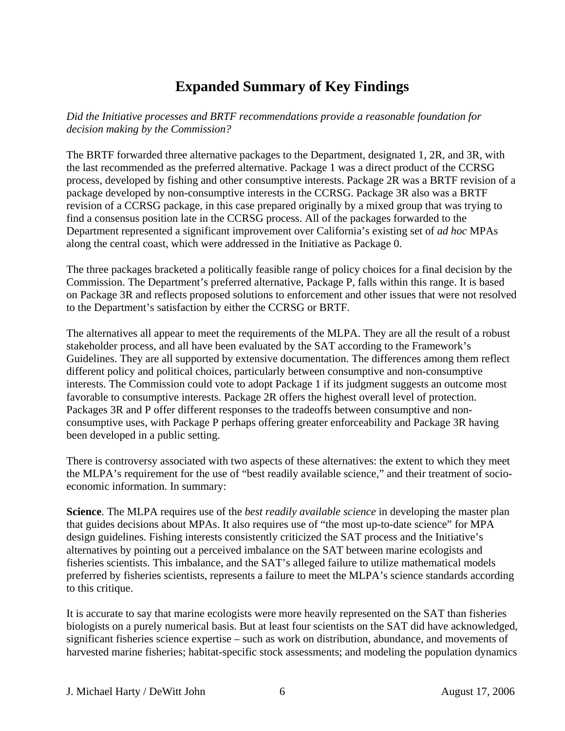# Expanded Summary of Key Findings

*Did the Initiative processes and BRTF recommendations provide a reasonable foundation for decision making by the Commission?*

The BRTF forwarded three alternative packages to the Department, designated 1, 2R, and 3R, with the last recommended as the preferred alternative. Package 1 was a direct product of the CCRSG process, developed by fishing and other consumptive interests. Package 2R was a BRTF revision of a package developed by non-consumptive interests in the CCRSG. Package 3R also was a BRTF revision of a CCRSG package, in this case prepared originally by a mixed group that was trying to find a consensus position late in the CCRSG process. All of the packages forwarded to the Department represented a significant improvement over California's existing set of *ad hoc* MPAs along the central coast, which were addressed in the Initiative as Package 0.

The three packages bracketed a politically feasible range of policy choices for a final decision by the Commission. The Department's preferred alternative, Package P, falls within this range. It is based on Package 3R and reflects proposed solutions to enforcement and other issues that were not resolved to the Department's satisfaction by either the CCRSG or BRTF.

The alternatives all appear to meet the requirements of the MLPA. They are all the result of a robust stakeholder process, and all have been evaluated by the SAT according to the Framework's Guidelines. They are all supported by extensive documentation. The differences among them reflect different policy and political choices, particularly between consumptive and non-consumptive interests. The Commission could vote to adopt Package 1 if its judgment suggests an outcome most favorable to consumptive interests. Package 2R offers the highest overall level of protection. Packages 3R and P offer different responses to the tradeoffs between consumptive and non-consumptive uses, with Package P perhaps offering greater enforceability and Package 3R having been developed in a public setting.

There is controversy associated with two aspects of these alternatives: the extent to which they meet the MLPA's requirement for the use of "best readily available science," and their treatment of socio-economic information. In summary:

**Science**. The MLPA requires use of the *best readily available science* in developing the master plan that guides decisions about MPAs. It also requires use of "the most up-to-date science" for MPA design guidelines. Fishing interests consistently criticized the SAT process and the Initiative's alternatives by pointing out a perceived imbalance on the SAT between marine ecologists and fisheries scientists. This imbalance, and the SAT's alleged failure to utilize mathematical models preferred by fisheries scientists, represents a failure to meet the MLPA's science standards according to this critique.

It is accurate to say that marine ecologists were more heavily represented on the SAT than fisheries biologists on a purely numerical basis. But at least four scientists on the SAT did have acknowledged, significant fisheries science expertise – such as work on distribution, abundance, and movements of harvested marine fisheries; habitat-specific stock assessments; and modeling the population dynamics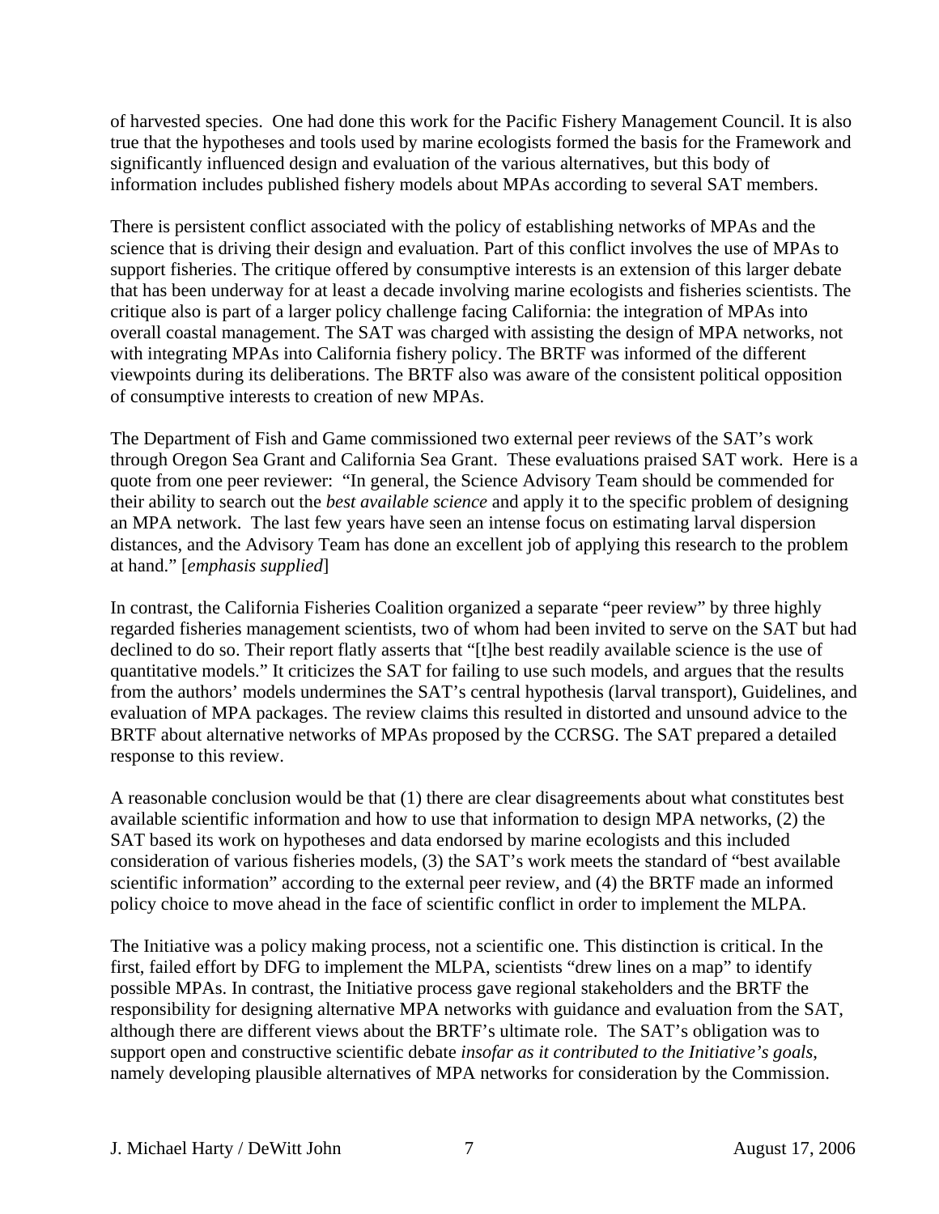of harvested species. One had done this work for the Pacific Fishery Management Council. It is also true that the hypotheses and tools used by marine ecologists formed the basis for the Framework and significantly influenced design and evaluation of the various alternatives, but this body of information includes published fishery models about MPAs according to several SAT members.

There is persistent conflict associated with the policy of establishing networks of MPAs and the science that is driving their design and evaluation. Part of this conflict involves the use of MPAs to support fisheries. The critique offered by consumptive interests is an extension of this larger debate that has been underway for at least a decade involving marine ecologists and fisheries scientists. The critique also is part of a larger policy challenge facing California: the integration of MPAs into overall coastal management. The SAT was charged with assisting the design of MPA networks, not with integrating MPAs into California fishery policy. The BRTF was informed of the different viewpoints during its deliberations. The BRTF also was aware of the consistent political opposition of consumptive interests to creation of new MPAs.

The Department of Fish and Game commissioned two external peer reviews of the SAT's work through Oregon Sea Grant and California Sea Grant. These evaluations praised SAT work. Here is a quote from one peer reviewer: "In general, the Science Advisory Team should be commended for their ability to search out the *best available science* and apply it to the specific problem of designing an MPA network. The last few years have seen an intense focus on estimating larval dispersion distances, and the Advisory Team has done an excellent job of applying this research to the problem at hand." [*emphasis supplied*]

In contrast, the California Fisheries Coalition organized a separate "peer review" by three highly regarded fisheries management scientists, two of whom had been invited to serve on the SAT but had declined to do so. Their report flatly asserts that "[t]he best readily available science is the use of quantitative models." It criticizes the SAT for failing to use such models, and argues that the results from the authors' models undermines the SAT's central hypothesis (larval transport), Guidelines, and evaluation of MPA packages. The review claims this resulted in distorted and unsound advice to the BRTF about alternative networks of MPAs proposed by the CCRSG. The SAT prepared a detailed response to this review.

A reasonable conclusion would be that (1) there are clear disagreements about what constitutes best available scientific information and how to use that information to design MPA networks, (2) the SAT based its work on hypotheses and data endorsed by marine ecologists and this included consideration of various fisheries models, (3) the SAT's work meets the standard of "best available scientific information" according to the external peer review, and (4) the BRTF made an informed policy choice to move ahead in the face of scientific conflict in order to implement the MLPA.

The Initiative was a policy making process, not a scientific one. This distinction is critical. In the first, failed effort by DFG to implement the MLPA, scientists "drew lines on a map" to identify possible MPAs. In contrast, the Initiative process gave regional stakeholders and the BRTF the responsibility for designing alternative MPA networks with guidance and evaluation from the SAT, although there are different views about the BRTF's ultimate role. The SAT's obligation was to support open and constructive scientific debate *insofar as it contributed to the Initiative's goals*, namely developing plausible alternatives of MPA networks for consideration by the Commission.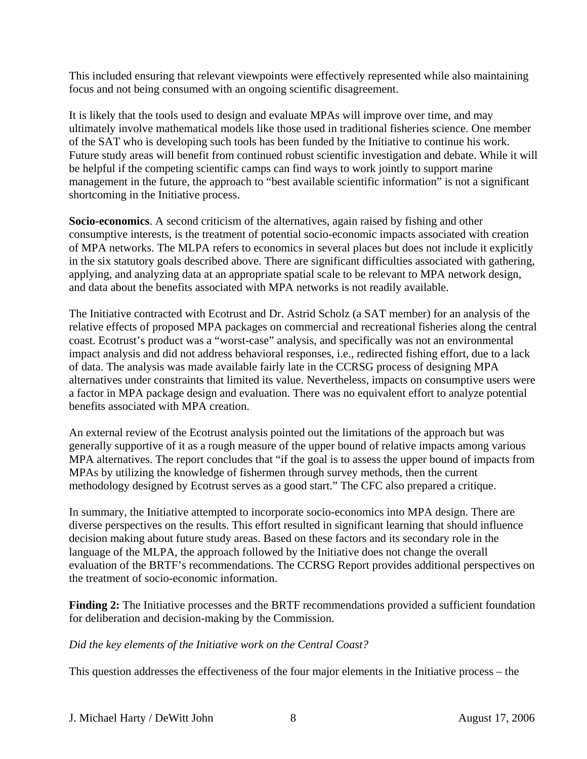This included ensuring that relevant viewpoints were effectively represented while also maintaining focus and not being consumed with an ongoing scientific disagreement.

It is likely that the tools used to design and evaluate MPAs will improve over time, and may ultimately involve mathematical models like those used in traditional fisheries science. One member of the SAT who is developing such tools has been funded by the Initiative to continue his work. Future study areas will benefit from continued robust scientific investigation and debate. While it will be helpful if the competing scientific camps can find ways to work jointly to support marine management in the future, the approach to "best available scientific information" is not a significant shortcoming in the Initiative process.

**Socio-economics**. A second criticism of the alternatives, again raised by fishing and other consumptive interests, is the treatment of potential socio-economic impacts associated with creation of MPA networks. The MLPA refers to economics in several places but does not include it explicitly in the six statutory goals described above. There are significant difficulties associated with gathering, applying, and analyzing data at an appropriate spatial scale to be relevant to MPA network design, and data about the benefits associated with MPA networks is not readily available.

The Initiative contracted with Ecotrust and Dr. Astrid Scholz (a SAT member) for an analysis of the relative effects of proposed MPA packages on commercial and recreational fisheries along the central coast. Ecotrust's product was a "worst-case" analysis, and specifically was not an environmental impact analysis and did not address behavioral responses, i.e., redirected fishing effort, due to a lack of data. The analysis was made available fairly late in the CCRSG process of designing MPA alternatives under constraints that limited its value. Nevertheless, impacts on consumptive users were a factor in MPA package design and evaluation. There was no equivalent effort to analyze potential benefits associated with MPA creation.

An external review of the Ecotrust analysis pointed out the limitations of the approach but was generally supportive of it as a rough measure of the upper bound of relative impacts among various MPA alternatives. The report concludes that "if the goal is to assess the upper bound of impacts from MPAs by utilizing the knowledge of fishermen through survey methods, then the current methodology designed by Ecotrust serves as a good start." The CFC also prepared a critique.

In summary, the Initiative attempted to incorporate socio-economics into MPA design. There are diverse perspectives on the results. This effort resulted in significant learning that should influence decision making about future study areas. Based on these factors and its secondary role in the language of the MLPA, the approach followed by the Initiative does not change the overall evaluation of the BRTF's recommendations. The CCRSG Report provides additional perspectives on the treatment of socio-economic information.

**Finding 2:** The Initiative processes and the BRTF recommendations provided a sufficient foundation for deliberation and decision-making by the Commission.

*Did the key elements of the Initiative work on the Central Coast?*

This question addresses the effectiveness of the four major elements in the Initiative process – the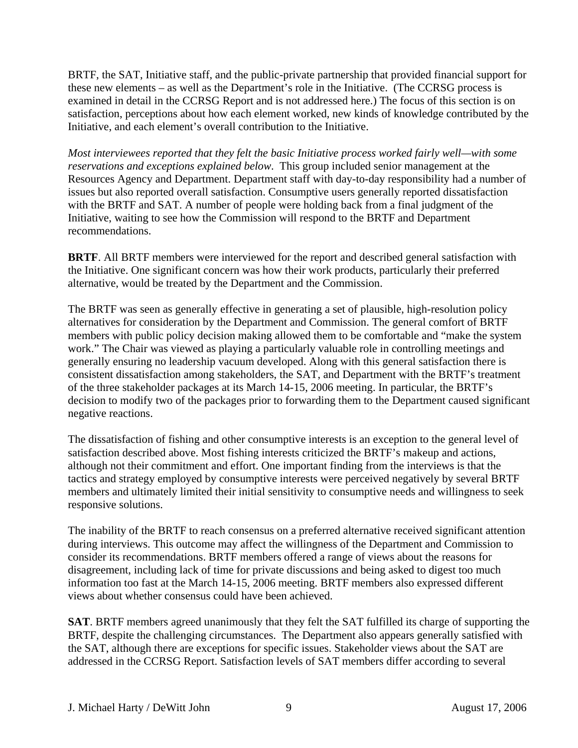BRTF, the SAT, Initiative staff, and the public-private partnership that provided financial support for these new elements – as well as the Department's role in the Initiative. (The CCRSG process is examined in detail in the CCRSG Report and is not addressed here.) The focus of this section is on satisfaction, perceptions about how each element worked, new kinds of knowledge contributed by the Initiative, and each element's overall contribution to the Initiative.

*Most interviewees reported that they felt the basic Initiative process worked fairly well—with some reservations and exceptions explained below.* This group included senior management at the Resources Agency and Department. Department staff with day-to-day responsibility had a number of issues but also reported overall satisfaction. Consumptive users generally reported dissatisfaction with the BRTF and SAT. A number of people were holding back from a final judgment of the Initiative, waiting to see how the Commission will respond to the BRTF and Department recommendations.

**BRTF**. All BRTF members were interviewed for the report and described general satisfaction with the Initiative. One significant concern was how their work products, particularly their preferred alternative, would be treated by the Department and the Commission.

The BRTF was seen as generally effective in generating a set of plausible, high-resolution policy alternatives for consideration by the Department and Commission. The general comfort of BRTF members with public policy decision making allowed them to be comfortable and "make the system work." The Chair was viewed as playing a particularly valuable role in controlling meetings and generally ensuring no leadership vacuum developed. Along with this general satisfaction there is consistent dissatisfaction among stakeholders, the SAT, and Department with the BRTF's treatment of the three stakeholder packages at its March 14-15, 2006 meeting. In particular, the BRTF's decision to modify two of the packages prior to forwarding them to the Department caused significant negative reactions.

The dissatisfaction of fishing and other consumptive interests is an exception to the general level of satisfaction described above. Most fishing interests criticized the BRTF's makeup and actions, although not their commitment and effort. One important finding from the interviews is that the tactics and strategy employed by consumptive interests were perceived negatively by several BRTF members and ultimately limited their initial sensitivity to consumptive needs and willingness to seek responsive solutions.

The inability of the BRTF to reach consensus on a preferred alternative received significant attention during interviews. This outcome may affect the willingness of the Department and Commission to consider its recommendations. BRTF members offered a range of views about the reasons for disagreement, including lack of time for private discussions and being asked to digest too much information too fast at the March 14-15, 2006 meeting. BRTF members also expressed different views about whether consensus could have been achieved.

**SAT**. BRTF members agreed unanimously that they felt the SAT fulfilled its charge of supporting the BRTF, despite the challenging circumstances. The Department also appears generally satisfied with the SAT, although there are exceptions for specific issues. Stakeholder views about the SAT are addressed in the CCRSG Report. Satisfaction levels of SAT members differ according to several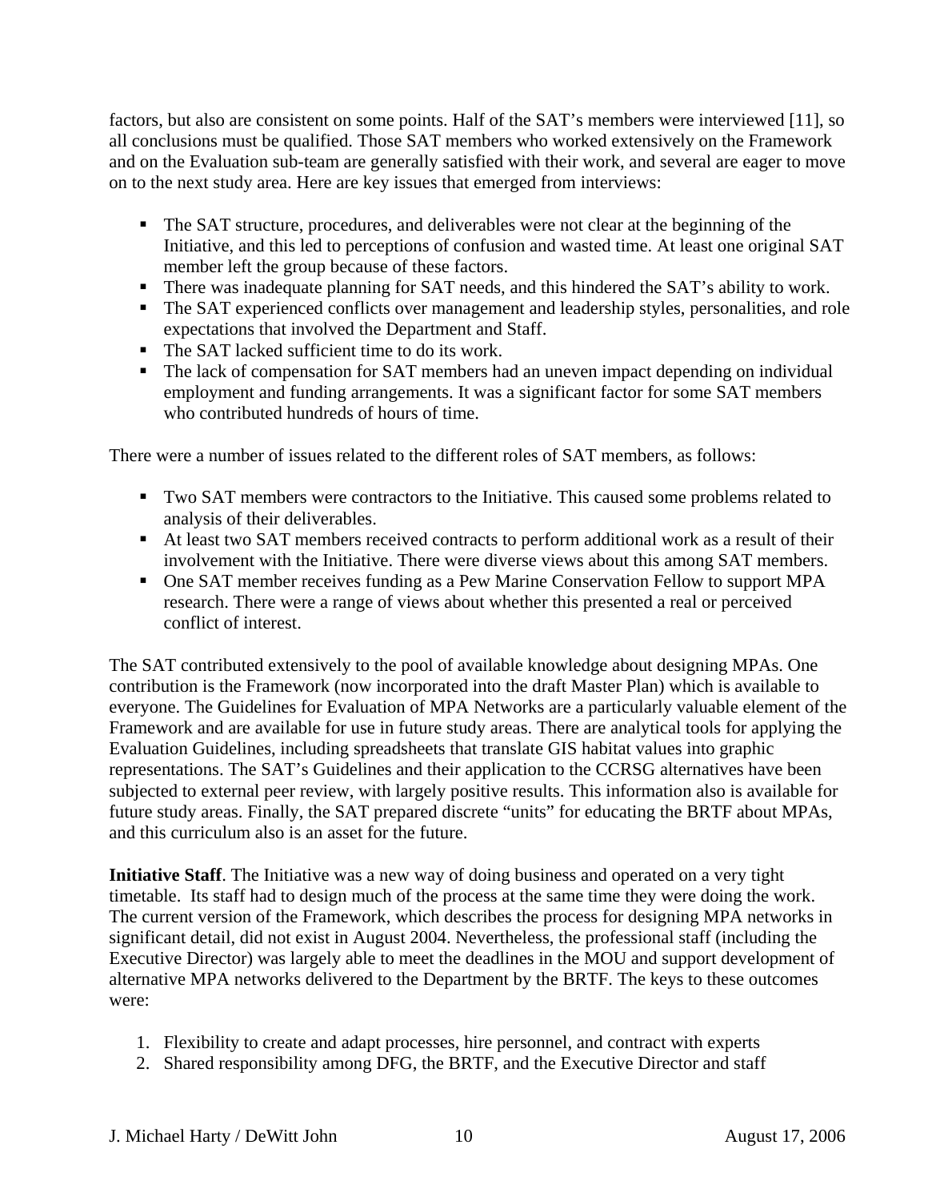factors, but also are consistent on some points. Half of the SAT's members were interviewed [11], so all conclusions must be qualified. Those SAT members who worked extensively on the Framework and on the Evaluation sub-team are generally satisfied with their work, and several are eager to move on to the next study area. Here are key issues that emerged from interviews:

- The SAT structure, procedures, and deliverables were not clear at the beginning of the Initiative, and this led to perceptions of confusion and wasted time. At least one original SAT member left the group because of these factors.
- There was inadequate planning for SAT needs, and this hindered the SAT's ability to work.
- The SAT experienced conflicts over management and leadership styles, personalities, and role expectations that involved the Department and Staff.
- The SAT lacked sufficient time to do its work.
- The lack of compensation for SAT members had an uneven impact depending on individual employment and funding arrangements. It was a significant factor for some SAT members who contributed hundreds of hours of time.

There were a number of issues related to the different roles of SAT members, as follows:

- Two SAT members were contractors to the Initiative. This caused some problems related to analysis of their deliverables.
- At least two SAT members received contracts to perform additional work as a result of their involvement with the Initiative. There were diverse views about this among SAT members.
- One SAT member receives funding as a Pew Marine Conservation Fellow to support MPA research. There were a range of views about whether this presented a real or perceived conflict of interest.

The SAT contributed extensively to the pool of available knowledge about designing MPAs. One contribution is the Framework (now incorporated into the draft Master Plan) which is available to everyone. The Guidelines for Evaluation of MPA Networks are a particularly valuable element of the Framework and are available for use in future study areas. There are analytical tools for applying the Evaluation Guidelines, including spreadsheets that translate GIS habitat values into graphic representations. The SAT's Guidelines and their application to the CCRSG alternatives have been subjected to external peer review, with largely positive results. This information also is available for future study areas. Finally, the SAT prepared discrete "units" for educating the BRTF about MPAs, and this curriculum also is an asset for the future.

**Initiative Staff**. The Initiative was a new way of doing business and operated on a very tight timetable. Its staff had to design much of the process at the same time they were doing the work. The current version of the Framework, which describes the process for designing MPA networks in significant detail, did not exist in August 2004. Nevertheless, the professional staff (including the Executive Director) was largely able to meet the deadlines in the MOU and support development of alternative MPA networks delivered to the Department by the BRTF. The keys to these outcomes were:

1. Flexibility to create and adapt processes, hire personnel, and contract with experts
2. Shared responsibility among DFG, the BRTF, and the Executive Director and staff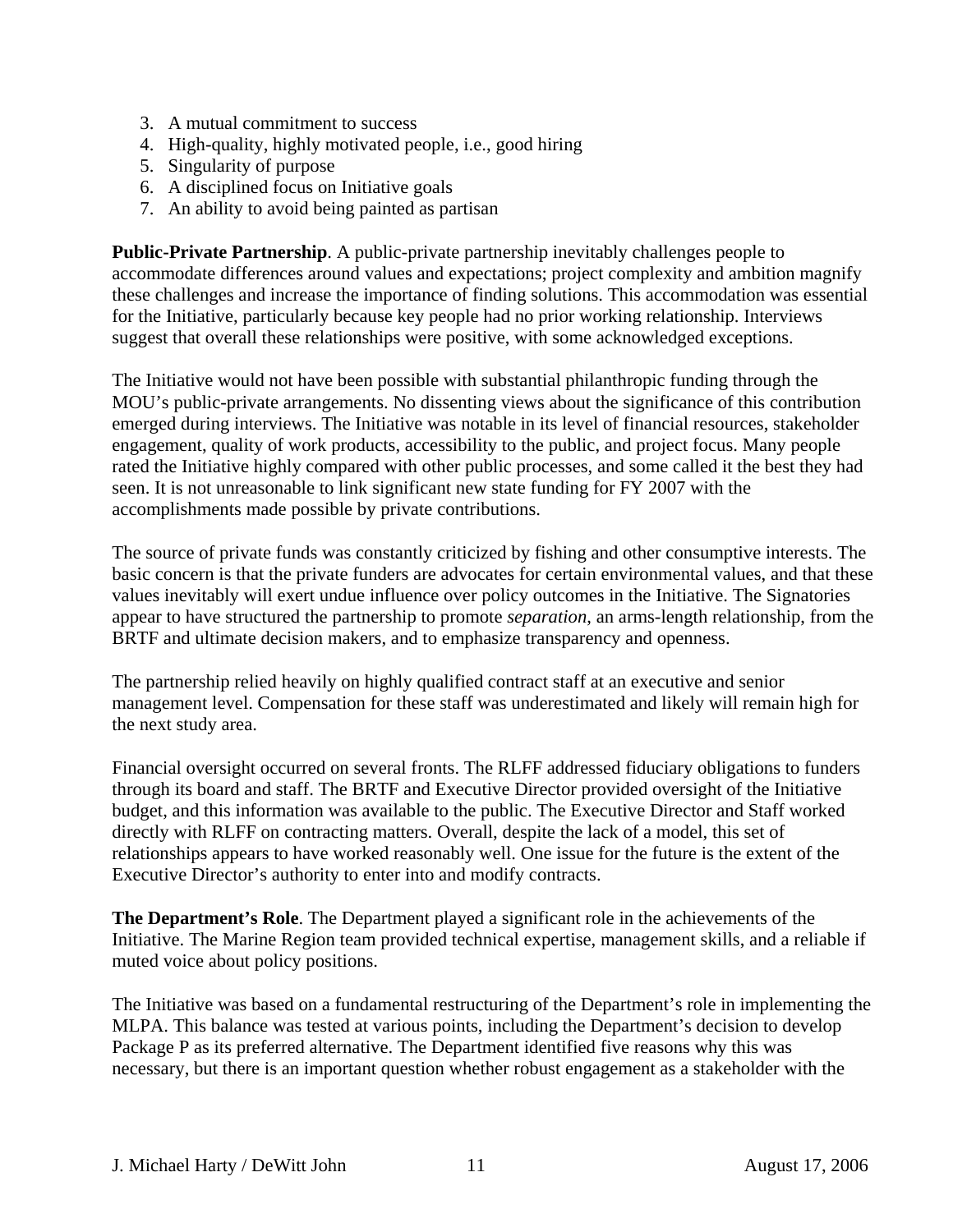3. A mutual commitment to success
4. High-quality, highly motivated people, i.e., good hiring
5. Singularity of purpose
6. A disciplined focus on Initiative goals
7. An ability to avoid being painted as partisan

**Public-Private Partnership**. A public-private partnership inevitably challenges people to accommodate differences around values and expectations; project complexity and ambition magnify these challenges and increase the importance of finding solutions. This accommodation was essential for the Initiative, particularly because key people had no prior working relationship. Interviews suggest that overall these relationships were positive, with some acknowledged exceptions.

The Initiative would not have been possible with substantial philanthropic funding through the MOU's public-private arrangements. No dissenting views about the significance of this contribution emerged during interviews. The Initiative was notable in its level of financial resources, stakeholder engagement, quality of work products, accessibility to the public, and project focus. Many people rated the Initiative highly compared with other public processes, and some called it the best they had seen. It is not unreasonable to link significant new state funding for FY 2007 with the accomplishments made possible by private contributions.

The source of private funds was constantly criticized by fishing and other consumptive interests. The basic concern is that the private funders are advocates for certain environmental values, and that these values inevitably will exert undue influence over policy outcomes in the Initiative. The Signatories appear to have structured the partnership to promote *separation*, an arms-length relationship, from the BRTF and ultimate decision makers, and to emphasize transparency and openness.

The partnership relied heavily on highly qualified contract staff at an executive and senior management level. Compensation for these staff was underestimated and likely will remain high for the next study area.

Financial oversight occurred on several fronts. The RLFF addressed fiduciary obligations to funders through its board and staff. The BRTF and Executive Director provided oversight of the Initiative budget, and this information was available to the public. The Executive Director and Staff worked directly with RLFF on contracting matters. Overall, despite the lack of a model, this set of relationships appears to have worked reasonably well. One issue for the future is the extent of the Executive Director's authority to enter into and modify contracts.

**The Department's Role**. The Department played a significant role in the achievements of the Initiative. The Marine Region team provided technical expertise, management skills, and a reliable if muted voice about policy positions.

The Initiative was based on a fundamental restructuring of the Department's role in implementing the MLPA. This balance was tested at various points, including the Department's decision to develop Package P as its preferred alternative. The Department identified five reasons why this was necessary, but there is an important question whether robust engagement as a stakeholder with the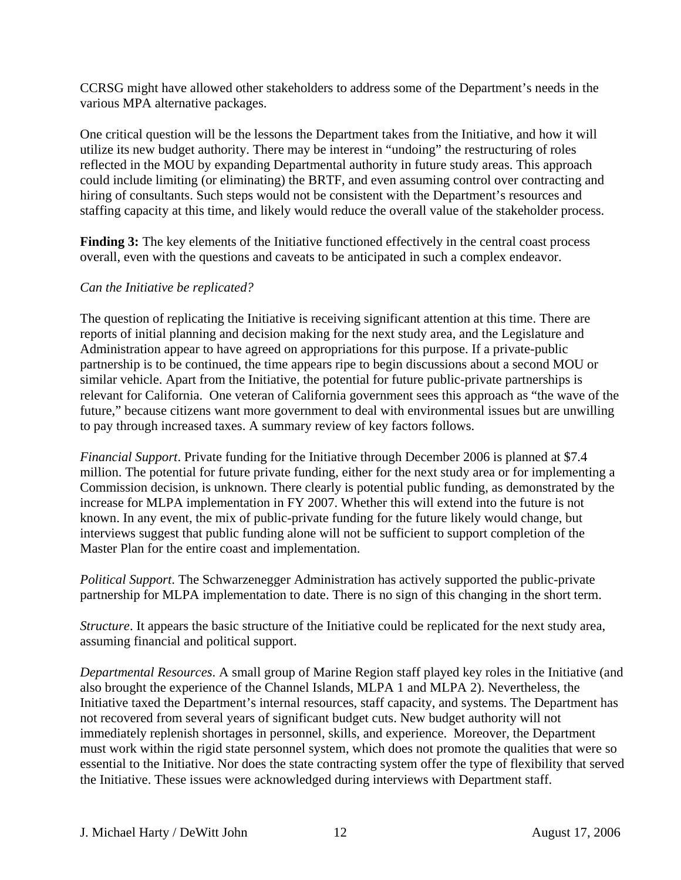CCRSG might have allowed other stakeholders to address some of the Department's needs in the various MPA alternative packages.

One critical question will be the lessons the Department takes from the Initiative, and how it will utilize its new budget authority. There may be interest in "undoing" the restructuring of roles reflected in the MOU by expanding Departmental authority in future study areas. This approach could include limiting (or eliminating) the BRTF, and even assuming control over contracting and hiring of consultants. Such steps would not be consistent with the Department's resources and staffing capacity at this time, and likely would reduce the overall value of the stakeholder process.

**Finding 3:** The key elements of the Initiative functioned effectively in the central coast process overall, even with the questions and caveats to be anticipated in such a complex endeavor.

*Can the Initiative be replicated?*

The question of replicating the Initiative is receiving significant attention at this time. There are reports of initial planning and decision making for the next study area, and the Legislature and Administration appear to have agreed on appropriations for this purpose. If a private-public partnership is to be continued, the time appears ripe to begin discussions about a second MOU or similar vehicle. Apart from the Initiative, the potential for future public-private partnerships is relevant for California. One veteran of California government sees this approach as "the wave of the future," because citizens want more government to deal with environmental issues but are unwilling to pay through increased taxes. A summary review of key factors follows.

*Financial Support*. Private funding for the Initiative through December 2006 is planned at $7.4 million. The potential for future private funding, either for the next study area or for implementing a Commission decision, is unknown. There clearly is potential public funding, as demonstrated by the increase for MLPA implementation in FY 2007. Whether this will extend into the future is not known. In any event, the mix of public-private funding for the future likely would change, but interviews suggest that public funding alone will not be sufficient to support completion of the Master Plan for the entire coast and implementation.

*Political Support*. The Schwarzenegger Administration has actively supported the public-private partnership for MLPA implementation to date. There is no sign of this changing in the short term.

*Structure*. It appears the basic structure of the Initiative could be replicated for the next study area, assuming financial and political support.

*Departmental Resources*. A small group of Marine Region staff played key roles in the Initiative (and also brought the experience of the Channel Islands, MLPA 1 and MLPA 2). Nevertheless, the Initiative taxed the Department's internal resources, staff capacity, and systems. The Department has not recovered from several years of significant budget cuts. New budget authority will not immediately replenish shortages in personnel, skills, and experience. Moreover, the Department must work within the rigid state personnel system, which does not promote the qualities that were so essential to the Initiative. Nor does the state contracting system offer the type of flexibility that served the Initiative. These issues were acknowledged during interviews with Department staff.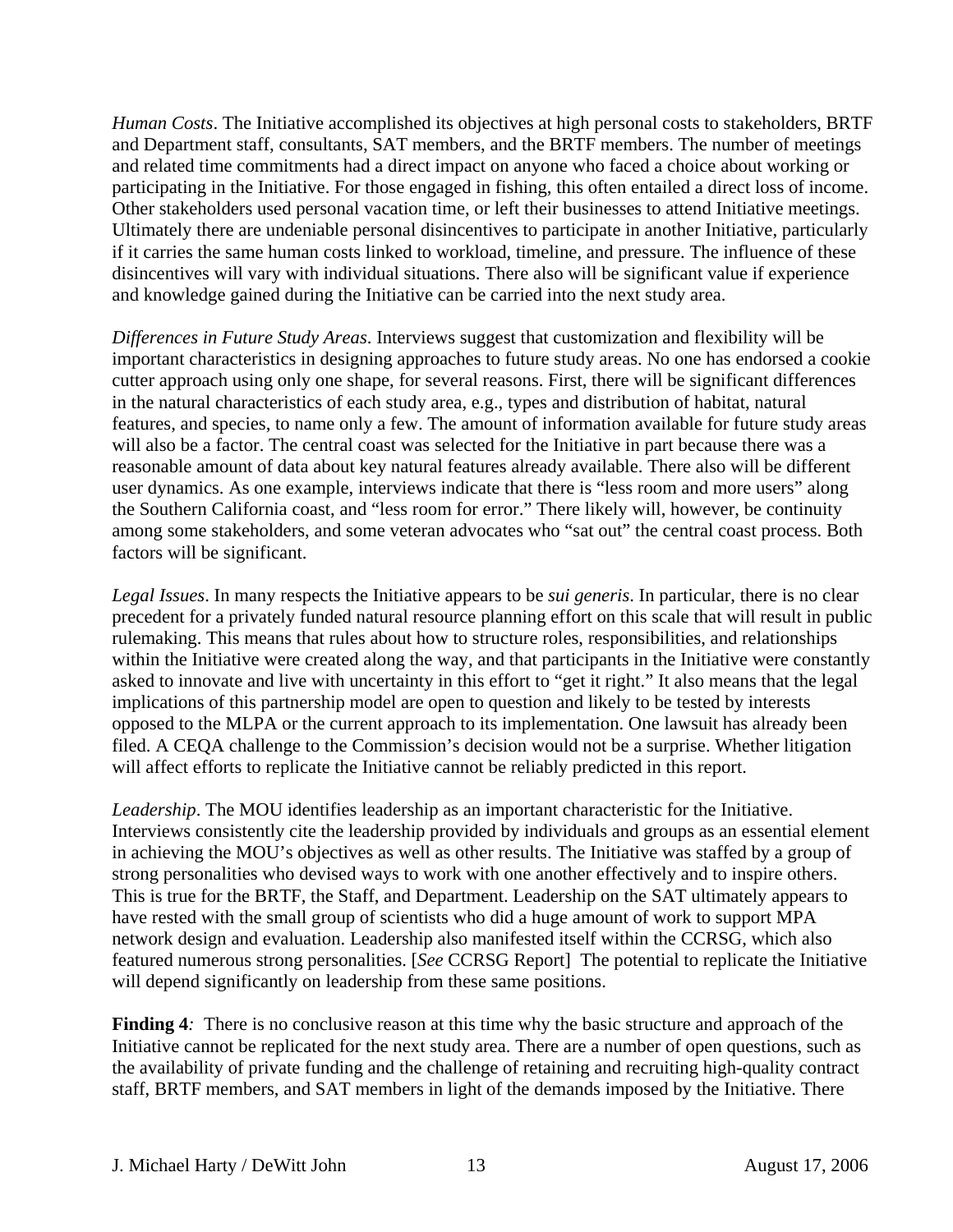*Human Costs*. The Initiative accomplished its objectives at high personal costs to stakeholders, BRTF and Department staff, consultants, SAT members, and the BRTF members. The number of meetings and related time commitments had a direct impact on anyone who faced a choice about working or participating in the Initiative. For those engaged in fishing, this often entailed a direct loss of income. Other stakeholders used personal vacation time, or left their businesses to attend Initiative meetings. Ultimately there are undeniable personal disincentives to participate in another Initiative, particularly if it carries the same human costs linked to workload, timeline, and pressure. The influence of these disincentives will vary with individual situations. There also will be significant value if experience and knowledge gained during the Initiative can be carried into the next study area.

*Differences in Future Study Areas*. Interviews suggest that customization and flexibility will be important characteristics in designing approaches to future study areas. No one has endorsed a cookie cutter approach using only one shape, for several reasons. First, there will be significant differences in the natural characteristics of each study area, e.g., types and distribution of habitat, natural features, and species, to name only a few. The amount of information available for future study areas will also be a factor. The central coast was selected for the Initiative in part because there was a reasonable amount of data about key natural features already available. There also will be different user dynamics. As one example, interviews indicate that there is "less room and more users" along the Southern California coast, and "less room for error." There likely will, however, be continuity among some stakeholders, and some veteran advocates who "sat out" the central coast process. Both factors will be significant.

*Legal Issues*. In many respects the Initiative appears to be *sui generis*. In particular, there is no clear precedent for a privately funded natural resource planning effort on this scale that will result in public rulemaking. This means that rules about how to structure roles, responsibilities, and relationships within the Initiative were created along the way, and that participants in the Initiative were constantly asked to innovate and live with uncertainty in this effort to "get it right." It also means that the legal implications of this partnership model are open to question and likely to be tested by interests opposed to the MLPA or the current approach to its implementation. One lawsuit has already been filed. A CEQA challenge to the Commission's decision would not be a surprise. Whether litigation will affect efforts to replicate the Initiative cannot be reliably predicted in this report.

*Leadership*. The MOU identifies leadership as an important characteristic for the Initiative. Interviews consistently cite the leadership provided by individuals and groups as an essential element in achieving the MOU's objectives as well as other results. The Initiative was staffed by a group of strong personalities who devised ways to work with one another effectively and to inspire others. This is true for the BRTF, the Staff, and Department. Leadership on the SAT ultimately appears to have rested with the small group of scientists who did a huge amount of work to support MPA network design and evaluation. Leadership also manifested itself within the CCRSG, which also featured numerous strong personalities. [*See* CCRSG Report] The potential to replicate the Initiative will depend significantly on leadership from these same positions.

**Finding 4***:* There is no conclusive reason at this time why the basic structure and approach of the Initiative cannot be replicated for the next study area. There are a number of open questions, such as the availability of private funding and the challenge of retaining and recruiting high-quality contract staff, BRTF members, and SAT members in light of the demands imposed by the Initiative. There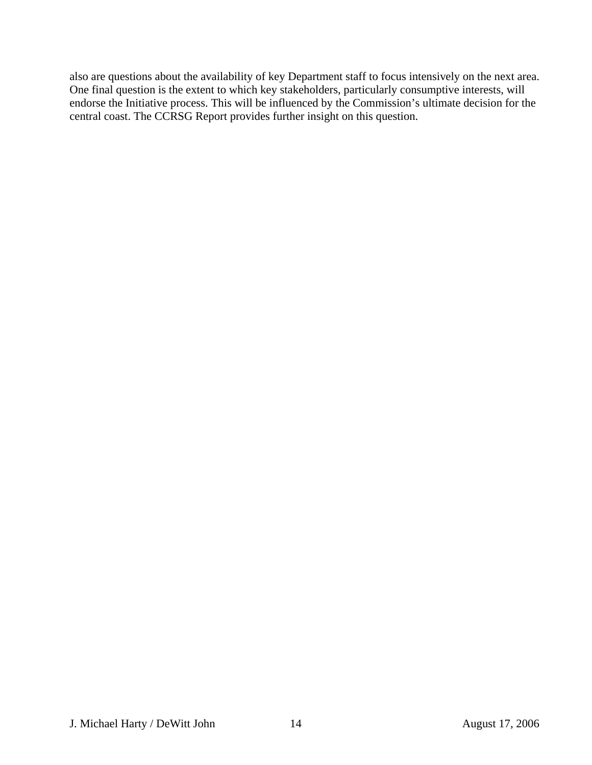also are questions about the availability of key Department staff to focus intensively on the next area. One final question is the extent to which key stakeholders, particularly consumptive interests, will endorse the Initiative process. This will be influenced by the Commission's ultimate decision for the central coast. The CCRSG Report provides further insight on this question.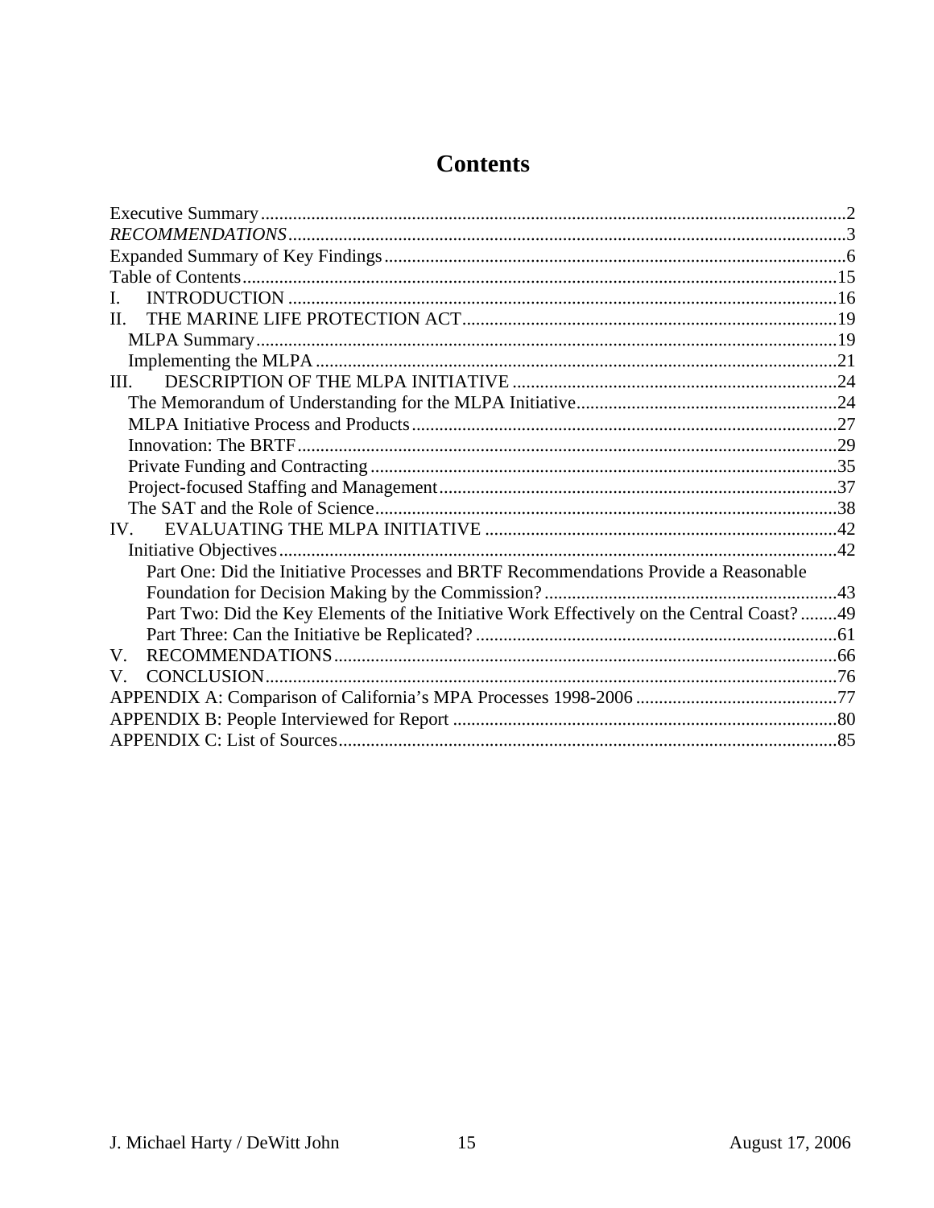# Contents

Executive Summary.....2
*RECOMMENDATIONS*.....3
Expanded Summary of Key Findings.....6
Table of Contents.....15
I. INTRODUCTION.....16
II. THE MARINE LIFE PROTECTION ACT.....19
- MLPA Summary.....19
- Implementing the MLPA.....21

III. DESCRIPTION OF THE MLPA INITIATIVE.....24
- The Memorandum of Understanding for the MLPA Initiative.....24
- MLPA Initiative Process and Products.....27
- Innovation: The BRTF.....29
- Private Funding and Contracting.....35
- Project-focused Staffing and Management.....37
- The SAT and the Role of Science.....38

IV. EVALUATING THE MLPA INITIATIVE.....42
- Initiative Objectives.....42
  - Part One: Did the Initiative Processes and BRTF Recommendations Provide a Reasonable Foundation for Decision Making by the Commission?.....43
  - Part Two: Did the Key Elements of the Initiative Work Effectively on the Central Coast?.....49
  - Part Three: Can the Initiative be Replicated?.....61

V. RECOMMENDATIONS.....66
V. CONCLUSION.....76
APPENDIX A: Comparison of California's MPA Processes 1998-2006.....77
APPENDIX B: People Interviewed for Report.....80
APPENDIX C: List of Sources.....85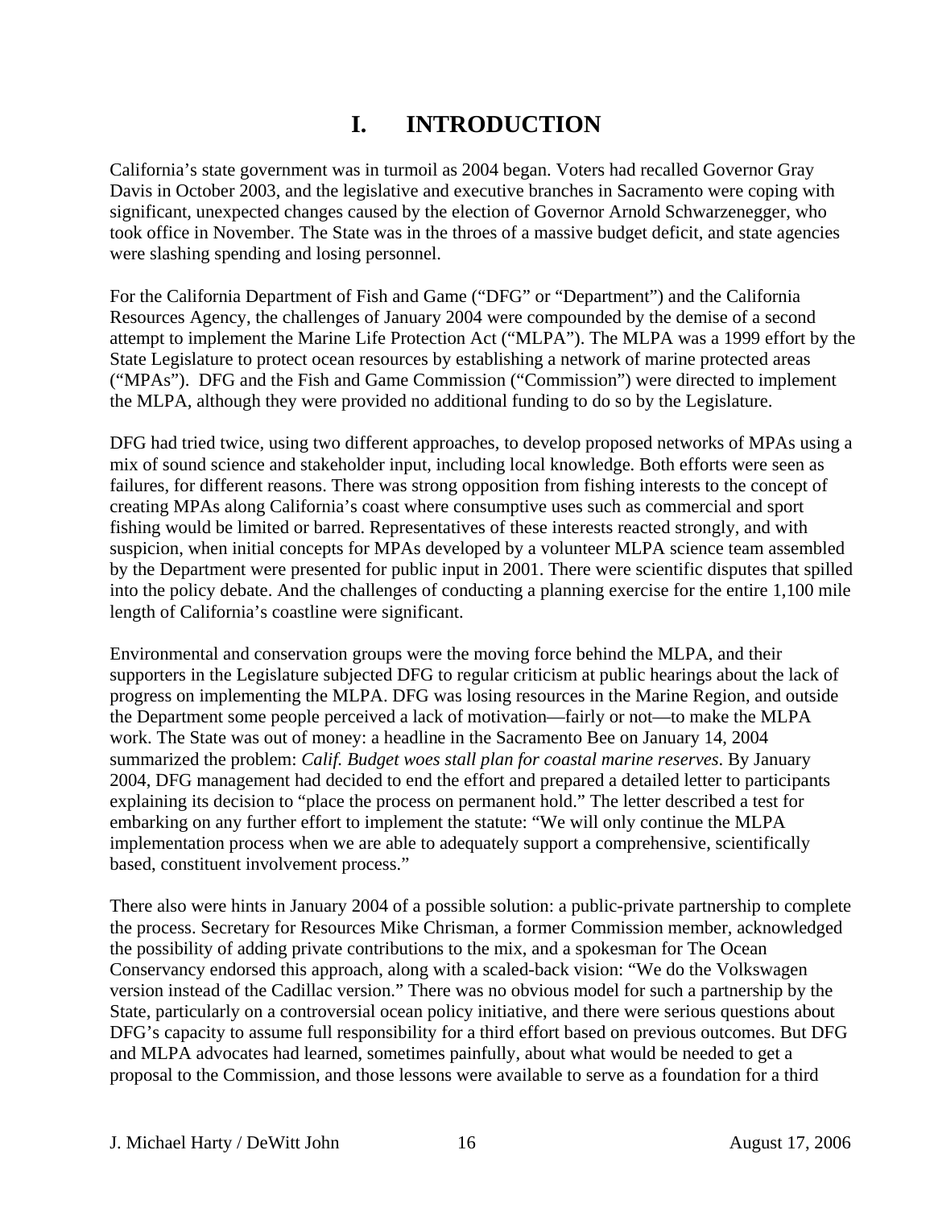# I. INTRODUCTION

California's state government was in turmoil as 2004 began. Voters had recalled Governor Gray Davis in October 2003, and the legislative and executive branches in Sacramento were coping with significant, unexpected changes caused by the election of Governor Arnold Schwarzenegger, who took office in November. The State was in the throes of a massive budget deficit, and state agencies were slashing spending and losing personnel.

For the California Department of Fish and Game ("DFG" or "Department") and the California Resources Agency, the challenges of January 2004 were compounded by the demise of a second attempt to implement the Marine Life Protection Act ("MLPA"). The MLPA was a 1999 effort by the State Legislature to protect ocean resources by establishing a network of marine protected areas ("MPAs"). DFG and the Fish and Game Commission ("Commission") were directed to implement the MLPA, although they were provided no additional funding to do so by the Legislature.

DFG had tried twice, using two different approaches, to develop proposed networks of MPAs using a mix of sound science and stakeholder input, including local knowledge. Both efforts were seen as failures, for different reasons. There was strong opposition from fishing interests to the concept of creating MPAs along California's coast where consumptive uses such as commercial and sport fishing would be limited or barred. Representatives of these interests reacted strongly, and with suspicion, when initial concepts for MPAs developed by a volunteer MLPA science team assembled by the Department were presented for public input in 2001. There were scientific disputes that spilled into the policy debate. And the challenges of conducting a planning exercise for the entire 1,100 mile length of California's coastline were significant.

Environmental and conservation groups were the moving force behind the MLPA, and their supporters in the Legislature subjected DFG to regular criticism at public hearings about the lack of progress on implementing the MLPA. DFG was losing resources in the Marine Region, and outside the Department some people perceived a lack of motivation—fairly or not—to make the MLPA work. The State was out of money: a headline in the Sacramento Bee on January 14, 2004 summarized the problem: *Calif. Budget woes stall plan for coastal marine reserves*. By January 2004, DFG management had decided to end the effort and prepared a detailed letter to participants explaining its decision to "place the process on permanent hold." The letter described a test for embarking on any further effort to implement the statute: "We will only continue the MLPA implementation process when we are able to adequately support a comprehensive, scientifically based, constituent involvement process."

There also were hints in January 2004 of a possible solution: a public-private partnership to complete the process. Secretary for Resources Mike Chrisman, a former Commission member, acknowledged the possibility of adding private contributions to the mix, and a spokesman for The Ocean Conservancy endorsed this approach, along with a scaled-back vision: "We do the Volkswagen version instead of the Cadillac version." There was no obvious model for such a partnership by the State, particularly on a controversial ocean policy initiative, and there were serious questions about DFG's capacity to assume full responsibility for a third effort based on previous outcomes. But DFG and MLPA advocates had learned, sometimes painfully, about what would be needed to get a proposal to the Commission, and those lessons were available to serve as a foundation for a third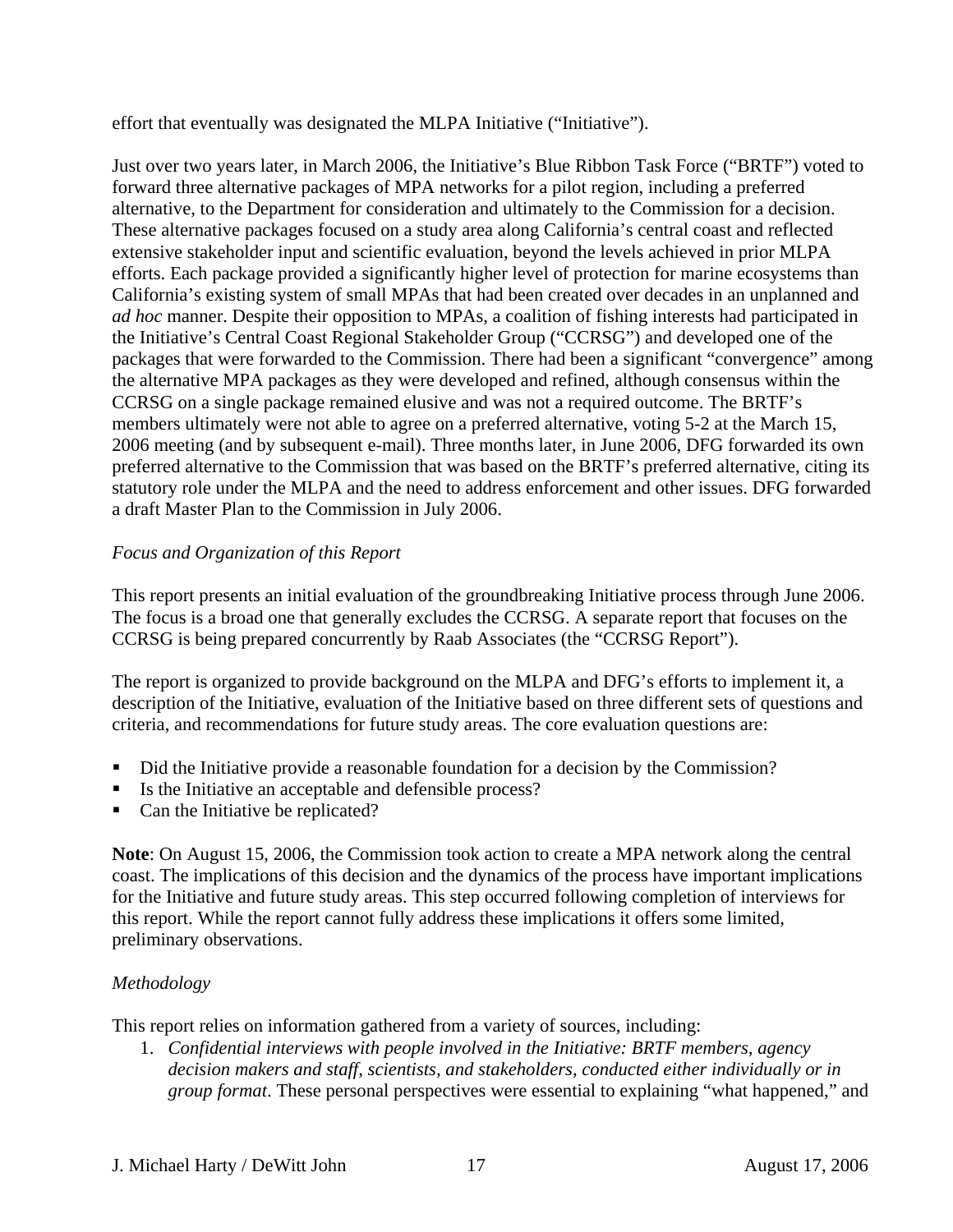effort that eventually was designated the MLPA Initiative ("Initiative").

Just over two years later, in March 2006, the Initiative's Blue Ribbon Task Force ("BRTF") voted to forward three alternative packages of MPA networks for a pilot region, including a preferred alternative, to the Department for consideration and ultimately to the Commission for a decision. These alternative packages focused on a study area along California's central coast and reflected extensive stakeholder input and scientific evaluation, beyond the levels achieved in prior MLPA efforts. Each package provided a significantly higher level of protection for marine ecosystems than California's existing system of small MPAs that had been created over decades in an unplanned and *ad hoc* manner. Despite their opposition to MPAs, a coalition of fishing interests had participated in the Initiative's Central Coast Regional Stakeholder Group ("CCRSG") and developed one of the packages that were forwarded to the Commission. There had been a significant "convergence" among the alternative MPA packages as they were developed and refined, although consensus within the CCRSG on a single package remained elusive and was not a required outcome. The BRTF's members ultimately were not able to agree on a preferred alternative, voting 5-2 at the March 15, 2006 meeting (and by subsequent e-mail). Three months later, in June 2006, DFG forwarded its own preferred alternative to the Commission that was based on the BRTF's preferred alternative, citing its statutory role under the MLPA and the need to address enforcement and other issues. DFG forwarded a draft Master Plan to the Commission in July 2006.

### *Focus and Organization of this Report*

This report presents an initial evaluation of the groundbreaking Initiative process through June 2006. The focus is a broad one that generally excludes the CCRSG. A separate report that focuses on the CCRSG is being prepared concurrently by Raab Associates (the "CCRSG Report").

The report is organized to provide background on the MLPA and DFG's efforts to implement it, a description of the Initiative, evaluation of the Initiative based on three different sets of questions and criteria, and recommendations for future study areas. The core evaluation questions are:

- Did the Initiative provide a reasonable foundation for a decision by the Commission?
- Is the Initiative an acceptable and defensible process?
- Can the Initiative be replicated?

**Note**: On August 15, 2006, the Commission took action to create a MPA network along the central coast. The implications of this decision and the dynamics of the process have important implications for the Initiative and future study areas. This step occurred following completion of interviews for this report. While the report cannot fully address these implications it offers some limited, preliminary observations.

### *Methodology*

This report relies on information gathered from a variety of sources, including:

1. *Confidential interviews with people involved in the Initiative: BRTF members, agency decision makers and staff, scientists, and stakeholders, conducted either individually or in group format*. These personal perspectives were essential to explaining "what happened," and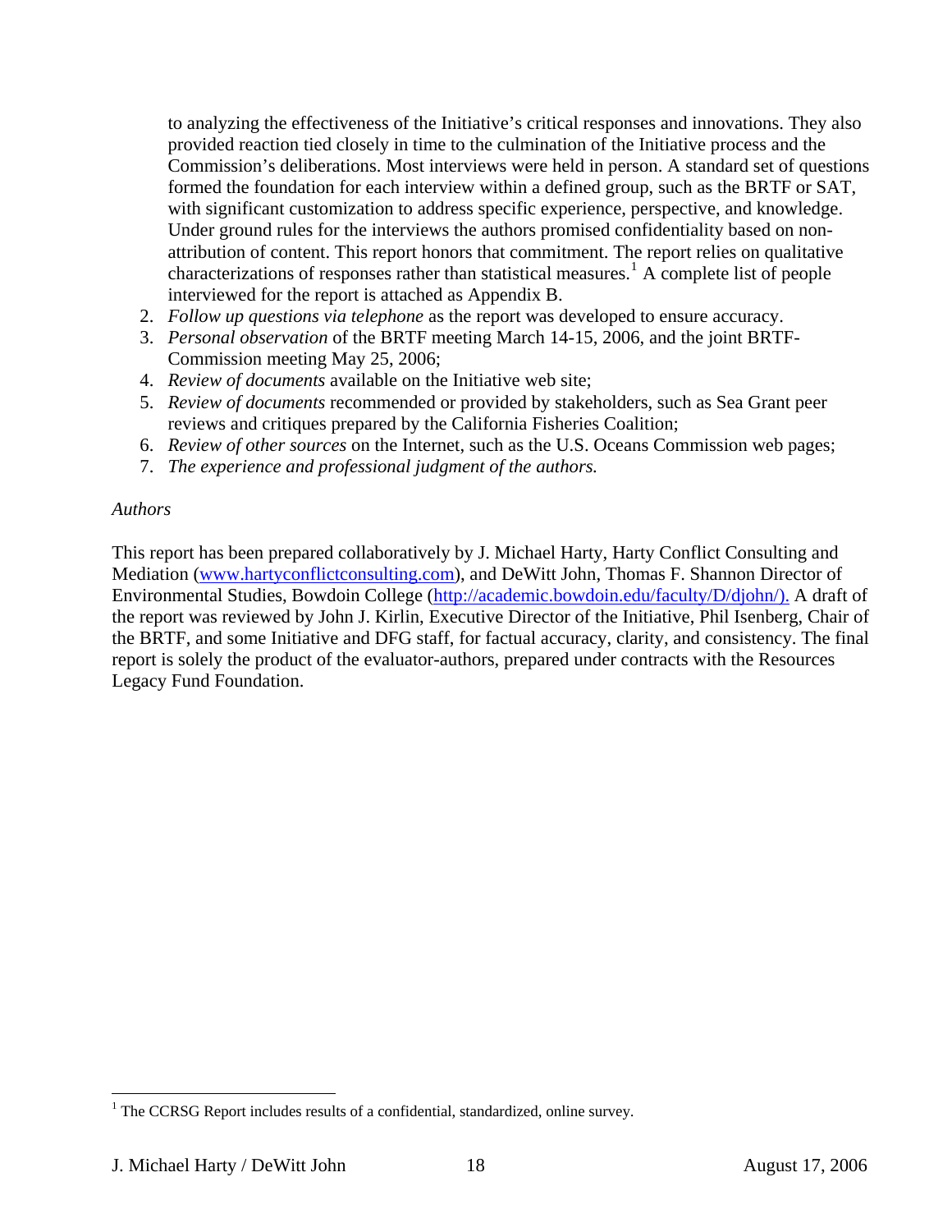to analyzing the effectiveness of the Initiative's critical responses and innovations. They also provided reaction tied closely in time to the culmination of the Initiative process and the Commission's deliberations. Most interviews were held in person. A standard set of questions formed the foundation for each interview within a defined group, such as the BRTF or SAT, with significant customization to address specific experience, perspective, and knowledge. Under ground rules for the interviews the authors promised confidentiality based on non-attribution of content. This report honors that commitment. The report relies on qualitative characterizations of responses rather than statistical measures.[1] A complete list of people interviewed for the report is attached as Appendix B.

2. *Follow up questions via telephone* as the report was developed to ensure accuracy.
3. *Personal observation* of the BRTF meeting March 14-15, 2006, and the joint BRTF-Commission meeting May 25, 2006;
4. *Review of documents* available on the Initiative web site;
5. *Review of documents* recommended or provided by stakeholders, such as Sea Grant peer reviews and critiques prepared by the California Fisheries Coalition;
6. *Review of other sources* on the Internet, such as the U.S. Oceans Commission web pages;
7. *The experience and professional judgment of the authors.*

*Authors*

This report has been prepared collaboratively by J. Michael Harty, Harty Conflict Consulting and Mediation (www.hartyconflictconsulting.com), and DeWitt John, Thomas F. Shannon Director of Environmental Studies, Bowdoin College (http://academic.bowdoin.edu/faculty/D/djohn/). A draft of the report was reviewed by John J. Kirlin, Executive Director of the Initiative, Phil Isenberg, Chair of the BRTF, and some Initiative and DFG staff, for factual accuracy, clarity, and consistency. The final report is solely the product of the evaluator-authors, prepared under contracts with the Resources Legacy Fund Foundation.

[1] The CCRSG Report includes results of a confidential, standardized, online survey.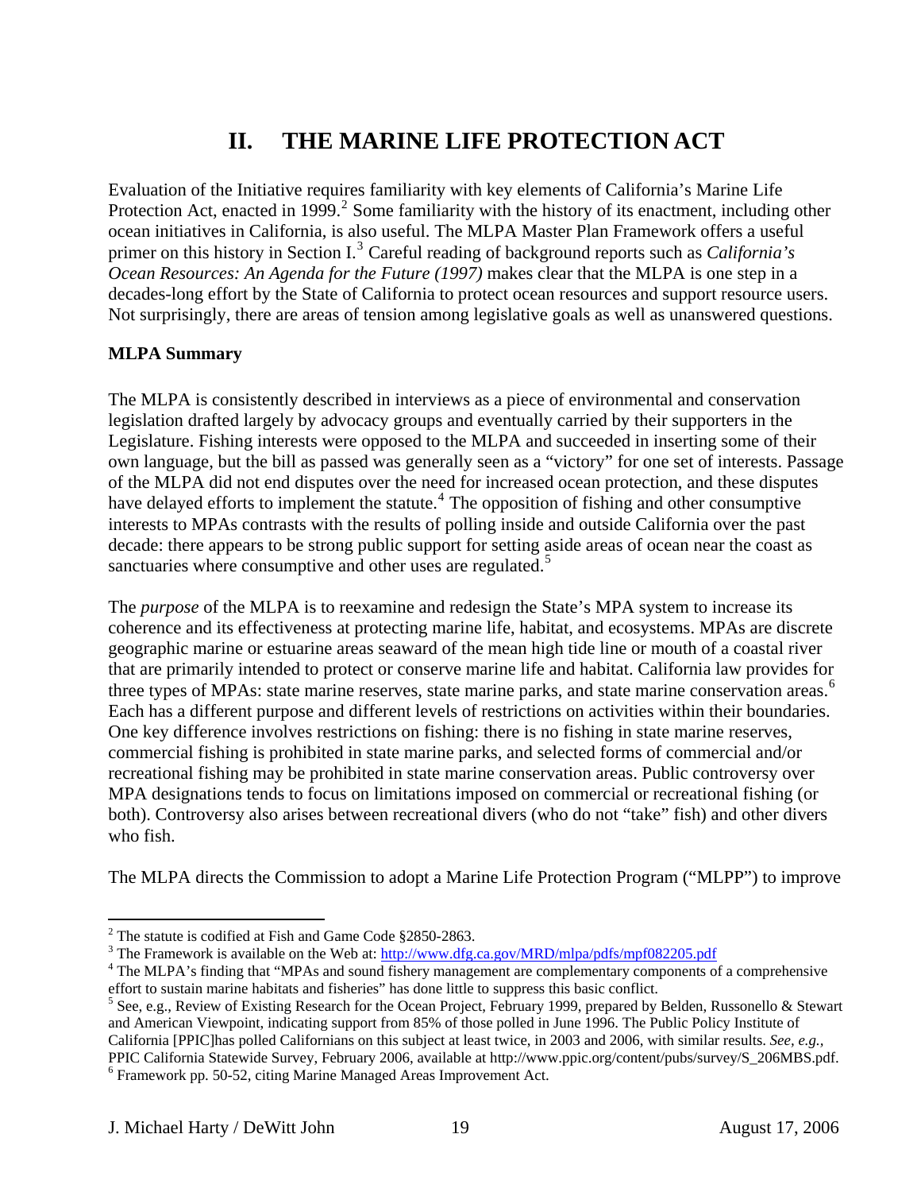# II. THE MARINE LIFE PROTECTION ACT

Evaluation of the Initiative requires familiarity with key elements of California's Marine Life Protection Act, enacted in 1999.[2] Some familiarity with the history of its enactment, including other ocean initiatives in California, is also useful. The MLPA Master Plan Framework offers a useful primer on this history in Section I.[3] Careful reading of background reports such as *California's Ocean Resources: An Agenda for the Future (1997)* makes clear that the MLPA is one step in a decades-long effort by the State of California to protect ocean resources and support resource users. Not surprisingly, there are areas of tension among legislative goals as well as unanswered questions.

**MLPA Summary**

The MLPA is consistently described in interviews as a piece of environmental and conservation legislation drafted largely by advocacy groups and eventually carried by their supporters in the Legislature. Fishing interests were opposed to the MLPA and succeeded in inserting some of their own language, but the bill as passed was generally seen as a "victory" for one set of interests. Passage of the MLPA did not end disputes over the need for increased ocean protection, and these disputes have delayed efforts to implement the statute.[4] The opposition of fishing and other consumptive interests to MPAs contrasts with the results of polling inside and outside California over the past decade: there appears to be strong public support for setting aside areas of ocean near the coast as sanctuaries where consumptive and other uses are regulated.[5]

The *purpose* of the MLPA is to reexamine and redesign the State's MPA system to increase its coherence and its effectiveness at protecting marine life, habitat, and ecosystems. MPAs are discrete geographic marine or estuarine areas seaward of the mean high tide line or mouth of a coastal river that are primarily intended to protect or conserve marine life and habitat. California law provides for three types of MPAs: state marine reserves, state marine parks, and state marine conservation areas.[6] Each has a different purpose and different levels of restrictions on activities within their boundaries. One key difference involves restrictions on fishing: there is no fishing in state marine reserves, commercial fishing is prohibited in state marine parks, and selected forms of commercial and/or recreational fishing may be prohibited in state marine conservation areas. Public controversy over MPA designations tends to focus on limitations imposed on commercial or recreational fishing (or both). Controversy also arises between recreational divers (who do not "take" fish) and other divers who fish.

The MLPA directs the Commission to adopt a Marine Life Protection Program ("MLPP") to improve

---

[2] The statute is codified at Fish and Game Code §2850-2863.

[3] The Framework is available on the Web at: http://www.dfg.ca.gov/MRD/mlpa/pdfs/mpf082205.pdf

[4] The MLPA's finding that "MPAs and sound fishery management are complementary components of a comprehensive effort to sustain marine habitats and fisheries" has done little to suppress this basic conflict.

[5] See, e.g., Review of Existing Research for the Ocean Project, February 1999, prepared by Belden, Russonello & Stewart and American Viewpoint, indicating support from 85% of those polled in June 1996. The Public Policy Institute of California [PPIC]has polled Californians on this subject at least twice, in 2003 and 2006, with similar results. *See*, *e.g.*, PPIC California Statewide Survey, February 2006, available at http://www.ppic.org/content/pubs/survey/S_206MBS.pdf.

[6] Framework pp. 50-52, citing Marine Managed Areas Improvement Act.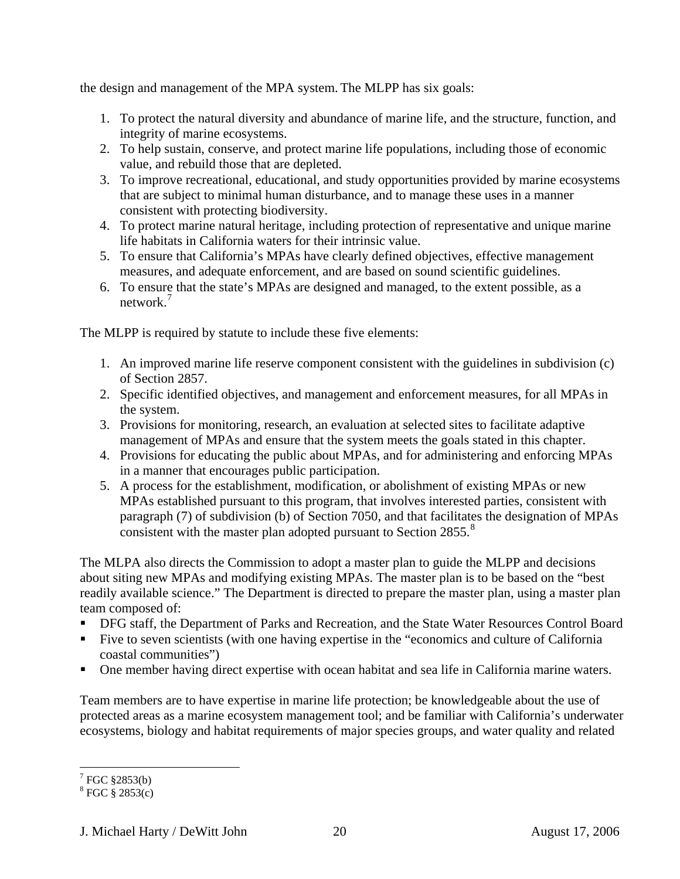the design and management of the MPA system. The MLPP has six goals:

1. To protect the natural diversity and abundance of marine life, and the structure, function, and integrity of marine ecosystems.
2. To help sustain, conserve, and protect marine life populations, including those of economic value, and rebuild those that are depleted.
3. To improve recreational, educational, and study opportunities provided by marine ecosystems that are subject to minimal human disturbance, and to manage these uses in a manner consistent with protecting biodiversity.
4. To protect marine natural heritage, including protection of representative and unique marine life habitats in California waters for their intrinsic value.
5. To ensure that California's MPAs have clearly defined objectives, effective management measures, and adequate enforcement, and are based on sound scientific guidelines.
6. To ensure that the state's MPAs are designed and managed, to the extent possible, as a network.[7]

The MLPP is required by statute to include these five elements:

1. An improved marine life reserve component consistent with the guidelines in subdivision (c) of Section 2857.
2. Specific identified objectives, and management and enforcement measures, for all MPAs in the system.
3. Provisions for monitoring, research, an evaluation at selected sites to facilitate adaptive management of MPAs and ensure that the system meets the goals stated in this chapter.
4. Provisions for educating the public about MPAs, and for administering and enforcing MPAs in a manner that encourages public participation.
5. A process for the establishment, modification, or abolishment of existing MPAs or new MPAs established pursuant to this program, that involves interested parties, consistent with paragraph (7) of subdivision (b) of Section 7050, and that facilitates the designation of MPAs consistent with the master plan adopted pursuant to Section 2855.[8]

The MLPA also directs the Commission to adopt a master plan to guide the MLPP and decisions about siting new MPAs and modifying existing MPAs. The master plan is to be based on the "best readily available science." The Department is directed to prepare the master plan, using a master plan team composed of:

- DFG staff, the Department of Parks and Recreation, and the State Water Resources Control Board
- Five to seven scientists (with one having expertise in the "economics and culture of California coastal communities")
- One member having direct expertise with ocean habitat and sea life in California marine waters.

Team members are to have expertise in marine life protection; be knowledgeable about the use of protected areas as a marine ecosystem management tool; and be familiar with California's underwater ecosystems, biology and habitat requirements of major species groups, and water quality and related

[7] FGC §2853(b)
[8] FGC § 2853(c)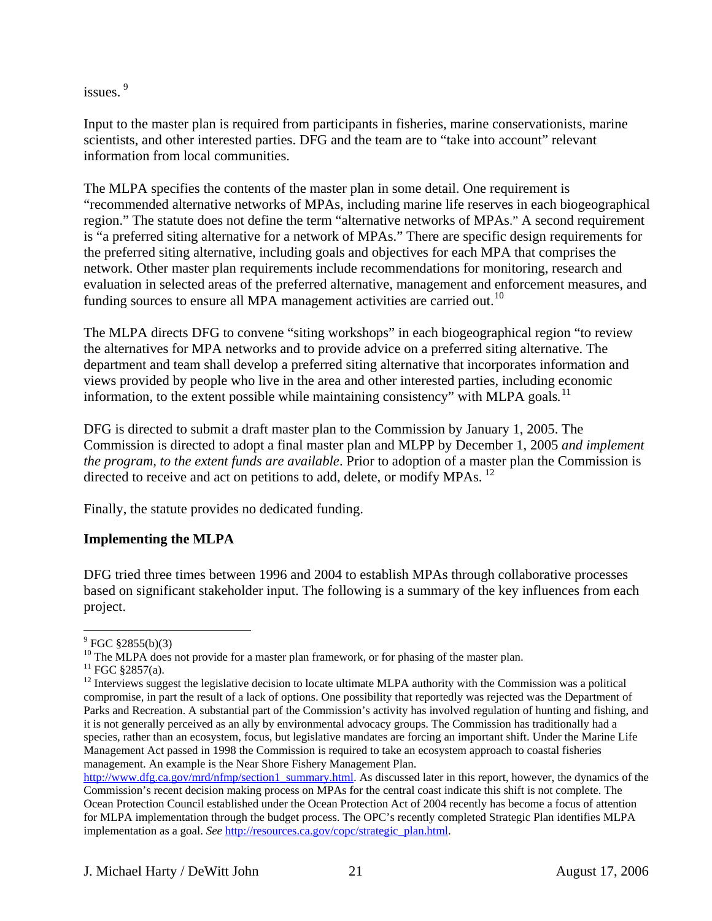issues. [9]

Input to the master plan is required from participants in fisheries, marine conservationists, marine scientists, and other interested parties. DFG and the team are to "take into account" relevant information from local communities.

The MLPA specifies the contents of the master plan in some detail. One requirement is "recommended alternative networks of MPAs, including marine life reserves in each biogeographical region." The statute does not define the term "alternative networks of MPAs." A second requirement is "a preferred siting alternative for a network of MPAs." There are specific design requirements for the preferred siting alternative, including goals and objectives for each MPA that comprises the network. Other master plan requirements include recommendations for monitoring, research and evaluation in selected areas of the preferred alternative, management and enforcement measures, and funding sources to ensure all MPA management activities are carried out. [10]

The MLPA directs DFG to convene "siting workshops" in each biogeographical region "to review the alternatives for MPA networks and to provide advice on a preferred siting alternative. The department and team shall develop a preferred siting alternative that incorporates information and views provided by people who live in the area and other interested parties, including economic information, to the extent possible while maintaining consistency" with MLPA goals. [11]

DFG is directed to submit a draft master plan to the Commission by January 1, 2005. The Commission is directed to adopt a final master plan and MLPP by December 1, 2005 *and implement the program, to the extent funds are available*. Prior to adoption of a master plan the Commission is directed to receive and act on petitions to add, delete, or modify MPAs. [12]

Finally, the statute provides no dedicated funding.

**Implementing the MLPA**

DFG tried three times between 1996 and 2004 to establish MPAs through collaborative processes based on significant stakeholder input. The following is a summary of the key influences from each project.

---

[9] FGC §2855(b)(3)

[10] The MLPA does not provide for a master plan framework, or for phasing of the master plan.

[11] FGC §2857(a).

[12] Interviews suggest the legislative decision to locate ultimate MLPA authority with the Commission was a political compromise, in part the result of a lack of options. One possibility that reportedly was rejected was the Department of Parks and Recreation. A substantial part of the Commission's activity has involved regulation of hunting and fishing, and it is not generally perceived as an ally by environmental advocacy groups. The Commission has traditionally had a species, rather than an ecosystem, focus, but legislative mandates are forcing an important shift. Under the Marine Life Management Act passed in 1998 the Commission is required to take an ecosystem approach to coastal fisheries management. An example is the Near Shore Fishery Management Plan. http://www.dfg.ca.gov/mrd/nfmp/section1_summary.html. As discussed later in this report, however, the dynamics of the Commission's recent decision making process on MPAs for the central coast indicate this shift is not complete. The Ocean Protection Council established under the Ocean Protection Act of 2004 recently has become a focus of attention for MLPA implementation through the budget process. The OPC's recently completed Strategic Plan identifies MLPA implementation as a goal. *See* http://resources.ca.gov/copc/strategic_plan.html.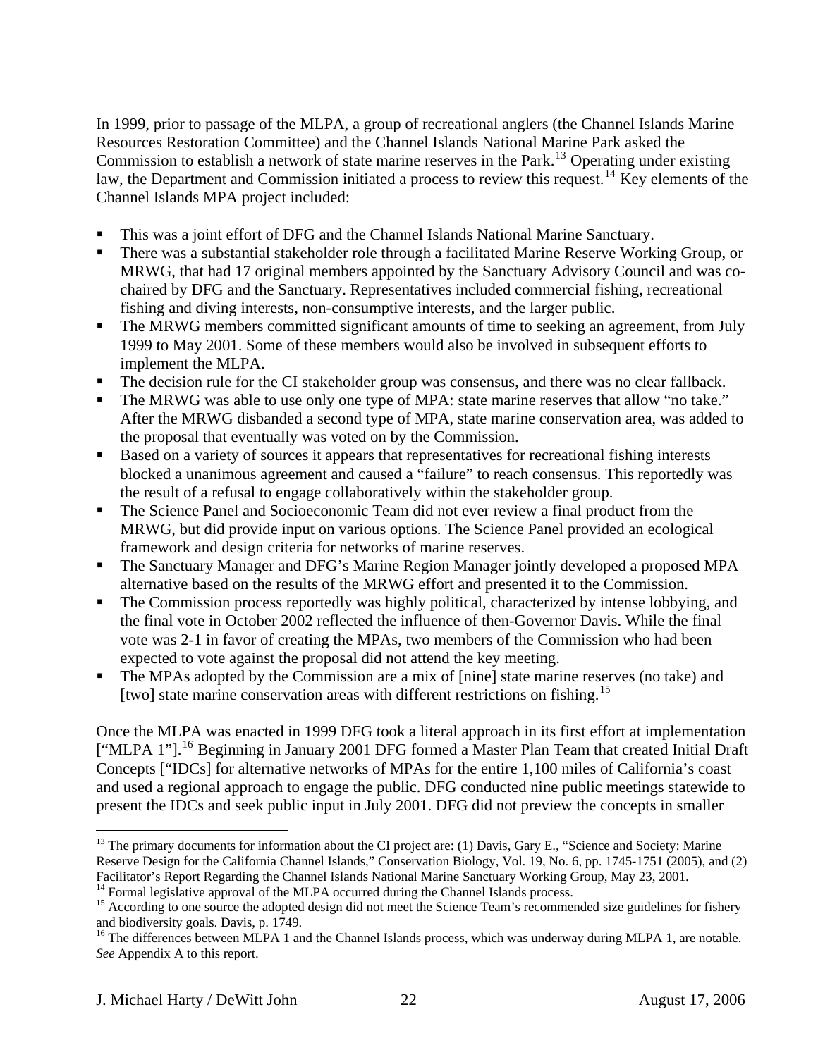In 1999, prior to passage of the MLPA, a group of recreational anglers (the Channel Islands Marine Resources Restoration Committee) and the Channel Islands National Marine Park asked the Commission to establish a network of state marine reserves in the Park.[13] Operating under existing law, the Department and Commission initiated a process to review this request.[14] Key elements of the Channel Islands MPA project included:

- This was a joint effort of DFG and the Channel Islands National Marine Sanctuary.
- There was a substantial stakeholder role through a facilitated Marine Reserve Working Group, or MRWG, that had 17 original members appointed by the Sanctuary Advisory Council and was co-chaired by DFG and the Sanctuary. Representatives included commercial fishing, recreational fishing and diving interests, non-consumptive interests, and the larger public.
- The MRWG members committed significant amounts of time to seeking an agreement, from July 1999 to May 2001. Some of these members would also be involved in subsequent efforts to implement the MLPA.
- The decision rule for the CI stakeholder group was consensus, and there was no clear fallback.
- The MRWG was able to use only one type of MPA: state marine reserves that allow "no take." After the MRWG disbanded a second type of MPA, state marine conservation area, was added to the proposal that eventually was voted on by the Commission.
- Based on a variety of sources it appears that representatives for recreational fishing interests blocked a unanimous agreement and caused a "failure" to reach consensus. This reportedly was the result of a refusal to engage collaboratively within the stakeholder group.
- The Science Panel and Socioeconomic Team did not ever review a final product from the MRWG, but did provide input on various options. The Science Panel provided an ecological framework and design criteria for networks of marine reserves.
- The Sanctuary Manager and DFG's Marine Region Manager jointly developed a proposed MPA alternative based on the results of the MRWG effort and presented it to the Commission.
- The Commission process reportedly was highly political, characterized by intense lobbying, and the final vote in October 2002 reflected the influence of then-Governor Davis. While the final vote was 2-1 in favor of creating the MPAs, two members of the Commission who had been expected to vote against the proposal did not attend the key meeting.
- The MPAs adopted by the Commission are a mix of [nine] state marine reserves (no take) and [two] state marine conservation areas with different restrictions on fishing.[15]

Once the MLPA was enacted in 1999 DFG took a literal approach in its first effort at implementation ["MLPA 1"].[16] Beginning in January 2001 DFG formed a Master Plan Team that created Initial Draft Concepts ["IDCs] for alternative networks of MPAs for the entire 1,100 miles of California's coast and used a regional approach to engage the public. DFG conducted nine public meetings statewide to present the IDCs and seek public input in July 2001. DFG did not preview the concepts in smaller

---

[13] The primary documents for information about the CI project are: (1) Davis, Gary E., "Science and Society: Marine Reserve Design for the California Channel Islands," Conservation Biology, Vol. 19, No. 6, pp. 1745-1751 (2005), and (2) Facilitator's Report Regarding the Channel Islands National Marine Sanctuary Working Group, May 23, 2001.

[14] Formal legislative approval of the MLPA occurred during the Channel Islands process.

[15] According to one source the adopted design did not meet the Science Team's recommended size guidelines for fishery and biodiversity goals. Davis, p. 1749.

[16] The differences between MLPA 1 and the Channel Islands process, which was underway during MLPA 1, are notable. *See* Appendix A to this report.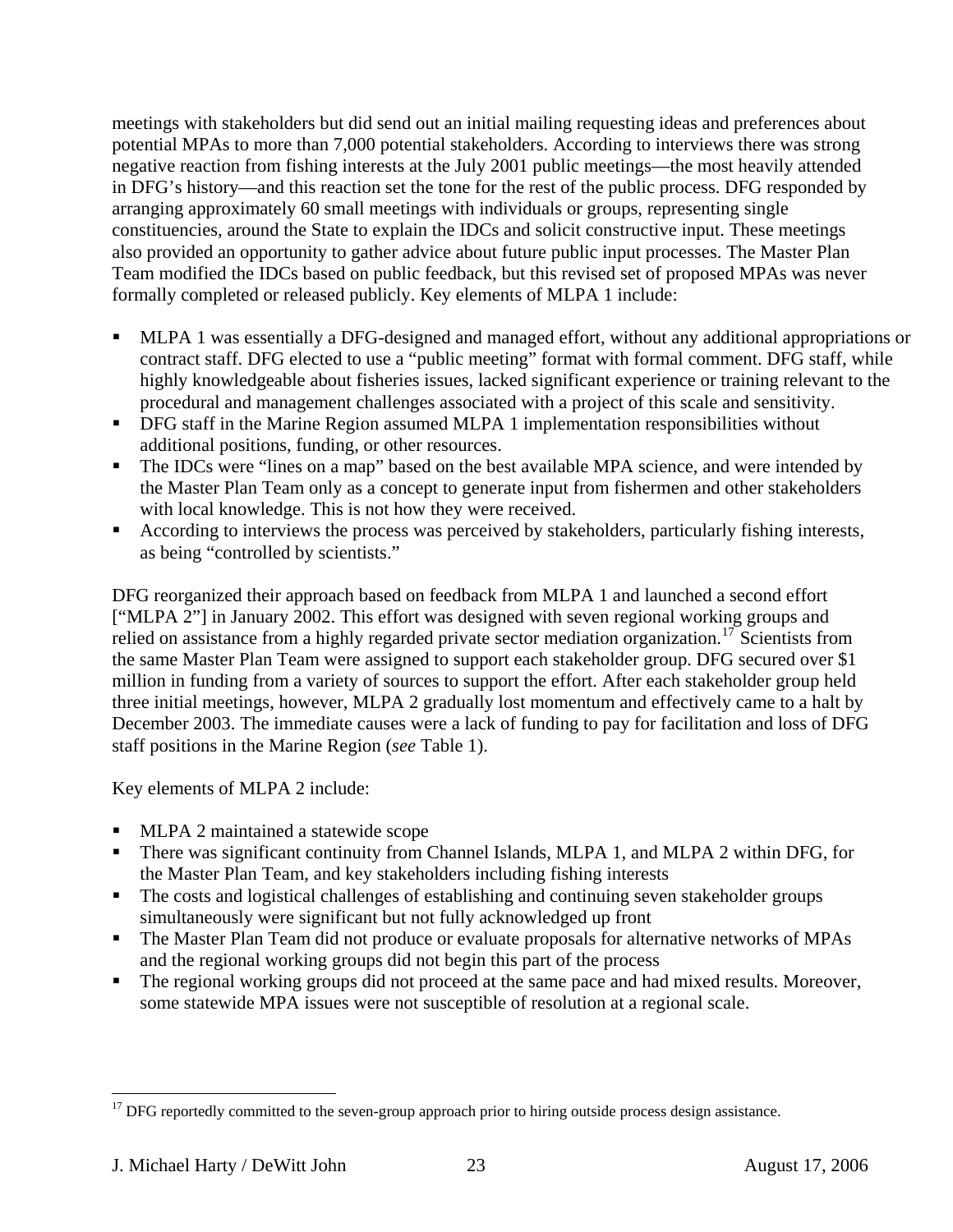meetings with stakeholders but did send out an initial mailing requesting ideas and preferences about potential MPAs to more than 7,000 potential stakeholders. According to interviews there was strong negative reaction from fishing interests at the July 2001 public meetings—the most heavily attended in DFG's history—and this reaction set the tone for the rest of the public process. DFG responded by arranging approximately 60 small meetings with individuals or groups, representing single constituencies, around the State to explain the IDCs and solicit constructive input. These meetings also provided an opportunity to gather advice about future public input processes. The Master Plan Team modified the IDCs based on public feedback, but this revised set of proposed MPAs was never formally completed or released publicly. Key elements of MLPA 1 include:

- MLPA 1 was essentially a DFG-designed and managed effort, without any additional appropriations or contract staff. DFG elected to use a "public meeting" format with formal comment. DFG staff, while highly knowledgeable about fisheries issues, lacked significant experience or training relevant to the procedural and management challenges associated with a project of this scale and sensitivity.
- DFG staff in the Marine Region assumed MLPA 1 implementation responsibilities without additional positions, funding, or other resources.
- The IDCs were "lines on a map" based on the best available MPA science, and were intended by the Master Plan Team only as a concept to generate input from fishermen and other stakeholders with local knowledge. This is not how they were received.
- According to interviews the process was perceived by stakeholders, particularly fishing interests, as being "controlled by scientists."

DFG reorganized their approach based on feedback from MLPA 1 and launched a second effort ["MLPA 2"] in January 2002. This effort was designed with seven regional working groups and relied on assistance from a highly regarded private sector mediation organization.[17] Scientists from the same Master Plan Team were assigned to support each stakeholder group. DFG secured over $1 million in funding from a variety of sources to support the effort. After each stakeholder group held three initial meetings, however, MLPA 2 gradually lost momentum and effectively came to a halt by December 2003. The immediate causes were a lack of funding to pay for facilitation and loss of DFG staff positions in the Marine Region (*see* Table 1).

Key elements of MLPA 2 include:

- MLPA 2 maintained a statewide scope
- There was significant continuity from Channel Islands, MLPA 1, and MLPA 2 within DFG, for the Master Plan Team, and key stakeholders including fishing interests
- The costs and logistical challenges of establishing and continuing seven stakeholder groups simultaneously were significant but not fully acknowledged up front
- The Master Plan Team did not produce or evaluate proposals for alternative networks of MPAs and the regional working groups did not begin this part of the process
- The regional working groups did not proceed at the same pace and had mixed results. Moreover, some statewide MPA issues were not susceptible of resolution at a regional scale.

[17] DFG reportedly committed to the seven-group approach prior to hiring outside process design assistance.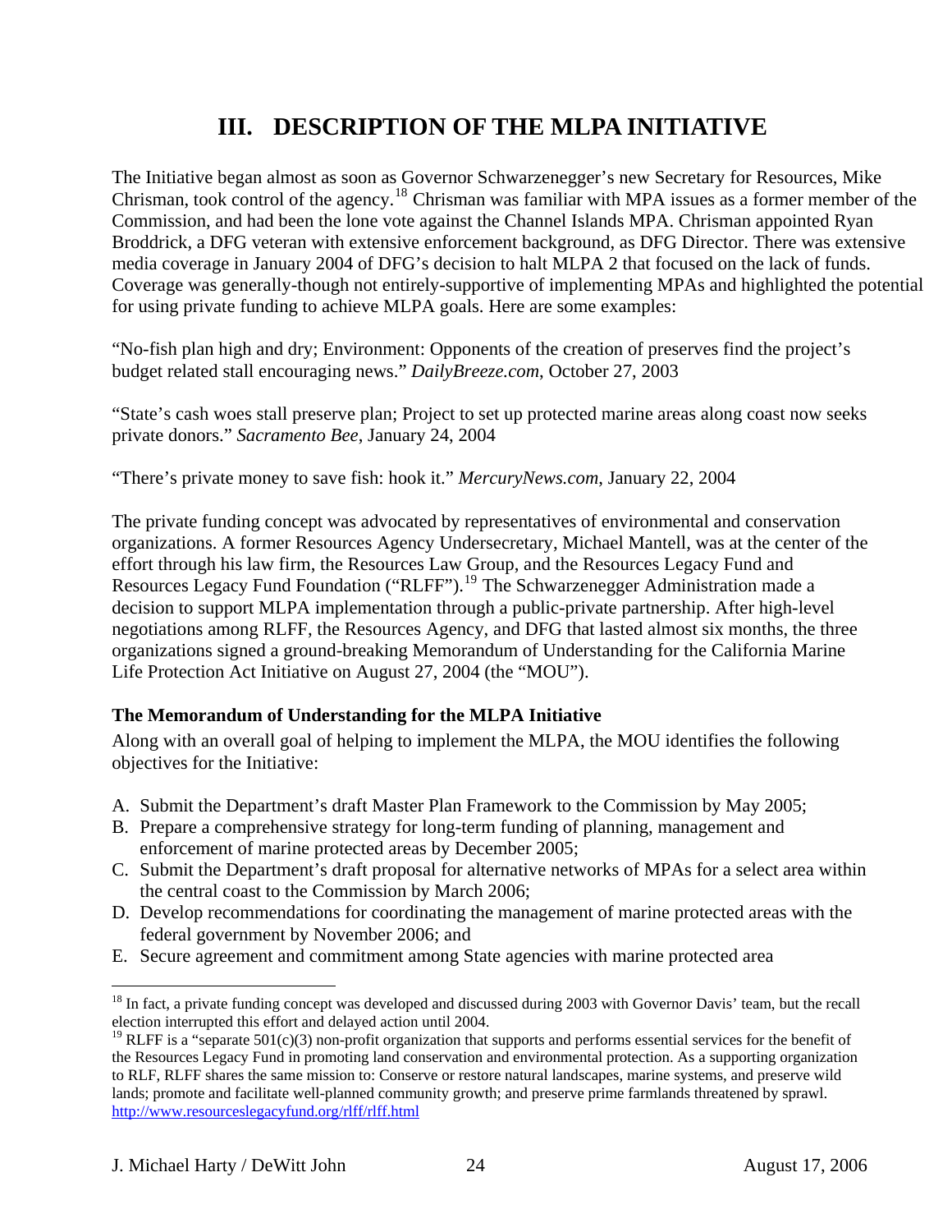# III. DESCRIPTION OF THE MLPA INITIATIVE

The Initiative began almost as soon as Governor Schwarzenegger's new Secretary for Resources, Mike Chrisman, took control of the agency.[18] Chrisman was familiar with MPA issues as a former member of the Commission, and had been the lone vote against the Channel Islands MPA. Chrisman appointed Ryan Broddrick, a DFG veteran with extensive enforcement background, as DFG Director. There was extensive media coverage in January 2004 of DFG's decision to halt MLPA 2 that focused on the lack of funds. Coverage was generally-though not entirely-supportive of implementing MPAs and highlighted the potential for using private funding to achieve MLPA goals. Here are some examples:

"No-fish plan high and dry; Environment: Opponents of the creation of preserves find the project's budget related stall encouraging news." *DailyBreeze.com*, October 27, 2003

"State's cash woes stall preserve plan; Project to set up protected marine areas along coast now seeks private donors." *Sacramento Bee*, January 24, 2004

"There's private money to save fish: hook it." *MercuryNews.com,* January 22, 2004

The private funding concept was advocated by representatives of environmental and conservation organizations. A former Resources Agency Undersecretary, Michael Mantell, was at the center of the effort through his law firm, the Resources Law Group, and the Resources Legacy Fund and Resources Legacy Fund Foundation ("RLFF").[19] The Schwarzenegger Administration made a decision to support MLPA implementation through a public-private partnership. After high-level negotiations among RLFF, the Resources Agency, and DFG that lasted almost six months, the three organizations signed a ground-breaking Memorandum of Understanding for the California Marine Life Protection Act Initiative on August 27, 2004 (the "MOU").

**The Memorandum of Understanding for the MLPA Initiative**

Along with an overall goal of helping to implement the MLPA, the MOU identifies the following objectives for the Initiative:

A. Submit the Department's draft Master Plan Framework to the Commission by May 2005;
B. Prepare a comprehensive strategy for long-term funding of planning, management and enforcement of marine protected areas by December 2005;
C. Submit the Department's draft proposal for alternative networks of MPAs for a select area within the central coast to the Commission by March 2006;
D. Develop recommendations for coordinating the management of marine protected areas with the federal government by November 2006; and
E. Secure agreement and commitment among State agencies with marine protected area

---

[18] In fact, a private funding concept was developed and discussed during 2003 with Governor Davis' team, but the recall election interrupted this effort and delayed action until 2004.

[19] RLFF is a "separate 501(c)(3) non-profit organization that supports and performs essential services for the benefit of the Resources Legacy Fund in promoting land conservation and environmental protection. As a supporting organization to RLF, RLFF shares the same mission to: Conserve or restore natural landscapes, marine systems, and preserve wild lands; promote and facilitate well-planned community growth; and preserve prime farmlands threatened by sprawl. http://www.resourceslegacyfund.org/rlff/rlff.html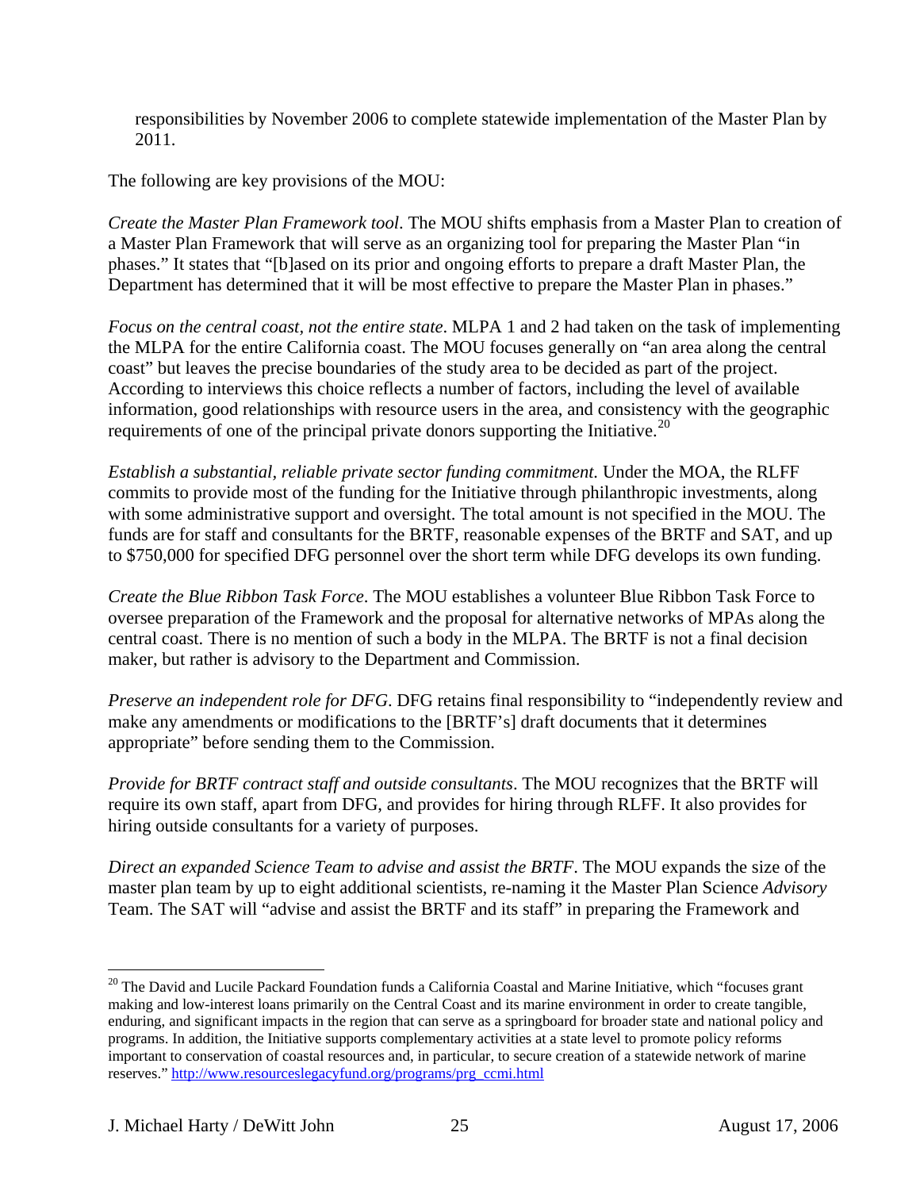responsibilities by November 2006 to complete statewide implementation of the Master Plan by 2011.

The following are key provisions of the MOU:

*Create the Master Plan Framework tool*. The MOU shifts emphasis from a Master Plan to creation of a Master Plan Framework that will serve as an organizing tool for preparing the Master Plan "in phases." It states that "[b]ased on its prior and ongoing efforts to prepare a draft Master Plan, the Department has determined that it will be most effective to prepare the Master Plan in phases."

*Focus on the central coast, not the entire state*. MLPA 1 and 2 had taken on the task of implementing the MLPA for the entire California coast. The MOU focuses generally on "an area along the central coast" but leaves the precise boundaries of the study area to be decided as part of the project. According to interviews this choice reflects a number of factors, including the level of available information, good relationships with resource users in the area, and consistency with the geographic requirements of one of the principal private donors supporting the Initiative.[20]

*Establish a substantial, reliable private sector funding commitment.* Under the MOA, the RLFF commits to provide most of the funding for the Initiative through philanthropic investments, along with some administrative support and oversight. The total amount is not specified in the MOU. The funds are for staff and consultants for the BRTF, reasonable expenses of the BRTF and SAT, and up to $750,000 for specified DFG personnel over the short term while DFG develops its own funding.

*Create the Blue Ribbon Task Force*. The MOU establishes a volunteer Blue Ribbon Task Force to oversee preparation of the Framework and the proposal for alternative networks of MPAs along the central coast. There is no mention of such a body in the MLPA. The BRTF is not a final decision maker, but rather is advisory to the Department and Commission.

*Preserve an independent role for DFG*. DFG retains final responsibility to "independently review and make any amendments or modifications to the [BRTF's] draft documents that it determines appropriate" before sending them to the Commission.

*Provide for BRTF contract staff and outside consultants*. The MOU recognizes that the BRTF will require its own staff, apart from DFG, and provides for hiring through RLFF. It also provides for hiring outside consultants for a variety of purposes.

*Direct an expanded Science Team to advise and assist the BRTF*. The MOU expands the size of the master plan team by up to eight additional scientists, re-naming it the Master Plan Science *Advisory* Team. The SAT will "advise and assist the BRTF and its staff" in preparing the Framework and

---

[20] The David and Lucile Packard Foundation funds a California Coastal and Marine Initiative, which "focuses grant making and low-interest loans primarily on the Central Coast and its marine environment in order to create tangible, enduring, and significant impacts in the region that can serve as a springboard for broader state and national policy and programs. In addition, the Initiative supports complementary activities at a state level to promote policy reforms important to conservation of coastal resources and, in particular, to secure creation of a statewide network of marine reserves." http://www.resourceslegacyfund.org/programs/prg_ccmi.html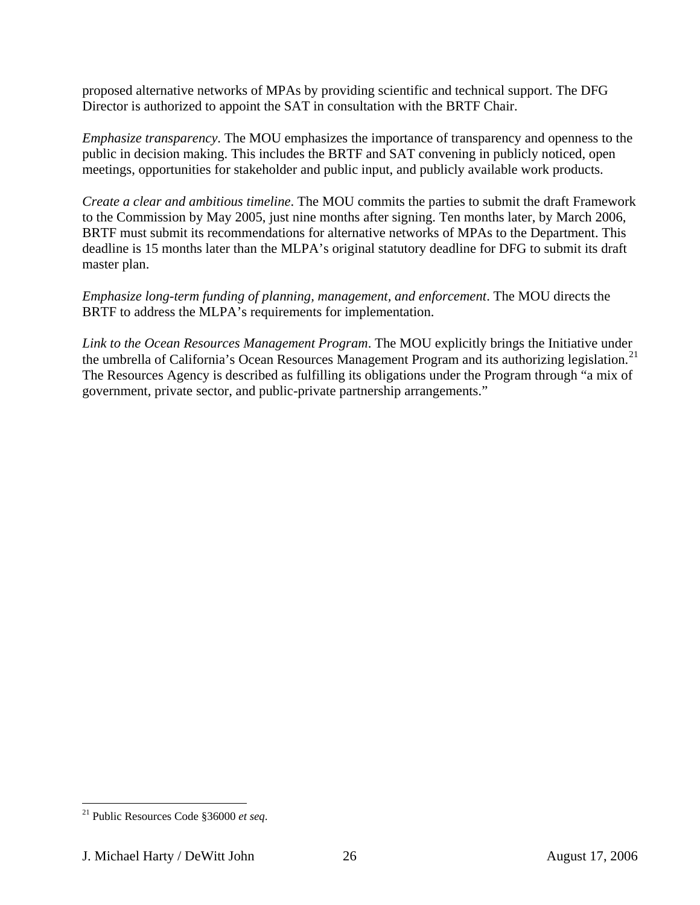proposed alternative networks of MPAs by providing scientific and technical support. The DFG Director is authorized to appoint the SAT in consultation with the BRTF Chair.

*Emphasize transparency*. The MOU emphasizes the importance of transparency and openness to the public in decision making. This includes the BRTF and SAT convening in publicly noticed, open meetings, opportunities for stakeholder and public input, and publicly available work products.

*Create a clear and ambitious timeline*. The MOU commits the parties to submit the draft Framework to the Commission by May 2005, just nine months after signing. Ten months later, by March 2006, BRTF must submit its recommendations for alternative networks of MPAs to the Department. This deadline is 15 months later than the MLPA's original statutory deadline for DFG to submit its draft master plan.

*Emphasize long-term funding of planning, management, and enforcement*. The MOU directs the BRTF to address the MLPA's requirements for implementation.

*Link to the Ocean Resources Management Program*. The MOU explicitly brings the Initiative under the umbrella of California's Ocean Resources Management Program and its authorizing legislation.[21] The Resources Agency is described as fulfilling its obligations under the Program through "a mix of government, private sector, and public-private partnership arrangements."

---

[21] Public Resources Code §36000 *et seq*.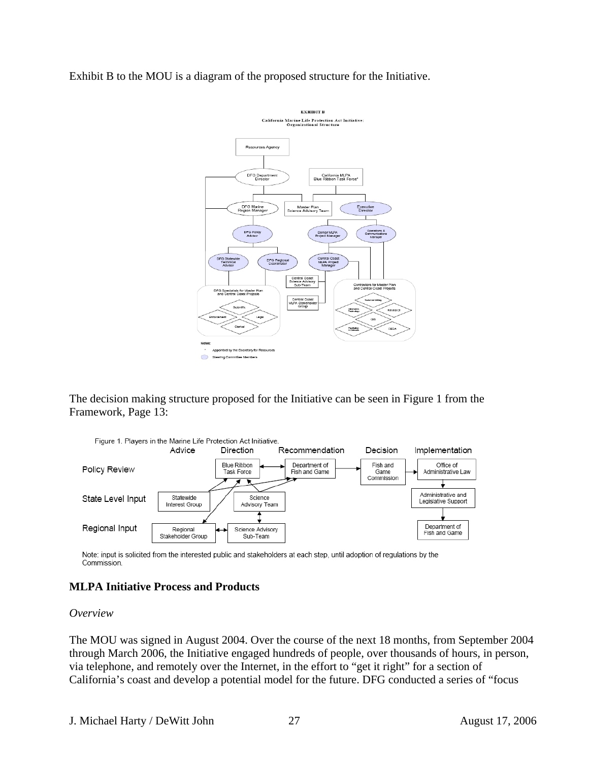Exhibit B to the MOU is a diagram of the proposed structure for the Initiative.

The decision making structure proposed for the Initiative can be seen in Figure 1 from the Framework, Page 13:

Figure 1. Players in the Marine Life Protection Act Initiative.

Note: input is solicited from the interested public and stakeholders at each step, until adoption of regulations by the Commission.

## MLPA Initiative Process and Products

### *Overview*

The MOU was signed in August 2004. Over the course of the next 18 months, from September 2004 through March 2006, the Initiative engaged hundreds of people, over thousands of hours, in person, via telephone, and remotely over the Internet, in the effort to "get it right" for a section of California's coast and develop a potential model for the future. DFG conducted a series of "focus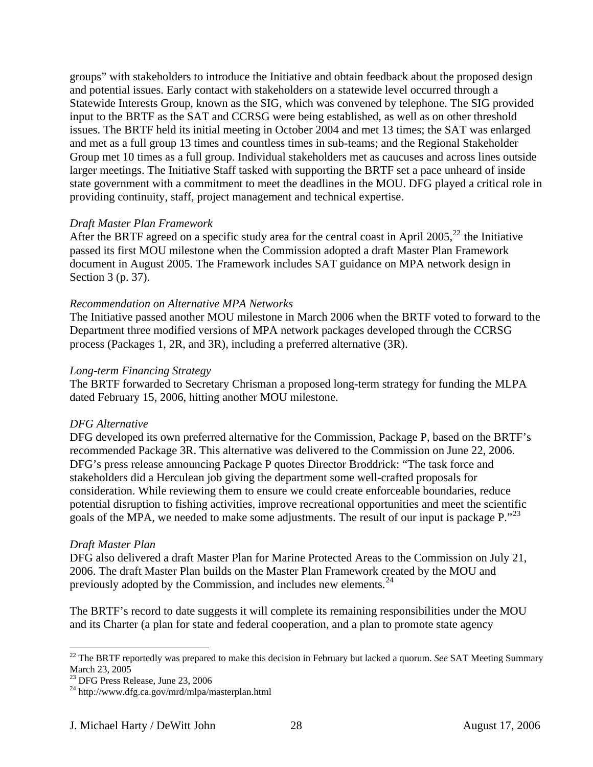groups" with stakeholders to introduce the Initiative and obtain feedback about the proposed design and potential issues. Early contact with stakeholders on a statewide level occurred through a Statewide Interests Group, known as the SIG, which was convened by telephone. The SIG provided input to the BRTF as the SAT and CCRSG were being established, as well as on other threshold issues. The BRTF held its initial meeting in October 2004 and met 13 times; the SAT was enlarged and met as a full group 13 times and countless times in sub-teams; and the Regional Stakeholder Group met 10 times as a full group. Individual stakeholders met as caucuses and across lines outside larger meetings. The Initiative Staff tasked with supporting the BRTF set a pace unheard of inside state government with a commitment to meet the deadlines in the MOU. DFG played a critical role in providing continuity, staff, project management and technical expertise.

*Draft Master Plan Framework*

After the BRTF agreed on a specific study area for the central coast in April 2005,[22] the Initiative passed its first MOU milestone when the Commission adopted a draft Master Plan Framework document in August 2005. The Framework includes SAT guidance on MPA network design in Section 3 (p. 37).

*Recommendation on Alternative MPA Networks*

The Initiative passed another MOU milestone in March 2006 when the BRTF voted to forward to the Department three modified versions of MPA network packages developed through the CCRSG process (Packages 1, 2R, and 3R), including a preferred alternative (3R).

*Long-term Financing Strategy*

The BRTF forwarded to Secretary Chrisman a proposed long-term strategy for funding the MLPA dated February 15, 2006, hitting another MOU milestone.

*DFG Alternative*

DFG developed its own preferred alternative for the Commission, Package P, based on the BRTF's recommended Package 3R. This alternative was delivered to the Commission on June 22, 2006. DFG's press release announcing Package P quotes Director Broddrick: "The task force and stakeholders did a Herculean job giving the department some well-crafted proposals for consideration. While reviewing them to ensure we could create enforceable boundaries, reduce potential disruption to fishing activities, improve recreational opportunities and meet the scientific goals of the MPA, we needed to make some adjustments. The result of our input is package P."[23]

*Draft Master Plan*

DFG also delivered a draft Master Plan for Marine Protected Areas to the Commission on July 21, 2006. The draft Master Plan builds on the Master Plan Framework created by the MOU and previously adopted by the Commission, and includes new elements.[24]

The BRTF's record to date suggests it will complete its remaining responsibilities under the MOU and its Charter (a plan for state and federal cooperation, and a plan to promote state agency

---

[22] The BRTF reportedly was prepared to make this decision in February but lacked a quorum. *See* SAT Meeting Summary March 23, 2005

[23] DFG Press Release, June 23, 2006

[24] http://www.dfg.ca.gov/mrd/mlpa/masterplan.html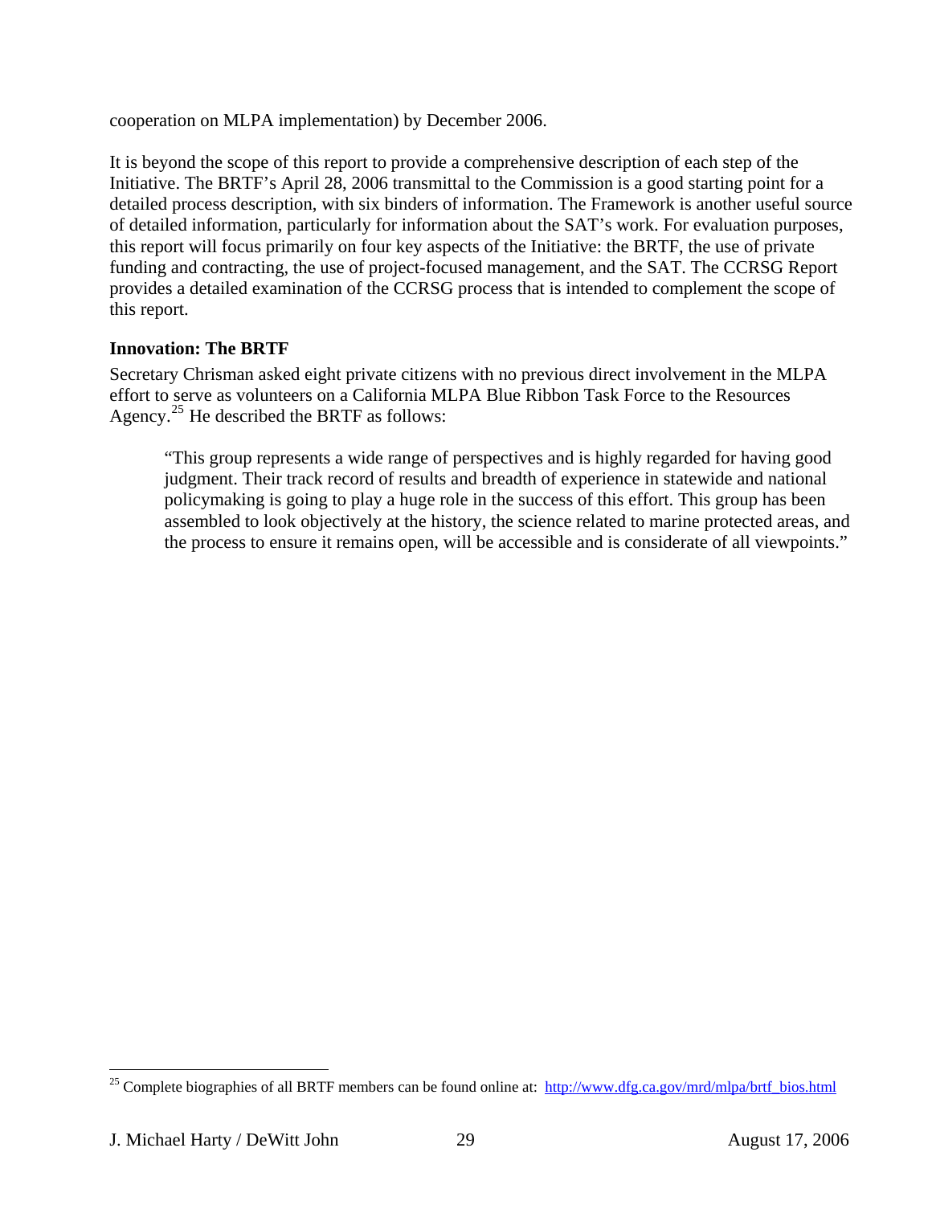cooperation on MLPA implementation) by December 2006.

It is beyond the scope of this report to provide a comprehensive description of each step of the Initiative. The BRTF's April 28, 2006 transmittal to the Commission is a good starting point for a detailed process description, with six binders of information. The Framework is another useful source of detailed information, particularly for information about the SAT's work. For evaluation purposes, this report will focus primarily on four key aspects of the Initiative: the BRTF, the use of private funding and contracting, the use of project-focused management, and the SAT. The CCRSG Report provides a detailed examination of the CCRSG process that is intended to complement the scope of this report.

### Innovation: The BRTF

Secretary Chrisman asked eight private citizens with no previous direct involvement in the MLPA effort to serve as volunteers on a California MLPA Blue Ribbon Task Force to the Resources Agency.[25] He described the BRTF as follows:

> "This group represents a wide range of perspectives and is highly regarded for having good judgment. Their track record of results and breadth of experience in statewide and national policymaking is going to play a huge role in the success of this effort. This group has been assembled to look objectively at the history, the science related to marine protected areas, and the process to ensure it remains open, will be accessible and is considerate of all viewpoints."

---

[25] Complete biographies of all BRTF members can be found online at: http://www.dfg.ca.gov/mrd/mlpa/brtf_bios.html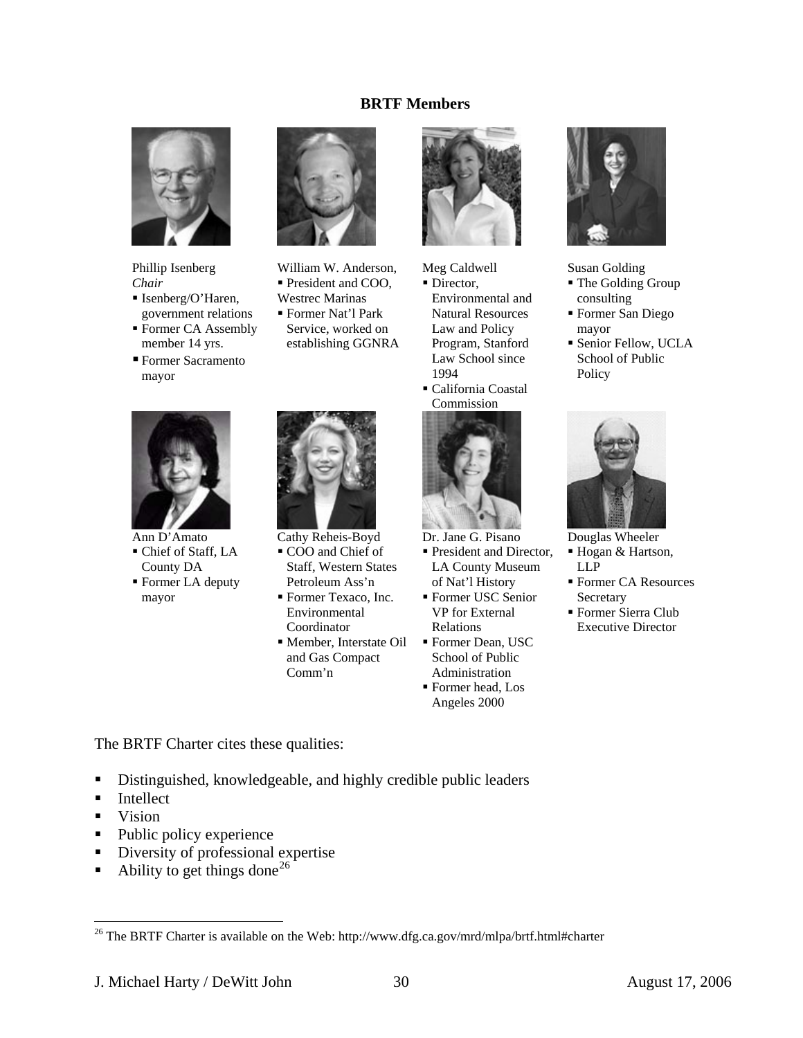**BRTF Members**

Phillip Isenberg
*Chair*
- Isenberg/O'Haren, government relations
- Former CA Assembly member 14 yrs.
- Former Sacramento mayor

William W. Anderson,
- President and COO, Westrec Marinas
- Former Nat'l Park Service, worked on establishing GGNRA

Meg Caldwell
- Director, Environmental and Natural Resources Law and Policy Program, Stanford Law School since 1994
- California Coastal Commission

Susan Golding
- The Golding Group consulting
- Former San Diego mayor
- Senior Fellow, UCLA School of Public Policy

Ann D'Amato
- Chief of Staff, LA County DA
- Former LA deputy mayor

Cathy Reheis-Boyd
- COO and Chief of Staff, Western States Petroleum Ass'n
- Former Texaco, Inc. Environmental Coordinator
- Member, Interstate Oil and Gas Compact Comm'n

Dr. Jane G. Pisano
- President and Director, LA County Museum of Nat'l History
- Former USC Senior VP for External Relations
- Former Dean, USC School of Public Administration
- Former head, Los Angeles 2000

Douglas Wheeler
- Hogan & Hartson, LLP
- Former CA Resources Secretary
- Former Sierra Club Executive Director

The BRTF Charter cites these qualities:

- Distinguished, knowledgeable, and highly credible public leaders
- Intellect
- Vision
- Public policy experience
- Diversity of professional expertise
- Ability to get things done[26]

---

[26] The BRTF Charter is available on the Web: http://www.dfg.ca.gov/mrd/mlpa/brtf.html#charter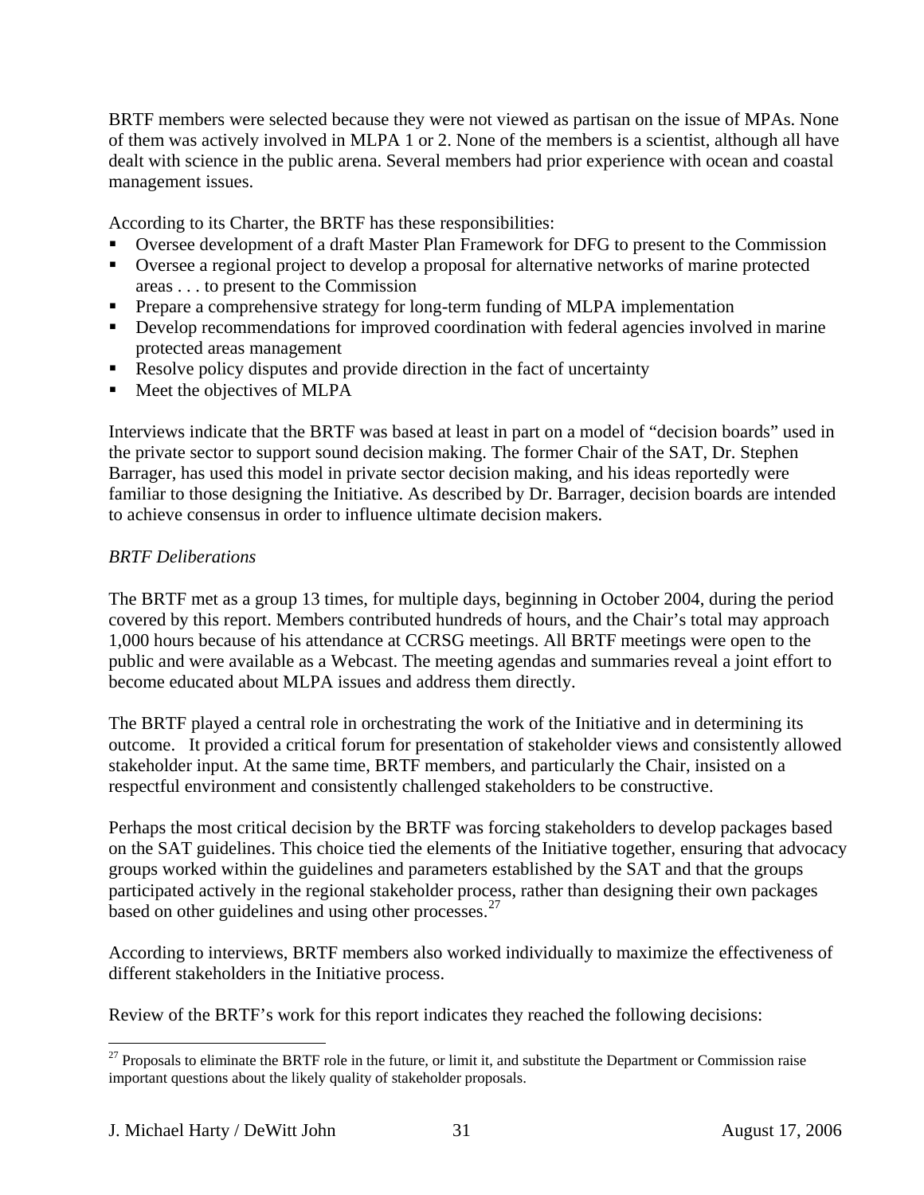BRTF members were selected because they were not viewed as partisan on the issue of MPAs. None of them was actively involved in MLPA 1 or 2. None of the members is a scientist, although all have dealt with science in the public arena. Several members had prior experience with ocean and coastal management issues.

According to its Charter, the BRTF has these responsibilities:

- Oversee development of a draft Master Plan Framework for DFG to present to the Commission
- Oversee a regional project to develop a proposal for alternative networks of marine protected areas . . . to present to the Commission
- Prepare a comprehensive strategy for long-term funding of MLPA implementation
- Develop recommendations for improved coordination with federal agencies involved in marine protected areas management
- Resolve policy disputes and provide direction in the fact of uncertainty
- Meet the objectives of MLPA

Interviews indicate that the BRTF was based at least in part on a model of "decision boards" used in the private sector to support sound decision making. The former Chair of the SAT, Dr. Stephen Barrager, has used this model in private sector decision making, and his ideas reportedly were familiar to those designing the Initiative. As described by Dr. Barrager, decision boards are intended to achieve consensus in order to influence ultimate decision makers.

*BRTF Deliberations*

The BRTF met as a group 13 times, for multiple days, beginning in October 2004, during the period covered by this report. Members contributed hundreds of hours, and the Chair's total may approach 1,000 hours because of his attendance at CCRSG meetings. All BRTF meetings were open to the public and were available as a Webcast. The meeting agendas and summaries reveal a joint effort to become educated about MLPA issues and address them directly.

The BRTF played a central role in orchestrating the work of the Initiative and in determining its outcome. It provided a critical forum for presentation of stakeholder views and consistently allowed stakeholder input. At the same time, BRTF members, and particularly the Chair, insisted on a respectful environment and consistently challenged stakeholders to be constructive.

Perhaps the most critical decision by the BRTF was forcing stakeholders to develop packages based on the SAT guidelines. This choice tied the elements of the Initiative together, ensuring that advocacy groups worked within the guidelines and parameters established by the SAT and that the groups participated actively in the regional stakeholder process, rather than designing their own packages based on other guidelines and using other processes.[27]

According to interviews, BRTF members also worked individually to maximize the effectiveness of different stakeholders in the Initiative process.

Review of the BRTF's work for this report indicates they reached the following decisions:

[27] Proposals to eliminate the BRTF role in the future, or limit it, and substitute the Department or Commission raise important questions about the likely quality of stakeholder proposals.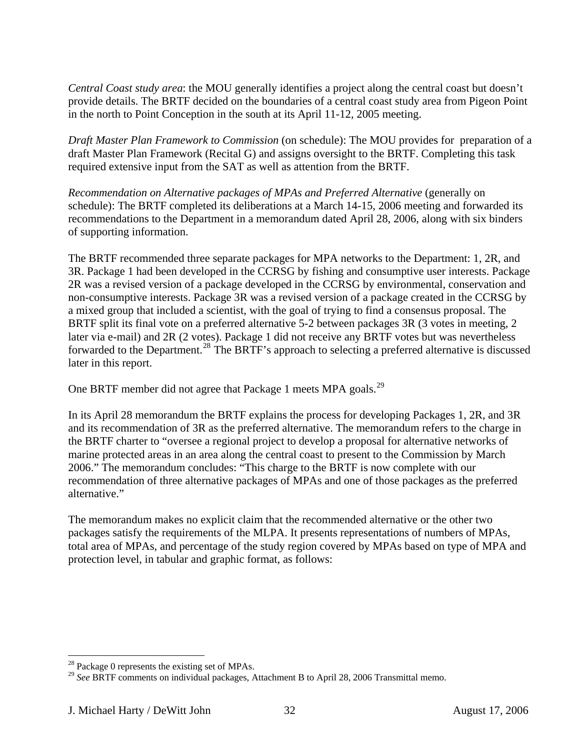*Central Coast study area*: the MOU generally identifies a project along the central coast but doesn't provide details. The BRTF decided on the boundaries of a central coast study area from Pigeon Point in the north to Point Conception in the south at its April 11-12, 2005 meeting.

*Draft Master Plan Framework to Commission* (on schedule): The MOU provides for preparation of a draft Master Plan Framework (Recital G) and assigns oversight to the BRTF. Completing this task required extensive input from the SAT as well as attention from the BRTF.

*Recommendation on Alternative packages of MPAs and Preferred Alternative* (generally on schedule): The BRTF completed its deliberations at a March 14-15, 2006 meeting and forwarded its recommendations to the Department in a memorandum dated April 28, 2006, along with six binders of supporting information.

The BRTF recommended three separate packages for MPA networks to the Department: 1, 2R, and 3R. Package 1 had been developed in the CCRSG by fishing and consumptive user interests. Package 2R was a revised version of a package developed in the CCRSG by environmental, conservation and non-consumptive interests. Package 3R was a revised version of a package created in the CCRSG by a mixed group that included a scientist, with the goal of trying to find a consensus proposal. The BRTF split its final vote on a preferred alternative 5-2 between packages 3R (3 votes in meeting, 2 later via e-mail) and 2R (2 votes). Package 1 did not receive any BRTF votes but was nevertheless forwarded to the Department.[28] The BRTF's approach to selecting a preferred alternative is discussed later in this report.

One BRTF member did not agree that Package 1 meets MPA goals.[29]

In its April 28 memorandum the BRTF explains the process for developing Packages 1, 2R, and 3R and its recommendation of 3R as the preferred alternative. The memorandum refers to the charge in the BRTF charter to "oversee a regional project to develop a proposal for alternative networks of marine protected areas in an area along the central coast to present to the Commission by March 2006." The memorandum concludes: "This charge to the BRTF is now complete with our recommendation of three alternative packages of MPAs and one of those packages as the preferred alternative."

The memorandum makes no explicit claim that the recommended alternative or the other two packages satisfy the requirements of the MLPA. It presents representations of numbers of MPAs, total area of MPAs, and percentage of the study region covered by MPAs based on type of MPA and protection level, in tabular and graphic format, as follows:

---

[28] Package 0 represents the existing set of MPAs.

[29] *See* BRTF comments on individual packages, Attachment B to April 28, 2006 Transmittal memo.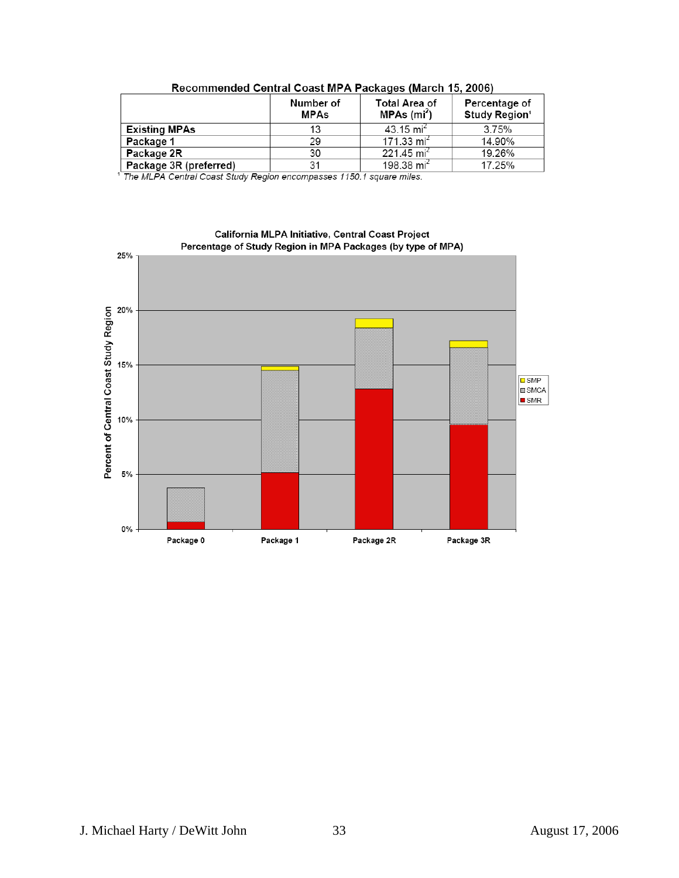**Recommended Central Coast MPA Packages (March 15, 2006)**

| | Number of MPAs | Total Area of MPAs ($mi^2$) | Percentage of Study Region[1] |
|---|---|---|---|
| **Existing MPAs** | 13 | 43.15 $mi^2$ | 3.75% |
| **Package 1** | 29 | 171.33 $mi^2$ | 14.90% |
| **Package 2R** | 30 | 221.45 $mi^2$ | 19.26% |
| **Package 3R (preferred)** | 31 | 198.38 $mi^2$ | 17.25% |

[1] *The MLPA Central Coast Study Region encompasses 1150.1 square miles.*

**California MLPA Initiative, Central Coast Project**
**Percentage of Study Region in MPA Packages (by type of MPA)**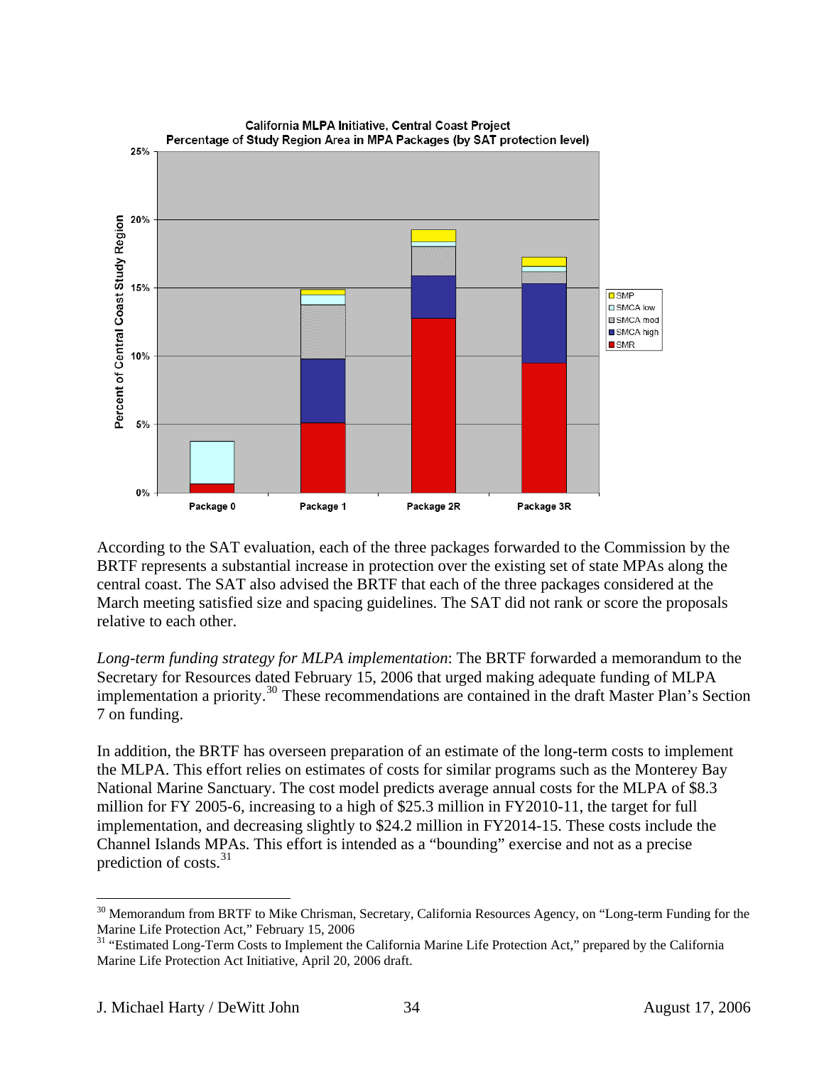**California MLPA Initiative, Central Coast Project**
**Percentage of Study Region Area in MPA Packages (by SAT protection level)**

According to the SAT evaluation, each of the three packages forwarded to the Commission by the BRTF represents a substantial increase in protection over the existing set of state MPAs along the central coast. The SAT also advised the BRTF that each of the three packages considered at the March meeting satisfied size and spacing guidelines. The SAT did not rank or score the proposals relative to each other.

*Long-term funding strategy for MLPA implementation*: The BRTF forwarded a memorandum to the Secretary for Resources dated February 15, 2006 that urged making adequate funding of MLPA implementation a priority.[30] These recommendations are contained in the draft Master Plan's Section 7 on funding.

In addition, the BRTF has overseen preparation of an estimate of the long-term costs to implement the MLPA. This effort relies on estimates of costs for similar programs such as the Monterey Bay National Marine Sanctuary. The cost model predicts average annual costs for the MLPA of $8.3 million for FY 2005-6, increasing to a high of $25.3 million in FY2010-11, the target for full implementation, and decreasing slightly to $24.2 million in FY2014-15. These costs include the Channel Islands MPAs. This effort is intended as a "bounding" exercise and not as a precise prediction of costs.[31]

---

[30] Memorandum from BRTF to Mike Chrisman, Secretary, California Resources Agency, on "Long-term Funding for the Marine Life Protection Act," February 15, 2006

[31] "Estimated Long-Term Costs to Implement the California Marine Life Protection Act," prepared by the California Marine Life Protection Act Initiative, April 20, 2006 draft.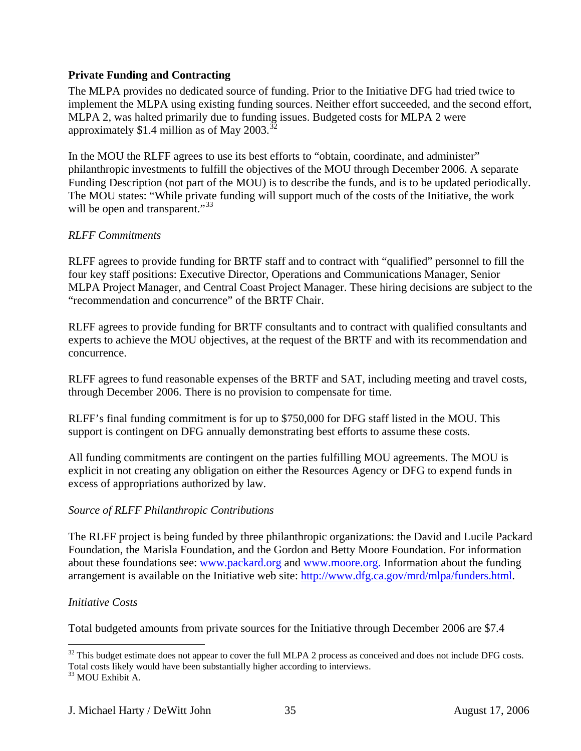## Private Funding and Contracting

The MLPA provides no dedicated source of funding. Prior to the Initiative DFG had tried twice to implement the MLPA using existing funding sources. Neither effort succeeded, and the second effort, MLPA 2, was halted primarily due to funding issues. Budgeted costs for MLPA 2 were approximately $1.4 million as of May 2003.[32]

In the MOU the RLFF agrees to use its best efforts to "obtain, coordinate, and administer" philanthropic investments to fulfill the objectives of the MOU through December 2006. A separate Funding Description (not part of the MOU) is to describe the funds, and is to be updated periodically. The MOU states: "While private funding will support much of the costs of the Initiative, the work will be open and transparent."[33]

*RLFF Commitments*

RLFF agrees to provide funding for BRTF staff and to contract with "qualified" personnel to fill the four key staff positions: Executive Director, Operations and Communications Manager, Senior MLPA Project Manager, and Central Coast Project Manager. These hiring decisions are subject to the "recommendation and concurrence" of the BRTF Chair.

RLFF agrees to provide funding for BRTF consultants and to contract with qualified consultants and experts to achieve the MOU objectives, at the request of the BRTF and with its recommendation and concurrence.

RLFF agrees to fund reasonable expenses of the BRTF and SAT, including meeting and travel costs, through December 2006. There is no provision to compensate for time.

RLFF's final funding commitment is for up to $750,000 for DFG staff listed in the MOU. This support is contingent on DFG annually demonstrating best efforts to assume these costs.

All funding commitments are contingent on the parties fulfilling MOU agreements. The MOU is explicit in not creating any obligation on either the Resources Agency or DFG to expend funds in excess of appropriations authorized by law.

*Source of RLFF Philanthropic Contributions*

The RLFF project is being funded by three philanthropic organizations: the David and Lucile Packard Foundation, the Marisla Foundation, and the Gordon and Betty Moore Foundation. For information about these foundations see: www.packard.org and www.moore.org. Information about the funding arrangement is available on the Initiative web site: http://www.dfg.ca.gov/mrd/mlpa/funders.html.

*Initiative Costs*

Total budgeted amounts from private sources for the Initiative through December 2006 are $7.4

---

[32] This budget estimate does not appear to cover the full MLPA 2 process as conceived and does not include DFG costs. Total costs likely would have been substantially higher according to interviews.

[33] MOU Exhibit A.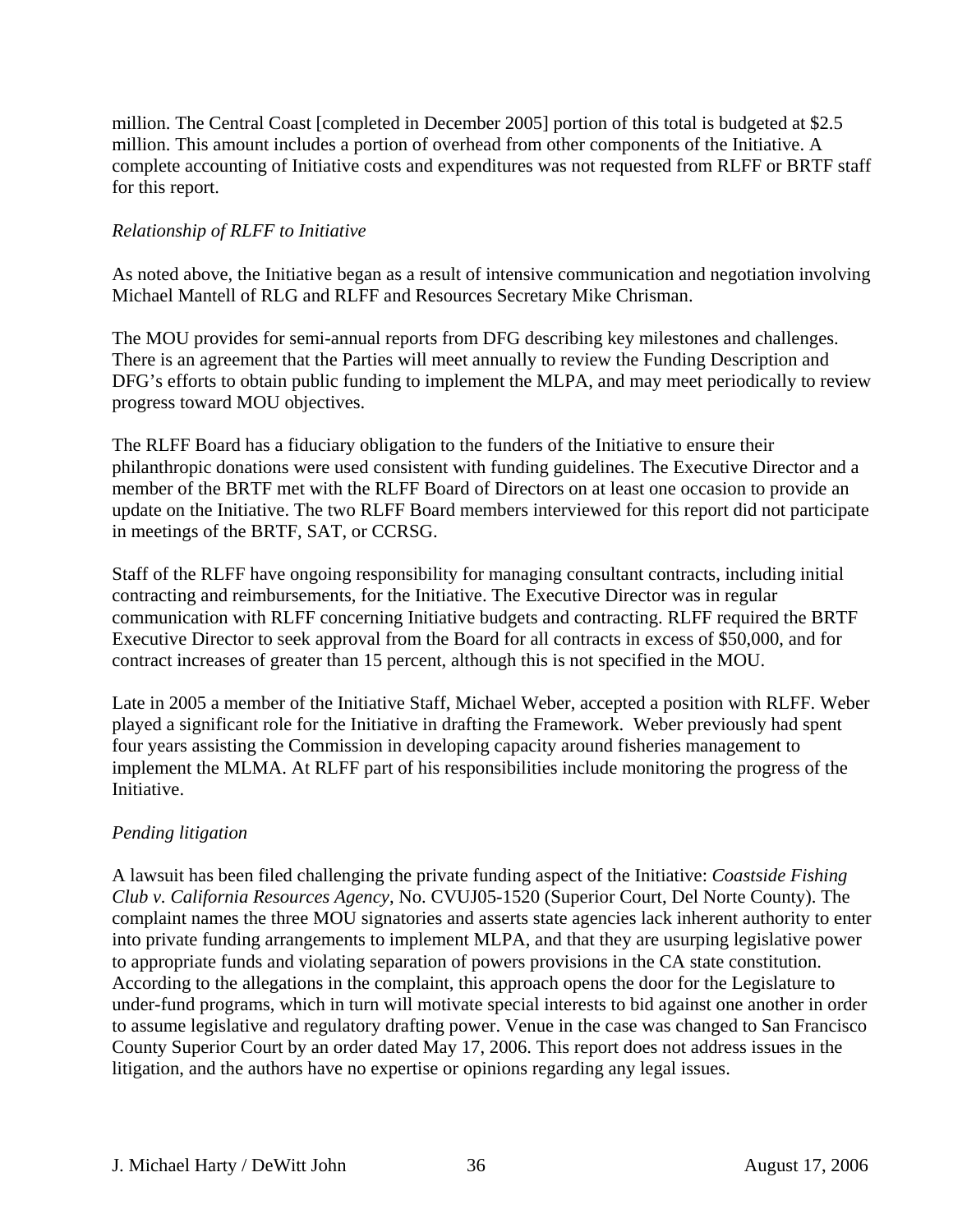million. The Central Coast [completed in December 2005] portion of this total is budgeted at $2.5 million. This amount includes a portion of overhead from other components of the Initiative. A complete accounting of Initiative costs and expenditures was not requested from RLFF or BRTF staff for this report.

*Relationship of RLFF to Initiative*

As noted above, the Initiative began as a result of intensive communication and negotiation involving Michael Mantell of RLG and RLFF and Resources Secretary Mike Chrisman.

The MOU provides for semi-annual reports from DFG describing key milestones and challenges. There is an agreement that the Parties will meet annually to review the Funding Description and DFG's efforts to obtain public funding to implement the MLPA, and may meet periodically to review progress toward MOU objectives.

The RLFF Board has a fiduciary obligation to the funders of the Initiative to ensure their philanthropic donations were used consistent with funding guidelines. The Executive Director and a member of the BRTF met with the RLFF Board of Directors on at least one occasion to provide an update on the Initiative. The two RLFF Board members interviewed for this report did not participate in meetings of the BRTF, SAT, or CCRSG.

Staff of the RLFF have ongoing responsibility for managing consultant contracts, including initial contracting and reimbursements, for the Initiative. The Executive Director was in regular communication with RLFF concerning Initiative budgets and contracting. RLFF required the BRTF Executive Director to seek approval from the Board for all contracts in excess of $50,000, and for contract increases of greater than 15 percent, although this is not specified in the MOU.

Late in 2005 a member of the Initiative Staff, Michael Weber, accepted a position with RLFF. Weber played a significant role for the Initiative in drafting the Framework. Weber previously had spent four years assisting the Commission in developing capacity around fisheries management to implement the MLMA. At RLFF part of his responsibilities include monitoring the progress of the Initiative.

*Pending litigation*

A lawsuit has been filed challenging the private funding aspect of the Initiative: *Coastside Fishing Club v. California Resources Agency*, No. CVUJ05-1520 (Superior Court, Del Norte County). The complaint names the three MOU signatories and asserts state agencies lack inherent authority to enter into private funding arrangements to implement MLPA, and that they are usurping legislative power to appropriate funds and violating separation of powers provisions in the CA state constitution. According to the allegations in the complaint, this approach opens the door for the Legislature to under-fund programs, which in turn will motivate special interests to bid against one another in order to assume legislative and regulatory drafting power. Venue in the case was changed to San Francisco County Superior Court by an order dated May 17, 2006. This report does not address issues in the litigation, and the authors have no expertise or opinions regarding any legal issues.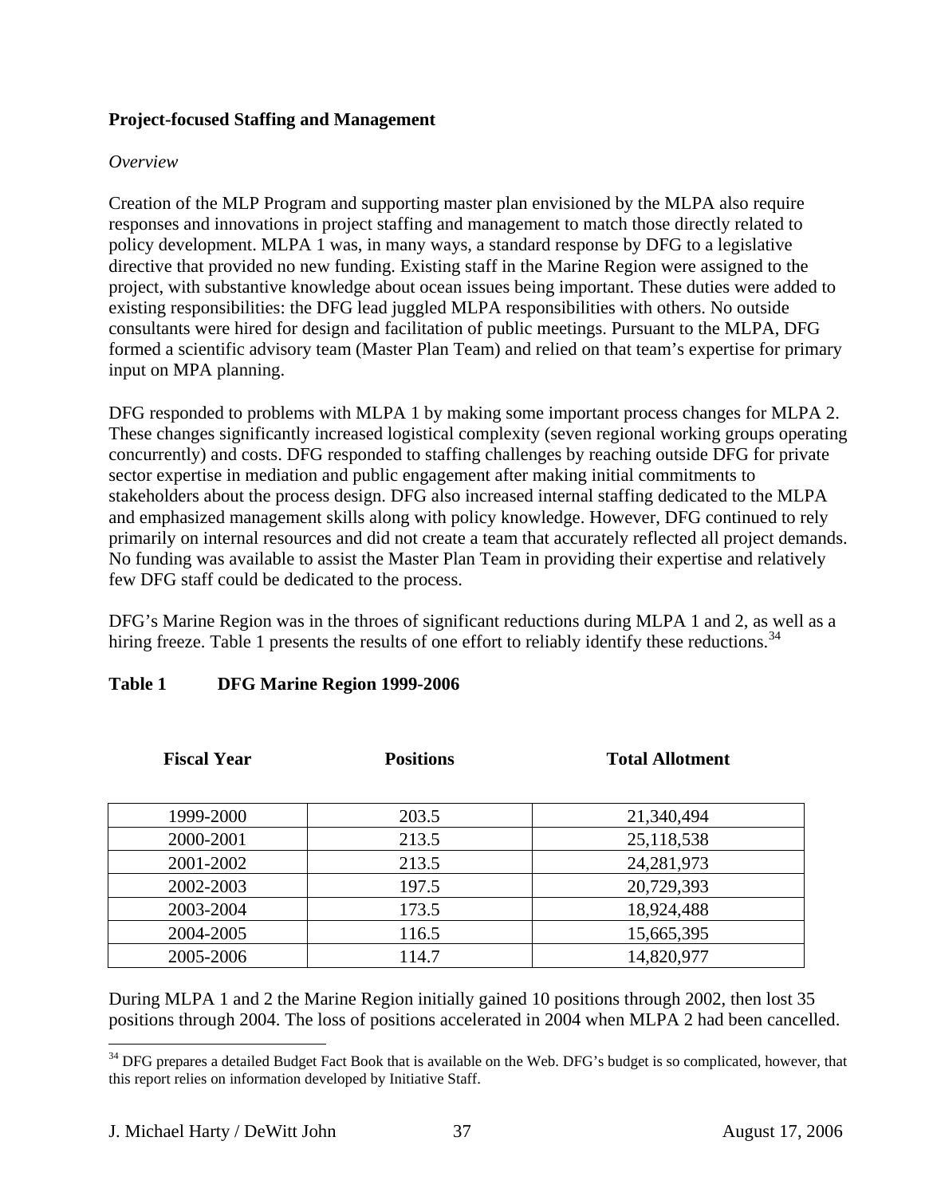**Project-focused Staffing and Management**

*Overview*

Creation of the MLP Program and supporting master plan envisioned by the MLPA also require responses and innovations in project staffing and management to match those directly related to policy development. MLPA 1 was, in many ways, a standard response by DFG to a legislative directive that provided no new funding. Existing staff in the Marine Region were assigned to the project, with substantive knowledge about ocean issues being important. These duties were added to existing responsibilities: the DFG lead juggled MLPA responsibilities with others. No outside consultants were hired for design and facilitation of public meetings. Pursuant to the MLPA, DFG formed a scientific advisory team (Master Plan Team) and relied on that team's expertise for primary input on MPA planning.

DFG responded to problems with MLPA 1 by making some important process changes for MLPA 2. These changes significantly increased logistical complexity (seven regional working groups operating concurrently) and costs. DFG responded to staffing challenges by reaching outside DFG for private sector expertise in mediation and public engagement after making initial commitments to stakeholders about the process design. DFG also increased internal staffing dedicated to the MLPA and emphasized management skills along with policy knowledge. However, DFG continued to rely primarily on internal resources and did not create a team that accurately reflected all project demands. No funding was available to assist the Master Plan Team in providing their expertise and relatively few DFG staff could be dedicated to the process.

DFG's Marine Region was in the throes of significant reductions during MLPA 1 and 2, as well as a hiring freeze. Table 1 presents the results of one effort to reliably identify these reductions.[34]

**Table 1 DFG Marine Region 1999-2006**

| Fiscal Year | Positions | Total Allotment |
|---|---|---|
| 1999-2000 | 203.5 | 21,340,494 |
| 2000-2001 | 213.5 | 25,118,538 |
| 2001-2002 | 213.5 | 24,281,973 |
| 2002-2003 | 197.5 | 20,729,393 |
| 2003-2004 | 173.5 | 18,924,488 |
| 2004-2005 | 116.5 | 15,665,395 |
| 2005-2006 | 114.7 | 14,820,977 |

During MLPA 1 and 2 the Marine Region initially gained 10 positions through 2002, then lost 35 positions through 2004. The loss of positions accelerated in 2004 when MLPA 2 had been cancelled.

[34] DFG prepares a detailed Budget Fact Book that is available on the Web. DFG's budget is so complicated, however, that this report relies on information developed by Initiative Staff.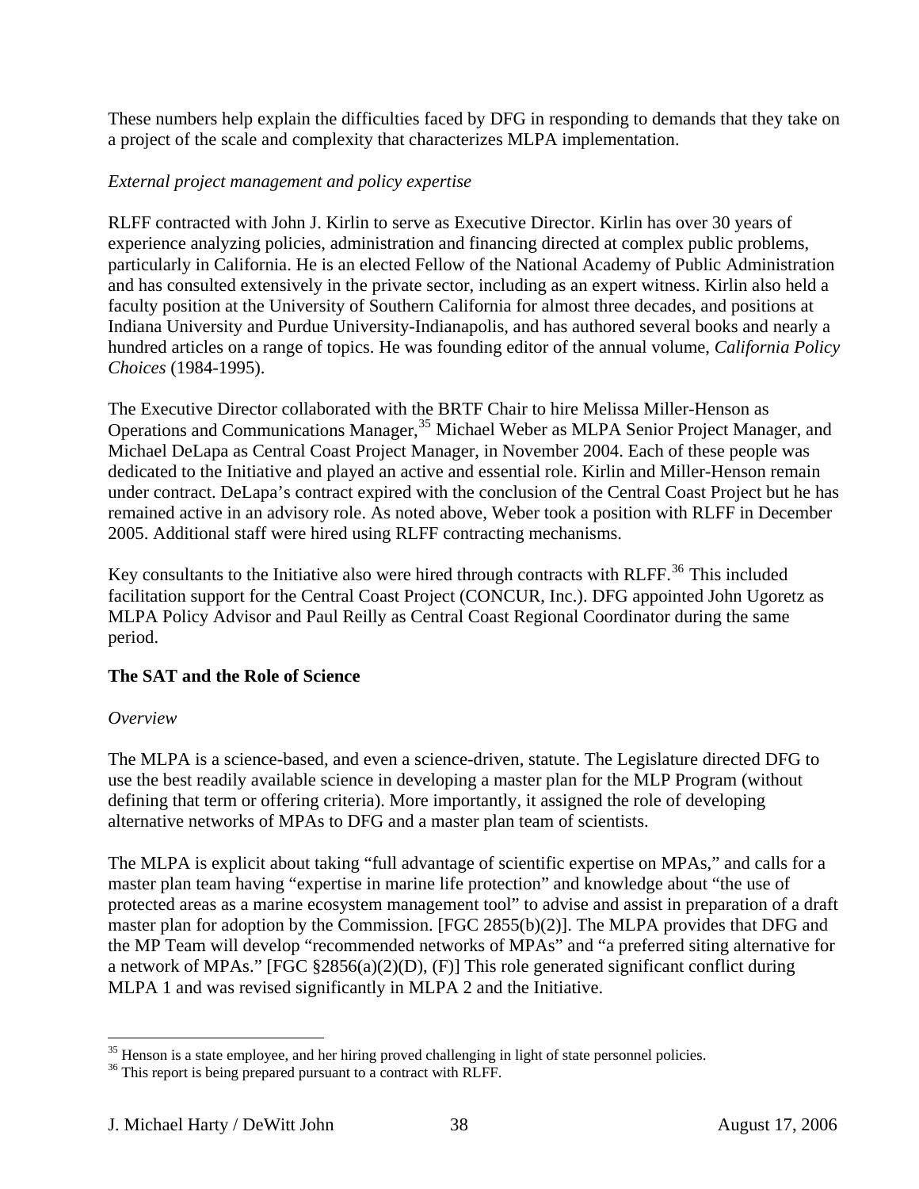These numbers help explain the difficulties faced by DFG in responding to demands that they take on a project of the scale and complexity that characterizes MLPA implementation.

*External project management and policy expertise*

RLFF contracted with John J. Kirlin to serve as Executive Director. Kirlin has over 30 years of experience analyzing policies, administration and financing directed at complex public problems, particularly in California. He is an elected Fellow of the National Academy of Public Administration and has consulted extensively in the private sector, including as an expert witness. Kirlin also held a faculty position at the University of Southern California for almost three decades, and positions at Indiana University and Purdue University-Indianapolis, and has authored several books and nearly a hundred articles on a range of topics. He was founding editor of the annual volume, *California Policy Choices* (1984-1995).

The Executive Director collaborated with the BRTF Chair to hire Melissa Miller-Henson as Operations and Communications Manager,[35] Michael Weber as MLPA Senior Project Manager, and Michael DeLapa as Central Coast Project Manager, in November 2004. Each of these people was dedicated to the Initiative and played an active and essential role. Kirlin and Miller-Henson remain under contract. DeLapa's contract expired with the conclusion of the Central Coast Project but he has remained active in an advisory role. As noted above, Weber took a position with RLFF in December 2005. Additional staff were hired using RLFF contracting mechanisms.

Key consultants to the Initiative also were hired through contracts with RLFF.[36] This included facilitation support for the Central Coast Project (CONCUR, Inc.). DFG appointed John Ugoretz as MLPA Policy Advisor and Paul Reilly as Central Coast Regional Coordinator during the same period.

## The SAT and the Role of Science

*Overview*

The MLPA is a science-based, and even a science-driven, statute. The Legislature directed DFG to use the best readily available science in developing a master plan for the MLP Program (without defining that term or offering criteria). More importantly, it assigned the role of developing alternative networks of MPAs to DFG and a master plan team of scientists.

The MLPA is explicit about taking "full advantage of scientific expertise on MPAs," and calls for a master plan team having "expertise in marine life protection" and knowledge about "the use of protected areas as a marine ecosystem management tool" to advise and assist in preparation of a draft master plan for adoption by the Commission. [FGC 2855(b)(2)]. The MLPA provides that DFG and the MP Team will develop "recommended networks of MPAs" and "a preferred siting alternative for a network of MPAs." [FGC §2856(a)(2)(D), (F)] This role generated significant conflict during MLPA 1 and was revised significantly in MLPA 2 and the Initiative.

[35] Henson is a state employee, and her hiring proved challenging in light of state personnel policies.

[36] This report is being prepared pursuant to a contract with RLFF.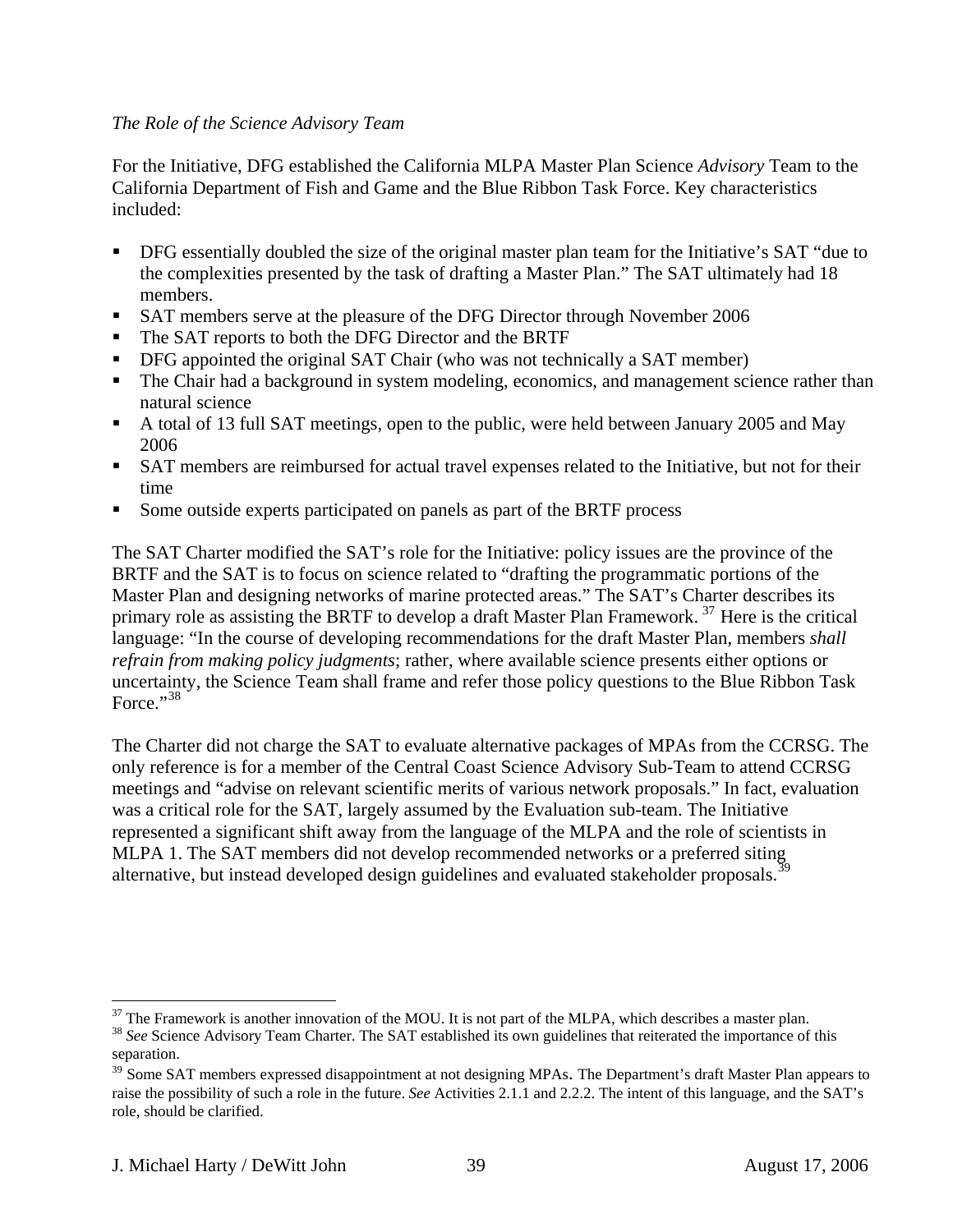*The Role of the Science Advisory Team*

For the Initiative, DFG established the California MLPA Master Plan Science *Advisory* Team to the California Department of Fish and Game and the Blue Ribbon Task Force. Key characteristics included:

- DFG essentially doubled the size of the original master plan team for the Initiative's SAT "due to the complexities presented by the task of drafting a Master Plan." The SAT ultimately had 18 members.
- SAT members serve at the pleasure of the DFG Director through November 2006
- The SAT reports to both the DFG Director and the BRTF
- DFG appointed the original SAT Chair (who was not technically a SAT member)
- The Chair had a background in system modeling, economics, and management science rather than natural science
- A total of 13 full SAT meetings, open to the public, were held between January 2005 and May 2006
- SAT members are reimbursed for actual travel expenses related to the Initiative, but not for their time
- Some outside experts participated on panels as part of the BRTF process

The SAT Charter modified the SAT's role for the Initiative: policy issues are the province of the BRTF and the SAT is to focus on science related to "drafting the programmatic portions of the Master Plan and designing networks of marine protected areas." The SAT's Charter describes its primary role as assisting the BRTF to develop a draft Master Plan Framework. [37] Here is the critical language: "In the course of developing recommendations for the draft Master Plan, members *shall refrain from making policy judgments*; rather, where available science presents either options or uncertainty, the Science Team shall frame and refer those policy questions to the Blue Ribbon Task Force."[38]

The Charter did not charge the SAT to evaluate alternative packages of MPAs from the CCRSG. The only reference is for a member of the Central Coast Science Advisory Sub-Team to attend CCRSG meetings and "advise on relevant scientific merits of various network proposals." In fact, evaluation was a critical role for the SAT, largely assumed by the Evaluation sub-team. The Initiative represented a significant shift away from the language of the MLPA and the role of scientists in MLPA 1. The SAT members did not develop recommended networks or a preferred siting alternative, but instead developed design guidelines and evaluated stakeholder proposals.[39]

---

[37] The Framework is another innovation of the MOU. It is not part of the MLPA, which describes a master plan.

[38] *See* Science Advisory Team Charter. The SAT established its own guidelines that reiterated the importance of this separation.

[39] Some SAT members expressed disappointment at not designing MPAs. The Department's draft Master Plan appears to raise the possibility of such a role in the future. *See* Activities 2.1.1 and 2.2.2. The intent of this language, and the SAT's role, should be clarified.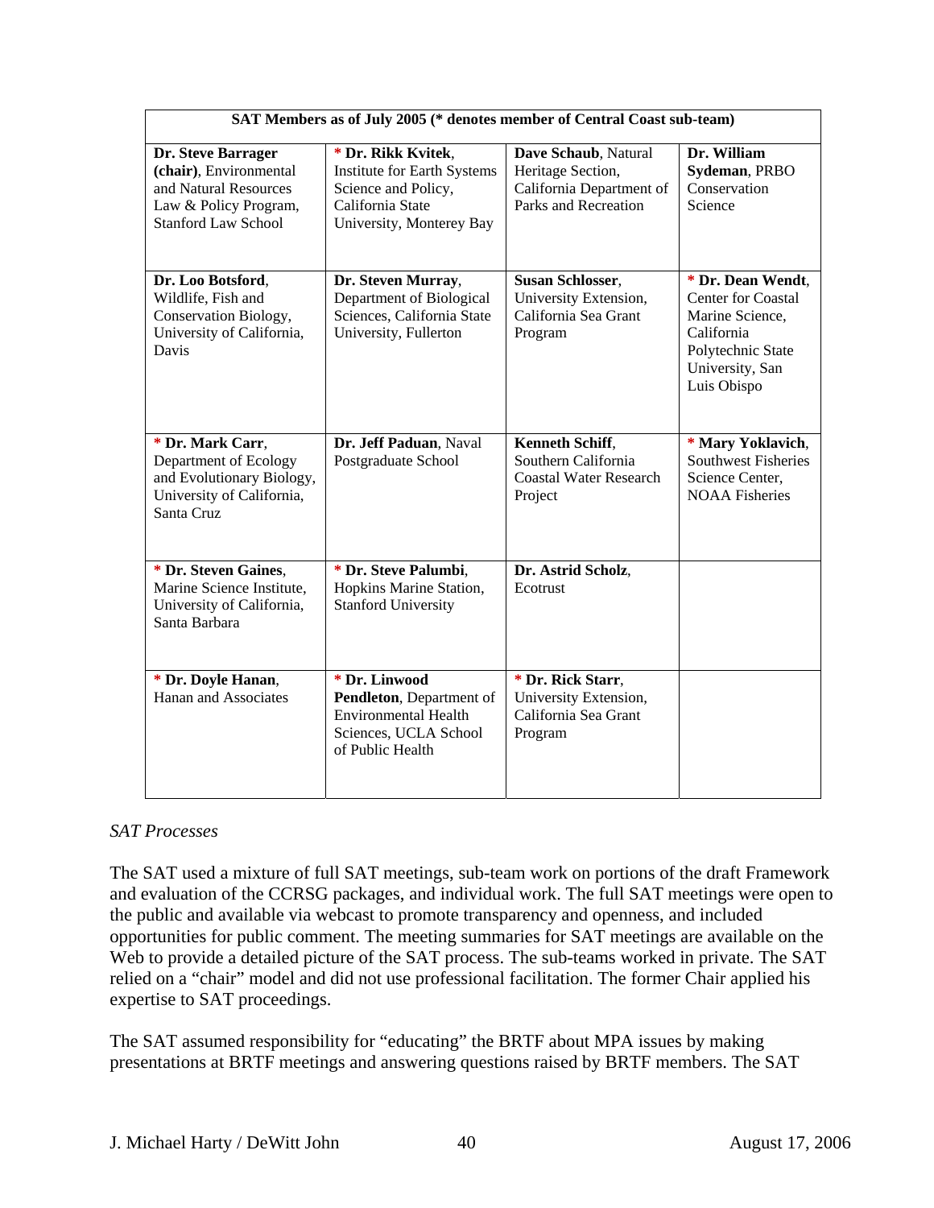| SAT Members as of July 2005 (* denotes member of Central Coast sub-team) | | | |
|---|---|---|---|
| **Dr. Steve Barrager (chair)**, Environmental and Natural Resources Law & Policy Program, Stanford Law School | * **Dr. Rikk Kvitek**, Institute for Earth Systems Science and Policy, California State University, Monterey Bay | **Dave Schaub**, Natural Heritage Section, California Department of Parks and Recreation | **Dr. William Sydeman**, PRBO Conservation Science |
| **Dr. Loo Botsford**, Wildlife, Fish and Conservation Biology, University of California, Davis | **Dr. Steven Murray**, Department of Biological Sciences, California State University, Fullerton | **Susan Schlosser**, University Extension, California Sea Grant Program | * **Dr. Dean Wendt**, Center for Coastal Marine Science, California Polytechnic State University, San Luis Obispo |
| * **Dr. Mark Carr**, Department of Ecology and Evolutionary Biology, University of California, Santa Cruz | **Dr. Jeff Paduan**, Naval Postgraduate School | **Kenneth Schiff**, Southern California Coastal Water Research Project | * **Mary Yoklavich**, Southwest Fisheries Science Center, NOAA Fisheries |
| * **Dr. Steven Gaines**, Marine Science Institute, University of California, Santa Barbara | * **Dr. Steve Palumbi**, Hopkins Marine Station, Stanford University | **Dr. Astrid Scholz**, Ecotrust | |
| * **Dr. Doyle Hanan**, Hanan and Associates | * **Dr. Linwood Pendleton**, Department of Environmental Health Sciences, UCLA School of Public Health | * **Dr. Rick Starr**, University Extension, California Sea Grant Program | |

*SAT Processes*

The SAT used a mixture of full SAT meetings, sub-team work on portions of the draft Framework and evaluation of the CCRSG packages, and individual work. The full SAT meetings were open to the public and available via webcast to promote transparency and openness, and included opportunities for public comment. The meeting summaries for SAT meetings are available on the Web to provide a detailed picture of the SAT process. The sub-teams worked in private. The SAT relied on a "chair" model and did not use professional facilitation. The former Chair applied his expertise to SAT proceedings.

The SAT assumed responsibility for "educating" the BRTF about MPA issues by making presentations at BRTF meetings and answering questions raised by BRTF members. The SAT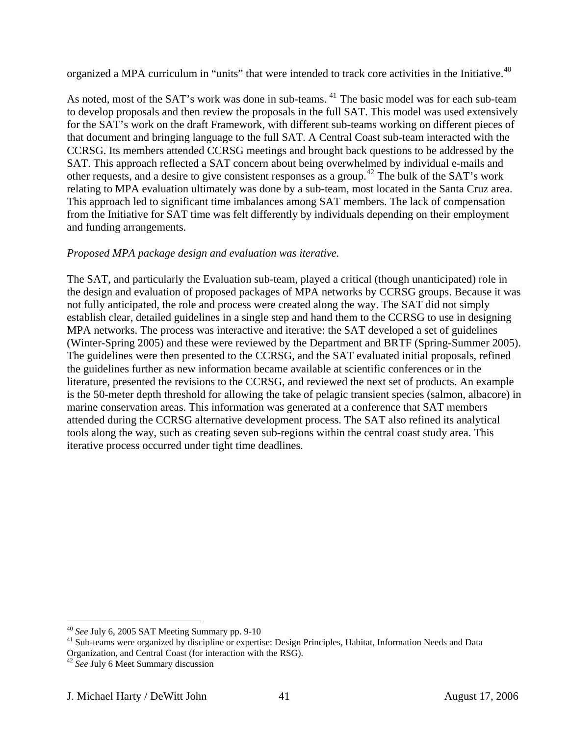organized a MPA curriculum in "units" that were intended to track core activities in the Initiative.[40]

As noted, most of the SAT's work was done in sub-teams. [41] The basic model was for each sub-team to develop proposals and then review the proposals in the full SAT. This model was used extensively for the SAT's work on the draft Framework, with different sub-teams working on different pieces of that document and bringing language to the full SAT. A Central Coast sub-team interacted with the CCRSG. Its members attended CCRSG meetings and brought back questions to be addressed by the SAT. This approach reflected a SAT concern about being overwhelmed by individual e-mails and other requests, and a desire to give consistent responses as a group.[42] The bulk of the SAT's work relating to MPA evaluation ultimately was done by a sub-team, most located in the Santa Cruz area. This approach led to significant time imbalances among SAT members. The lack of compensation from the Initiative for SAT time was felt differently by individuals depending on their employment and funding arrangements.

*Proposed MPA package design and evaluation was iterative.*

The SAT, and particularly the Evaluation sub-team, played a critical (though unanticipated) role in the design and evaluation of proposed packages of MPA networks by CCRSG groups. Because it was not fully anticipated, the role and process were created along the way. The SAT did not simply establish clear, detailed guidelines in a single step and hand them to the CCRSG to use in designing MPA networks. The process was interactive and iterative: the SAT developed a set of guidelines (Winter-Spring 2005) and these were reviewed by the Department and BRTF (Spring-Summer 2005). The guidelines were then presented to the CCRSG, and the SAT evaluated initial proposals, refined the guidelines further as new information became available at scientific conferences or in the literature, presented the revisions to the CCRSG, and reviewed the next set of products. An example is the 50-meter depth threshold for allowing the take of pelagic transient species (salmon, albacore) in marine conservation areas. This information was generated at a conference that SAT members attended during the CCRSG alternative development process. The SAT also refined its analytical tools along the way, such as creating seven sub-regions within the central coast study area. This iterative process occurred under tight time deadlines.

---

[40] *See* July 6, 2005 SAT Meeting Summary pp. 9-10

[41] Sub-teams were organized by discipline or expertise: Design Principles, Habitat, Information Needs and Data Organization, and Central Coast (for interaction with the RSG).

[42] *See* July 6 Meet Summary discussion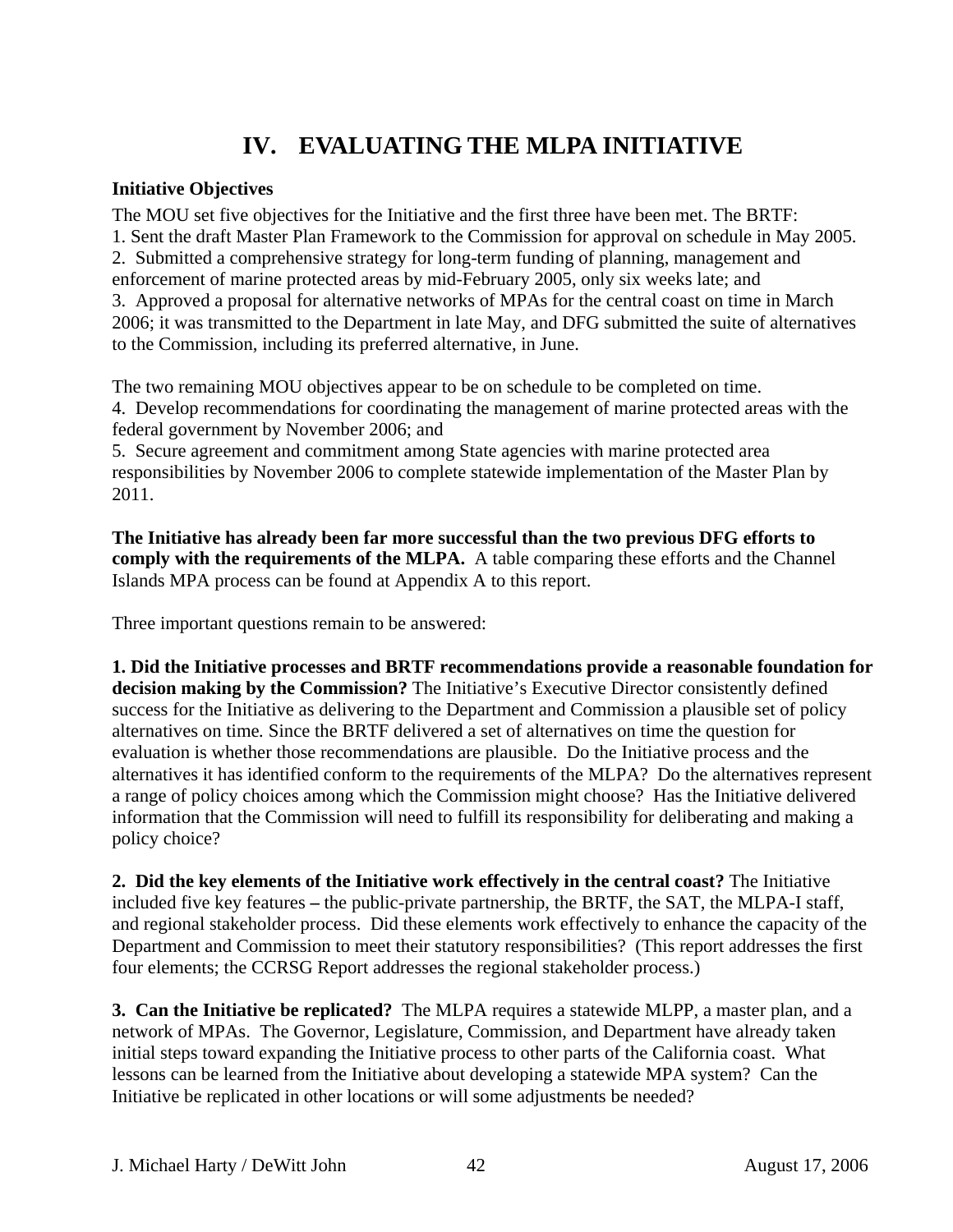# IV. EVALUATING THE MLPA INITIATIVE

**Initiative Objectives**

The MOU set five objectives for the Initiative and the first three have been met. The BRTF:

1. Sent the draft Master Plan Framework to the Commission for approval on schedule in May 2005.
2. Submitted a comprehensive strategy for long-term funding of planning, management and enforcement of marine protected areas by mid-February 2005, only six weeks late; and
3. Approved a proposal for alternative networks of MPAs for the central coast on time in March 2006; it was transmitted to the Department in late May, and DFG submitted the suite of alternatives to the Commission, including its preferred alternative, in June.

The two remaining MOU objectives appear to be on schedule to be completed on time.

4. Develop recommendations for coordinating the management of marine protected areas with the federal government by November 2006; and
5. Secure agreement and commitment among State agencies with marine protected area responsibilities by November 2006 to complete statewide implementation of the Master Plan by 2011.

**The Initiative has already been far more successful than the two previous DFG efforts to comply with the requirements of the MLPA.** A table comparing these efforts and the Channel Islands MPA process can be found at Appendix A to this report.

Three important questions remain to be answered:

**1. Did the Initiative processes and BRTF recommendations provide a reasonable foundation for decision making by the Commission?** The Initiative's Executive Director consistently defined success for the Initiative as delivering to the Department and Commission a plausible set of policy alternatives on time. Since the BRTF delivered a set of alternatives on time the question for evaluation is whether those recommendations are plausible. Do the Initiative process and the alternatives it has identified conform to the requirements of the MLPA? Do the alternatives represent a range of policy choices among which the Commission might choose? Has the Initiative delivered information that the Commission will need to fulfill its responsibility for deliberating and making a policy choice?

**2. Did the key elements of the Initiative work effectively in the central coast?** The Initiative included five key features **–** the public-private partnership, the BRTF, the SAT, the MLPA-I staff, and regional stakeholder process. Did these elements work effectively to enhance the capacity of the Department and Commission to meet their statutory responsibilities? (This report addresses the first four elements; the CCRSG Report addresses the regional stakeholder process.)

**3. Can the Initiative be replicated?** The MLPA requires a statewide MLPP, a master plan, and a network of MPAs. The Governor, Legislature, Commission, and Department have already taken initial steps toward expanding the Initiative process to other parts of the California coast. What lessons can be learned from the Initiative about developing a statewide MPA system? Can the Initiative be replicated in other locations or will some adjustments be needed?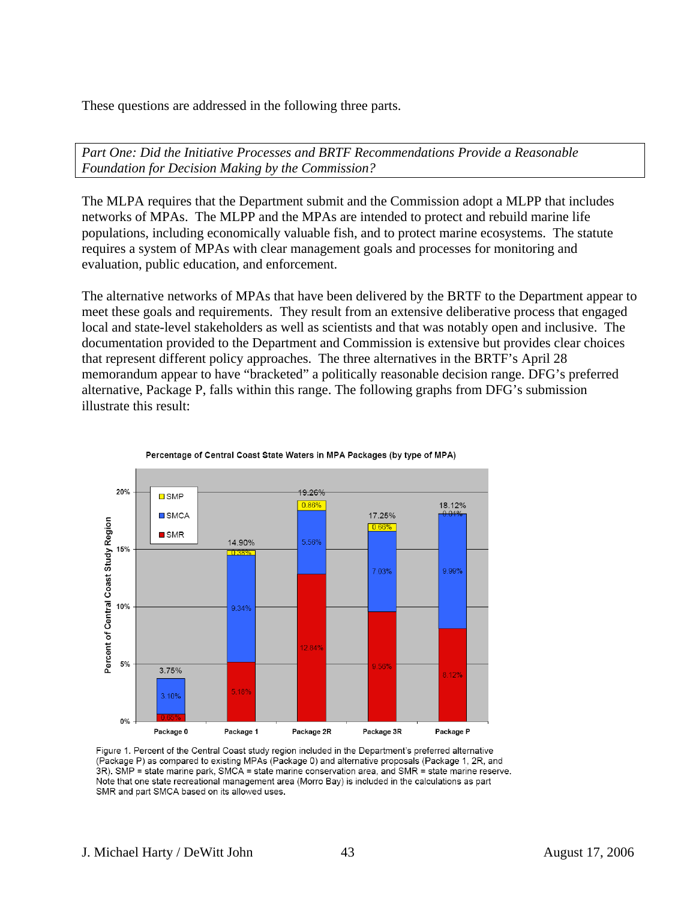These questions are addressed in the following three parts.

*Part One: Did the Initiative Processes and BRTF Recommendations Provide a Reasonable Foundation for Decision Making by the Commission?*

The MLPA requires that the Department submit and the Commission adopt a MLPP that includes networks of MPAs. The MLPP and the MPAs are intended to protect and rebuild marine life populations, including economically valuable fish, and to protect marine ecosystems. The statute requires a system of MPAs with clear management goals and processes for monitoring and evaluation, public education, and enforcement.

The alternative networks of MPAs that have been delivered by the BRTF to the Department appear to meet these goals and requirements. They result from an extensive deliberative process that engaged local and state-level stakeholders as well as scientists and that was notably open and inclusive. The documentation provided to the Department and Commission is extensive but provides clear choices that represent different policy approaches. The three alternatives in the BRTF's April 28 memorandum appear to have "bracketed" a politically reasonable decision range. DFG's preferred alternative, Package P, falls within this range. The following graphs from DFG's submission illustrate this result:

**Percentage of Central Coast State Waters in MPA Packages (by type of MPA)**

| | Package 0 | Package 1 | Package 2R | Package 3R | Package P |
|---|---|---|---|---|---|
| SMR | 0.65% | 5.18% | 12.84% | 9.56% | 8.12% |
| SMCA | 3.10% | 9.34% | 5.56% | 7.03% | 9.99% |
| SMP | | 0.38% | 0.86% | 0.66% | 0.01% |
| Total | 3.75% | 14.90% | 19.26% | 17.25% | 18.12% |

Figure 1. Percent of the Central Coast study region included in the Department's preferred alternative (Package P) as compared to existing MPAs (Package 0) and alternative proposals (Package 1, 2R, and 3R). SMP = state marine park, SMCA = state marine conservation area, and SMR = state marine reserve. Note that one state recreational management area (Morro Bay) is included in the calculations as part SMR and part SMCA based on its allowed uses.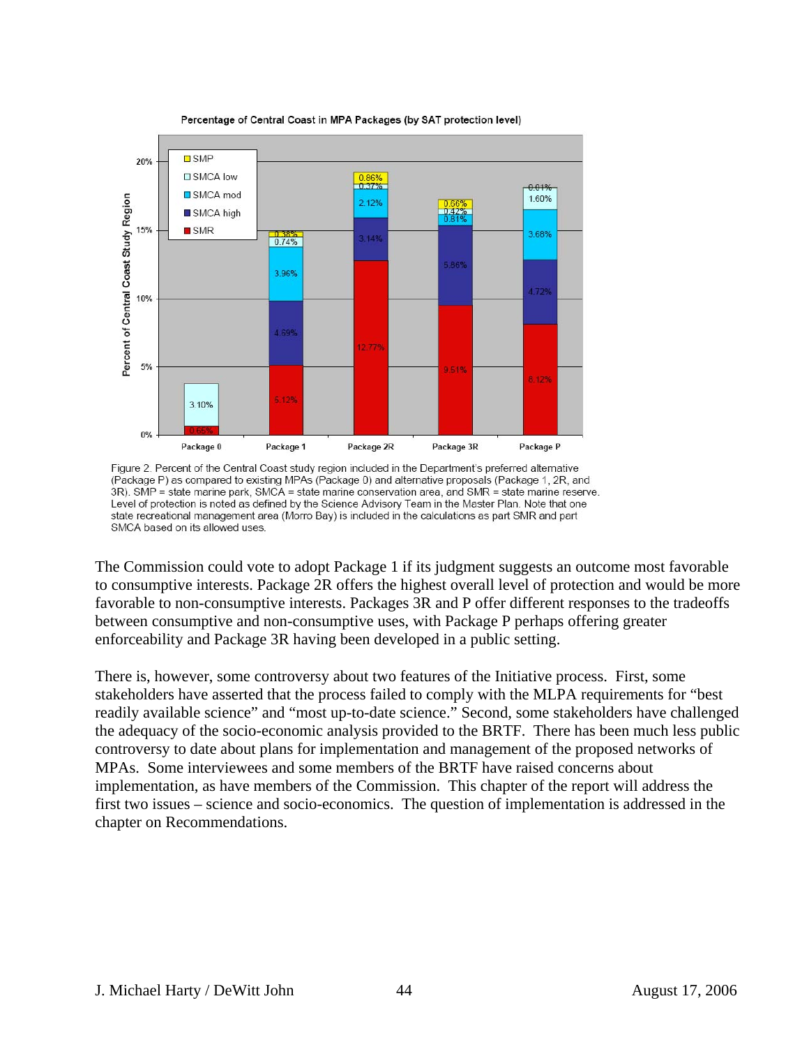Figure 2. Percent of the Central Coast study region included in the Department's preferred alternative (Package P) as compared to existing MPAs (Package 0) and alternative proposals (Package 1, 2R, and 3R). SMP = state marine park, SMCA = state marine conservation area, and SMR = state marine reserve. Level of protection is noted as defined by the Science Advisory Team in the Master Plan. Note that one state recreational management area (Morro Bay) is included in the calculations as part SMR and part SMCA based on its allowed uses.

The Commission could vote to adopt Package 1 if its judgment suggests an outcome most favorable to consumptive interests. Package 2R offers the highest overall level of protection and would be more favorable to non-consumptive interests. Packages 3R and P offer different responses to the tradeoffs between consumptive and non-consumptive uses, with Package P perhaps offering greater enforceability and Package 3R having been developed in a public setting.

There is, however, some controversy about two features of the Initiative process. First, some stakeholders have asserted that the process failed to comply with the MLPA requirements for "best readily available science" and "most up-to-date science." Second, some stakeholders have challenged the adequacy of the socio-economic analysis provided to the BRTF. There has been much less public controversy to date about plans for implementation and management of the proposed networks of MPAs. Some interviewees and some members of the BRTF have raised concerns about implementation, as have members of the Commission. This chapter of the report will address the first two issues – science and socio-economics. The question of implementation is addressed in the chapter on Recommendations.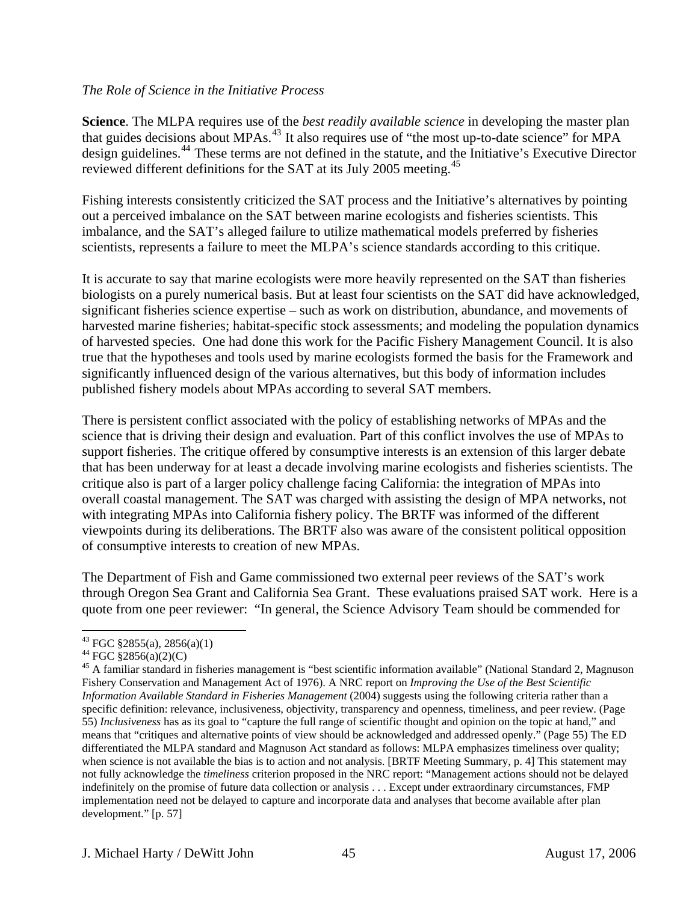*The Role of Science in the Initiative Process*

**Science**. The MLPA requires use of the *best readily available science* in developing the master plan that guides decisions about MPAs.[43] It also requires use of "the most up-to-date science" for MPA design guidelines.[44] These terms are not defined in the statute, and the Initiative's Executive Director reviewed different definitions for the SAT at its July 2005 meeting.[45]

Fishing interests consistently criticized the SAT process and the Initiative's alternatives by pointing out a perceived imbalance on the SAT between marine ecologists and fisheries scientists. This imbalance, and the SAT's alleged failure to utilize mathematical models preferred by fisheries scientists, represents a failure to meet the MLPA's science standards according to this critique.

It is accurate to say that marine ecologists were more heavily represented on the SAT than fisheries biologists on a purely numerical basis. But at least four scientists on the SAT did have acknowledged, significant fisheries science expertise – such as work on distribution, abundance, and movements of harvested marine fisheries; habitat-specific stock assessments; and modeling the population dynamics of harvested species. One had done this work for the Pacific Fishery Management Council. It is also true that the hypotheses and tools used by marine ecologists formed the basis for the Framework and significantly influenced design of the various alternatives, but this body of information includes published fishery models about MPAs according to several SAT members.

There is persistent conflict associated with the policy of establishing networks of MPAs and the science that is driving their design and evaluation. Part of this conflict involves the use of MPAs to support fisheries. The critique offered by consumptive interests is an extension of this larger debate that has been underway for at least a decade involving marine ecologists and fisheries scientists. The critique also is part of a larger policy challenge facing California: the integration of MPAs into overall coastal management. The SAT was charged with assisting the design of MPA networks, not with integrating MPAs into California fishery policy. The BRTF was informed of the different viewpoints during its deliberations. The BRTF also was aware of the consistent political opposition of consumptive interests to creation of new MPAs.

The Department of Fish and Game commissioned two external peer reviews of the SAT's work through Oregon Sea Grant and California Sea Grant. These evaluations praised SAT work. Here is a quote from one peer reviewer: "In general, the Science Advisory Team should be commended for

---

[43] FGC §2855(a), 2856(a)(1)

[44] FGC §2856(a)(2)(C)

[45] A familiar standard in fisheries management is "best scientific information available" (National Standard 2, Magnuson Fishery Conservation and Management Act of 1976). A NRC report on *Improving the Use of the Best Scientific Information Available Standard in Fisheries Management* (2004) suggests using the following criteria rather than a specific definition: relevance, inclusiveness, objectivity, transparency and openness, timeliness, and peer review. (Page 55) *Inclusiveness* has as its goal to "capture the full range of scientific thought and opinion on the topic at hand," and means that "critiques and alternative points of view should be acknowledged and addressed openly." (Page 55) The ED differentiated the MLPA standard and Magnuson Act standard as follows: MLPA emphasizes timeliness over quality; when science is not available the bias is to action and not analysis. [BRTF Meeting Summary, p. 4] This statement may not fully acknowledge the *timeliness* criterion proposed in the NRC report: "Management actions should not be delayed indefinitely on the promise of future data collection or analysis . . . Except under extraordinary circumstances, FMP implementation need not be delayed to capture and incorporate data and analyses that become available after plan development." [p. 57]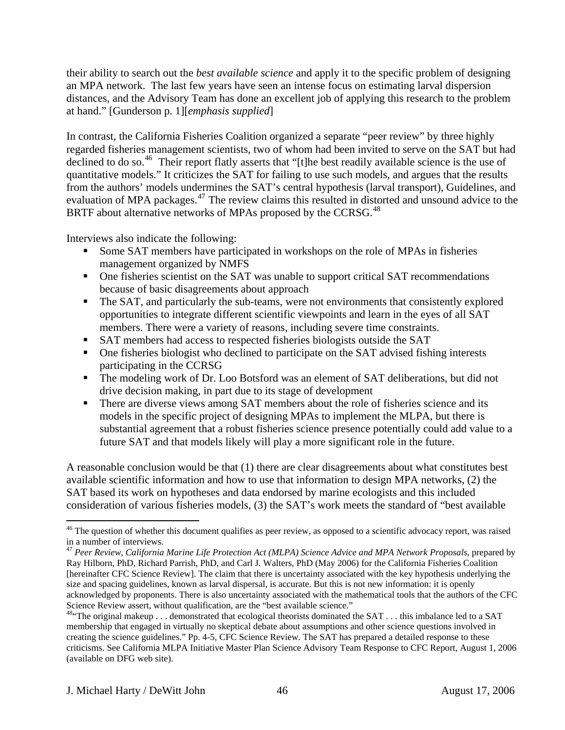their ability to search out the *best available science* and apply it to the specific problem of designing an MPA network. The last few years have seen an intense focus on estimating larval dispersion distances, and the Advisory Team has done an excellent job of applying this research to the problem at hand." [Gunderson p. 1][*emphasis supplied*]

In contrast, the California Fisheries Coalition organized a separate "peer review" by three highly regarded fisheries management scientists, two of whom had been invited to serve on the SAT but had declined to do so.[46] Their report flatly asserts that "[t]he best readily available science is the use of quantitative models." It criticizes the SAT for failing to use such models, and argues that the results from the authors' models undermines the SAT's central hypothesis (larval transport), Guidelines, and evaluation of MPA packages.[47] The review claims this resulted in distorted and unsound advice to the BRTF about alternative networks of MPAs proposed by the CCRSG.[48]

Interviews also indicate the following:

- Some SAT members have participated in workshops on the role of MPAs in fisheries management organized by NMFS
- One fisheries scientist on the SAT was unable to support critical SAT recommendations because of basic disagreements about approach
- The SAT, and particularly the sub-teams, were not environments that consistently explored opportunities to integrate different scientific viewpoints and learn in the eyes of all SAT members. There were a variety of reasons, including severe time constraints.
- SAT members had access to respected fisheries biologists outside the SAT
- One fisheries biologist who declined to participate on the SAT advised fishing interests participating in the CCRSG
- The modeling work of Dr. Loo Botsford was an element of SAT deliberations, but did not drive decision making, in part due to its stage of development
- There are diverse views among SAT members about the role of fisheries science and its models in the specific project of designing MPAs to implement the MLPA, but there is substantial agreement that a robust fisheries science presence potentially could add value to a future SAT and that models likely will play a more significant role in the future.

A reasonable conclusion would be that (1) there are clear disagreements about what constitutes best available scientific information and how to use that information to design MPA networks, (2) the SAT based its work on hypotheses and data endorsed by marine ecologists and this included consideration of various fisheries models, (3) the SAT's work meets the standard of "best available

---

[46] The question of whether this document qualifies as peer review, as opposed to a scientific advocacy report, was raised in a number of interviews.

[47] *Peer Review, California Marine Life Protection Act (MLPA) Science Advice and MPA Network Proposals*, prepared by Ray Hilborn, PhD, Richard Parrish, PhD, and Carl J. Walters, PhD (May 2006) for the California Fisheries Coalition [hereinafter CFC Science Review]. The claim that there is uncertainty associated with the key hypothesis underlying the size and spacing guidelines, known as larval dispersal, is accurate. But this is not new information: it is openly acknowledged by proponents. There is also uncertainty associated with the mathematical tools that the authors of the CFC Science Review assert, without qualification, are the "best available science."

[48] "The original makeup . . . demonstrated that ecological theorists dominated the SAT . . . this imbalance led to a SAT membership that engaged in virtually no skeptical debate about assumptions and other science questions involved in creating the science guidelines." Pp. 4-5, CFC Science Review. The SAT has prepared a detailed response to these criticisms. See California MLPA Initiative Master Plan Science Advisory Team Response to CFC Report, August 1, 2006 (available on DFG web site).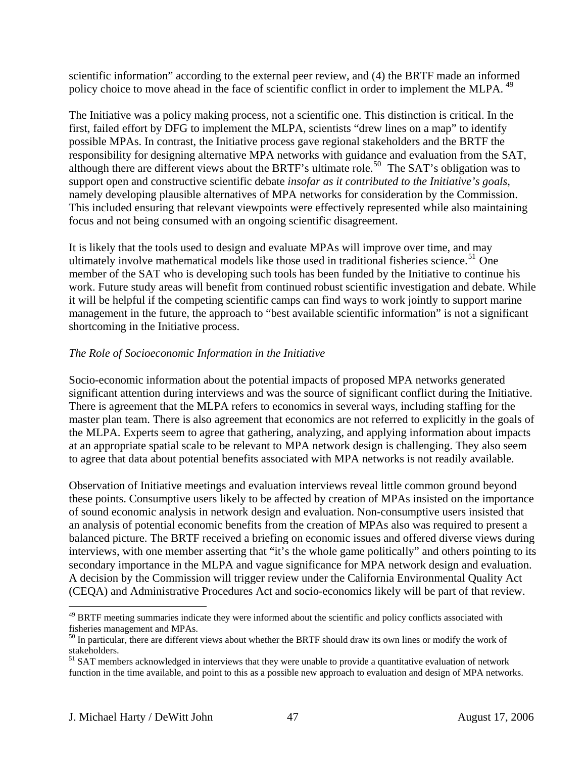scientific information" according to the external peer review, and (4) the BRTF made an informed policy choice to move ahead in the face of scientific conflict in order to implement the MLPA. [49]

The Initiative was a policy making process, not a scientific one. This distinction is critical. In the first, failed effort by DFG to implement the MLPA, scientists "drew lines on a map" to identify possible MPAs. In contrast, the Initiative process gave regional stakeholders and the BRTF the responsibility for designing alternative MPA networks with guidance and evaluation from the SAT, although there are different views about the BRTF's ultimate role.[50] The SAT's obligation was to support open and constructive scientific debate *insofar as it contributed to the Initiative's goals*, namely developing plausible alternatives of MPA networks for consideration by the Commission. This included ensuring that relevant viewpoints were effectively represented while also maintaining focus and not being consumed with an ongoing scientific disagreement.

It is likely that the tools used to design and evaluate MPAs will improve over time, and may ultimately involve mathematical models like those used in traditional fisheries science.[51] One member of the SAT who is developing such tools has been funded by the Initiative to continue his work. Future study areas will benefit from continued robust scientific investigation and debate. While it will be helpful if the competing scientific camps can find ways to work jointly to support marine management in the future, the approach to "best available scientific information" is not a significant shortcoming in the Initiative process.

*The Role of Socioeconomic Information in the Initiative*

Socio-economic information about the potential impacts of proposed MPA networks generated significant attention during interviews and was the source of significant conflict during the Initiative. There is agreement that the MLPA refers to economics in several ways, including staffing for the master plan team. There is also agreement that economics are not referred to explicitly in the goals of the MLPA. Experts seem to agree that gathering, analyzing, and applying information about impacts at an appropriate spatial scale to be relevant to MPA network design is challenging. They also seem to agree that data about potential benefits associated with MPA networks is not readily available.

Observation of Initiative meetings and evaluation interviews reveal little common ground beyond these points. Consumptive users likely to be affected by creation of MPAs insisted on the importance of sound economic analysis in network design and evaluation. Non-consumptive users insisted that an analysis of potential economic benefits from the creation of MPAs also was required to present a balanced picture. The BRTF received a briefing on economic issues and offered diverse views during interviews, with one member asserting that "it's the whole game politically" and others pointing to its secondary importance in the MLPA and vague significance for MPA network design and evaluation. A decision by the Commission will trigger review under the California Environmental Quality Act (CEQA) and Administrative Procedures Act and socio-economics likely will be part of that review.

---

[49] BRTF meeting summaries indicate they were informed about the scientific and policy conflicts associated with fisheries management and MPAs.

[50] In particular, there are different views about whether the BRTF should draw its own lines or modify the work of stakeholders.

[51] SAT members acknowledged in interviews that they were unable to provide a quantitative evaluation of network function in the time available, and point to this as a possible new approach to evaluation and design of MPA networks.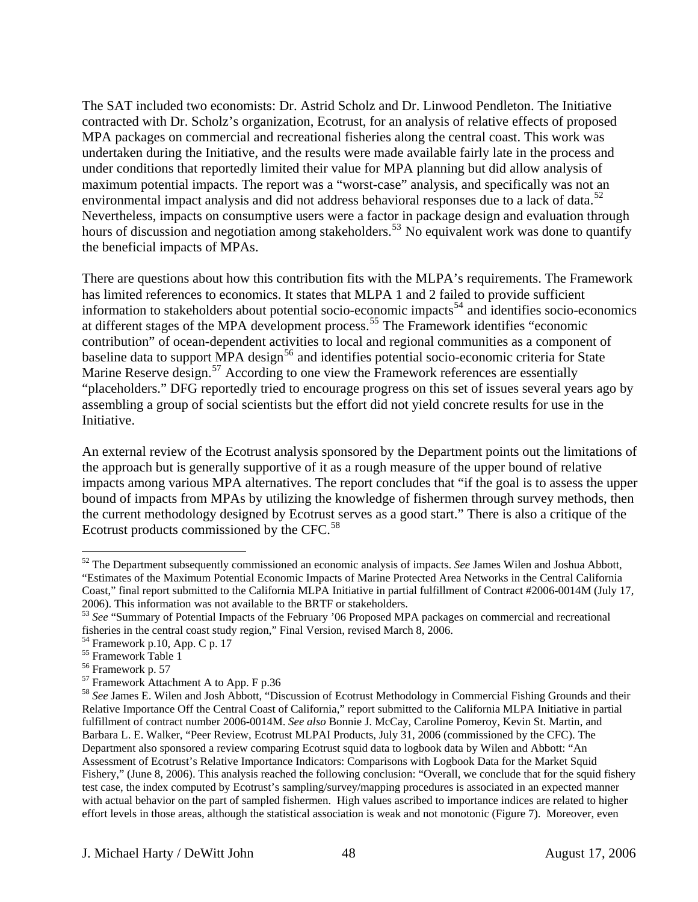The SAT included two economists: Dr. Astrid Scholz and Dr. Linwood Pendleton. The Initiative contracted with Dr. Scholz's organization, Ecotrust, for an analysis of relative effects of proposed MPA packages on commercial and recreational fisheries along the central coast. This work was undertaken during the Initiative, and the results were made available fairly late in the process and under conditions that reportedly limited their value for MPA planning but did allow analysis of maximum potential impacts. The report was a "worst-case" analysis, and specifically was not an environmental impact analysis and did not address behavioral responses due to a lack of data.[52] Nevertheless, impacts on consumptive users were a factor in package design and evaluation through hours of discussion and negotiation among stakeholders.[53] No equivalent work was done to quantify the beneficial impacts of MPAs.

There are questions about how this contribution fits with the MLPA's requirements. The Framework has limited references to economics. It states that MLPA 1 and 2 failed to provide sufficient information to stakeholders about potential socio-economic impacts[54] and identifies socio-economics at different stages of the MPA development process.[55] The Framework identifies "economic contribution" of ocean-dependent activities to local and regional communities as a component of baseline data to support MPA design[56] and identifies potential socio-economic criteria for State Marine Reserve design.[57] According to one view the Framework references are essentially "placeholders." DFG reportedly tried to encourage progress on this set of issues several years ago by assembling a group of social scientists but the effort did not yield concrete results for use in the Initiative.

An external review of the Ecotrust analysis sponsored by the Department points out the limitations of the approach but is generally supportive of it as a rough measure of the upper bound of relative impacts among various MPA alternatives. The report concludes that "if the goal is to assess the upper bound of impacts from MPAs by utilizing the knowledge of fishermen through survey methods, then the current methodology designed by Ecotrust serves as a good start." There is also a critique of the Ecotrust products commissioned by the CFC.[58]

---

[52] The Department subsequently commissioned an economic analysis of impacts. *See* James Wilen and Joshua Abbott, "Estimates of the Maximum Potential Economic Impacts of Marine Protected Area Networks in the Central California Coast," final report submitted to the California MLPA Initiative in partial fulfillment of Contract #2006-0014M (July 17, 2006). This information was not available to the BRTF or stakeholders.

[53] *See* "Summary of Potential Impacts of the February '06 Proposed MPA packages on commercial and recreational fisheries in the central coast study region," Final Version, revised March 8, 2006.

[54] Framework p.10, App. C p. 17

[55] Framework Table 1

[56] Framework p. 57

[57] Framework Attachment A to App. F p.36

[58] *See* James E. Wilen and Josh Abbott, "Discussion of Ecotrust Methodology in Commercial Fishing Grounds and their Relative Importance Off the Central Coast of California," report submitted to the California MLPA Initiative in partial fulfillment of contract number 2006-0014M. *See also* Bonnie J. McCay, Caroline Pomeroy, Kevin St. Martin, and Barbara L. E. Walker, "Peer Review, Ecotrust MLPAI Products, July 31, 2006 (commissioned by the CFC). The Department also sponsored a review comparing Ecotrust squid data to logbook data by Wilen and Abbott: "An Assessment of Ecotrust's Relative Importance Indicators: Comparisons with Logbook Data for the Market Squid Fishery," (June 8, 2006). This analysis reached the following conclusion: "Overall, we conclude that for the squid fishery test case, the index computed by Ecotrust's sampling/survey/mapping procedures is associated in an expected manner with actual behavior on the part of sampled fishermen. High values ascribed to importance indices are related to higher effort levels in those areas, although the statistical association is weak and not monotonic (Figure 7). Moreover, even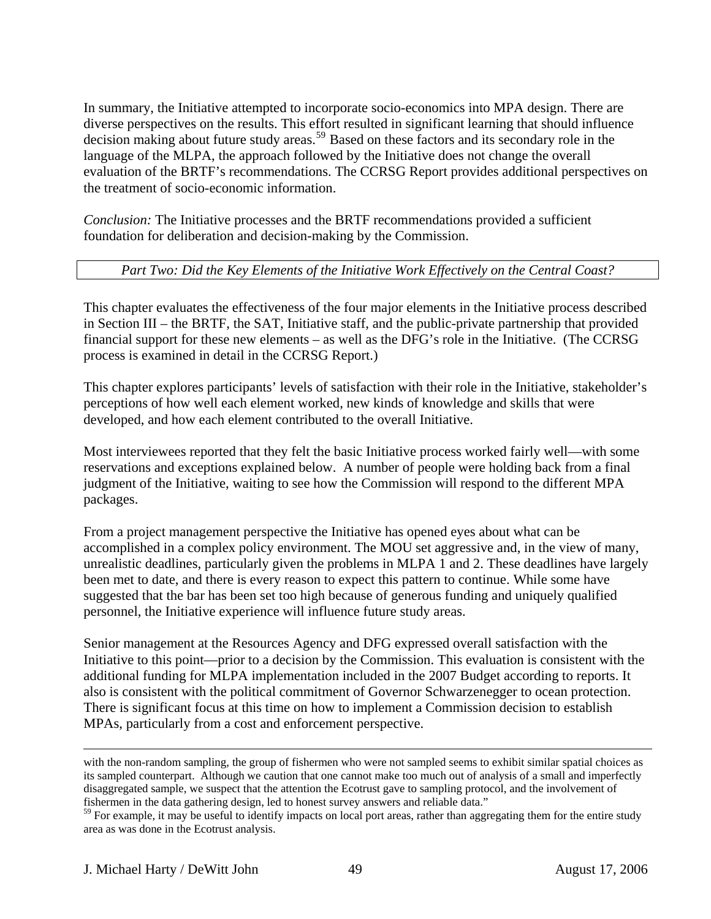In summary, the Initiative attempted to incorporate socio-economics into MPA design. There are diverse perspectives on the results. This effort resulted in significant learning that should influence decision making about future study areas.[59] Based on these factors and its secondary role in the language of the MLPA, the approach followed by the Initiative does not change the overall evaluation of the BRTF's recommendations. The CCRSG Report provides additional perspectives on the treatment of socio-economic information.

*Conclusion:* The Initiative processes and the BRTF recommendations provided a sufficient foundation for deliberation and decision-making by the Commission.

## *Part Two: Did the Key Elements of the Initiative Work Effectively on the Central Coast?*

This chapter evaluates the effectiveness of the four major elements in the Initiative process described in Section III – the BRTF, the SAT, Initiative staff, and the public-private partnership that provided financial support for these new elements – as well as the DFG's role in the Initiative. (The CCRSG process is examined in detail in the CCRSG Report.)

This chapter explores participants' levels of satisfaction with their role in the Initiative, stakeholder's perceptions of how well each element worked, new kinds of knowledge and skills that were developed, and how each element contributed to the overall Initiative.

Most interviewees reported that they felt the basic Initiative process worked fairly well—with some reservations and exceptions explained below. A number of people were holding back from a final judgment of the Initiative, waiting to see how the Commission will respond to the different MPA packages.

From a project management perspective the Initiative has opened eyes about what can be accomplished in a complex policy environment. The MOU set aggressive and, in the view of many, unrealistic deadlines, particularly given the problems in MLPA 1 and 2. These deadlines have largely been met to date, and there is every reason to expect this pattern to continue. While some have suggested that the bar has been set too high because of generous funding and uniquely qualified personnel, the Initiative experience will influence future study areas.

Senior management at the Resources Agency and DFG expressed overall satisfaction with the Initiative to this point—prior to a decision by the Commission. This evaluation is consistent with the additional funding for MLPA implementation included in the 2007 Budget according to reports. It also is consistent with the political commitment of Governor Schwarzenegger to ocean protection. There is significant focus at this time on how to implement a Commission decision to establish MPAs, particularly from a cost and enforcement perspective.

---

with the non-random sampling, the group of fishermen who were not sampled seems to exhibit similar spatial choices as its sampled counterpart. Although we caution that one cannot make too much out of analysis of a small and imperfectly disaggregated sample, we suspect that the attention the Ecotrust gave to sampling protocol, and the involvement of fishermen in the data gathering design, led to honest survey answers and reliable data."

[59] For example, it may be useful to identify impacts on local port areas, rather than aggregating them for the entire study area as was done in the Ecotrust analysis.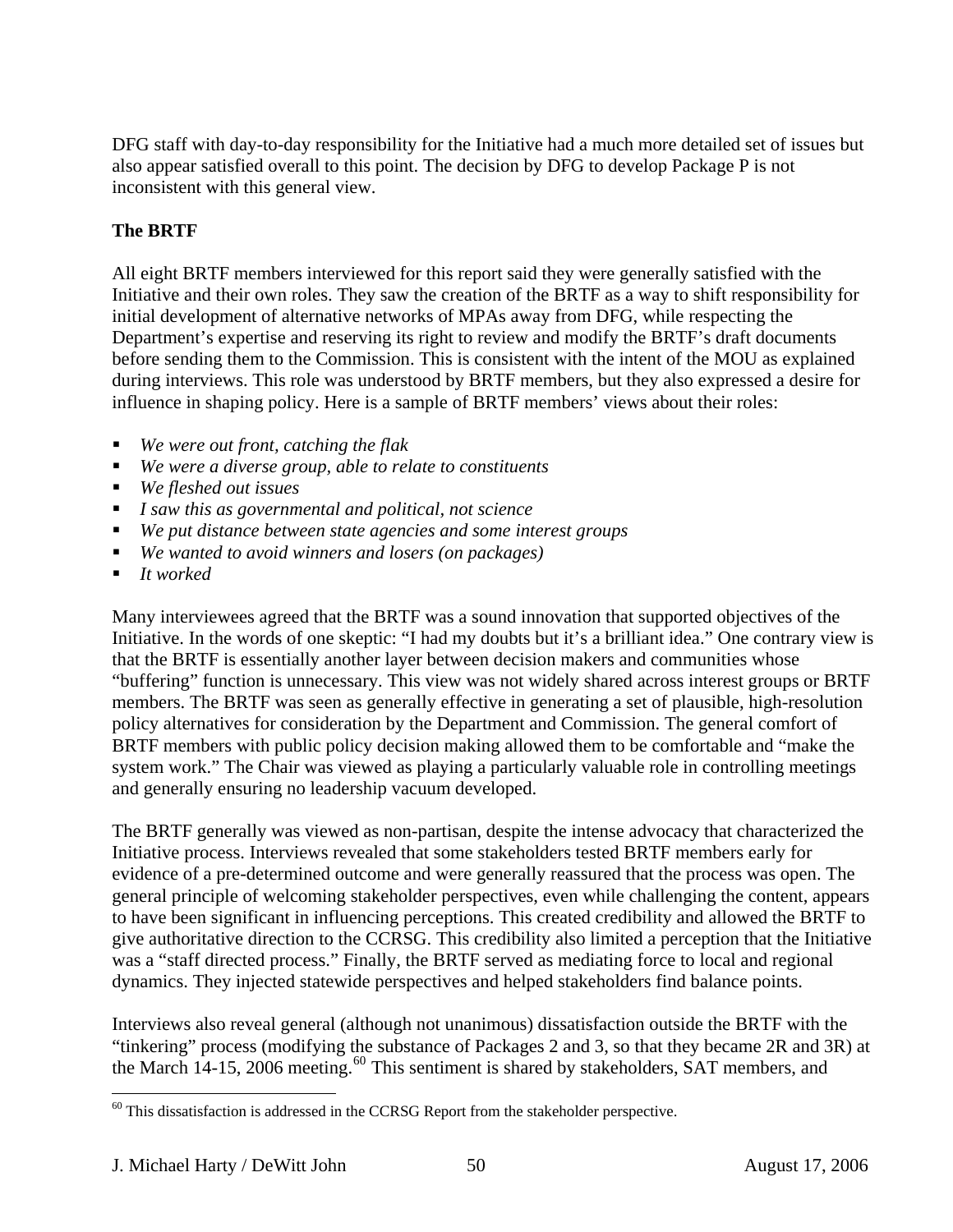DFG staff with day-to-day responsibility for the Initiative had a much more detailed set of issues but also appear satisfied overall to this point. The decision by DFG to develop Package P is not inconsistent with this general view.

**The BRTF**

All eight BRTF members interviewed for this report said they were generally satisfied with the Initiative and their own roles. They saw the creation of the BRTF as a way to shift responsibility for initial development of alternative networks of MPAs away from DFG, while respecting the Department's expertise and reserving its right to review and modify the BRTF's draft documents before sending them to the Commission. This is consistent with the intent of the MOU as explained during interviews. This role was understood by BRTF members, but they also expressed a desire for influence in shaping policy. Here is a sample of BRTF members' views about their roles:

- *We were out front, catching the flak*
- *We were a diverse group, able to relate to constituents*
- *We fleshed out issues*
- *I saw this as governmental and political, not science*
- *We put distance between state agencies and some interest groups*
- *We wanted to avoid winners and losers (on packages)*
- *It worked*

Many interviewees agreed that the BRTF was a sound innovation that supported objectives of the Initiative. In the words of one skeptic: "I had my doubts but it's a brilliant idea." One contrary view is that the BRTF is essentially another layer between decision makers and communities whose "buffering" function is unnecessary. This view was not widely shared across interest groups or BRTF members. The BRTF was seen as generally effective in generating a set of plausible, high-resolution policy alternatives for consideration by the Department and Commission. The general comfort of BRTF members with public policy decision making allowed them to be comfortable and "make the system work." The Chair was viewed as playing a particularly valuable role in controlling meetings and generally ensuring no leadership vacuum developed.

The BRTF generally was viewed as non-partisan, despite the intense advocacy that characterized the Initiative process. Interviews revealed that some stakeholders tested BRTF members early for evidence of a pre-determined outcome and were generally reassured that the process was open. The general principle of welcoming stakeholder perspectives, even while challenging the content, appears to have been significant in influencing perceptions. This created credibility and allowed the BRTF to give authoritative direction to the CCRSG. This credibility also limited a perception that the Initiative was a "staff directed process." Finally, the BRTF served as mediating force to local and regional dynamics. They injected statewide perspectives and helped stakeholders find balance points.

Interviews also reveal general (although not unanimous) dissatisfaction outside the BRTF with the "tinkering" process (modifying the substance of Packages 2 and 3, so that they became 2R and 3R) at the March 14-15, 2006 meeting.[60] This sentiment is shared by stakeholders, SAT members, and

[60] This dissatisfaction is addressed in the CCRSG Report from the stakeholder perspective.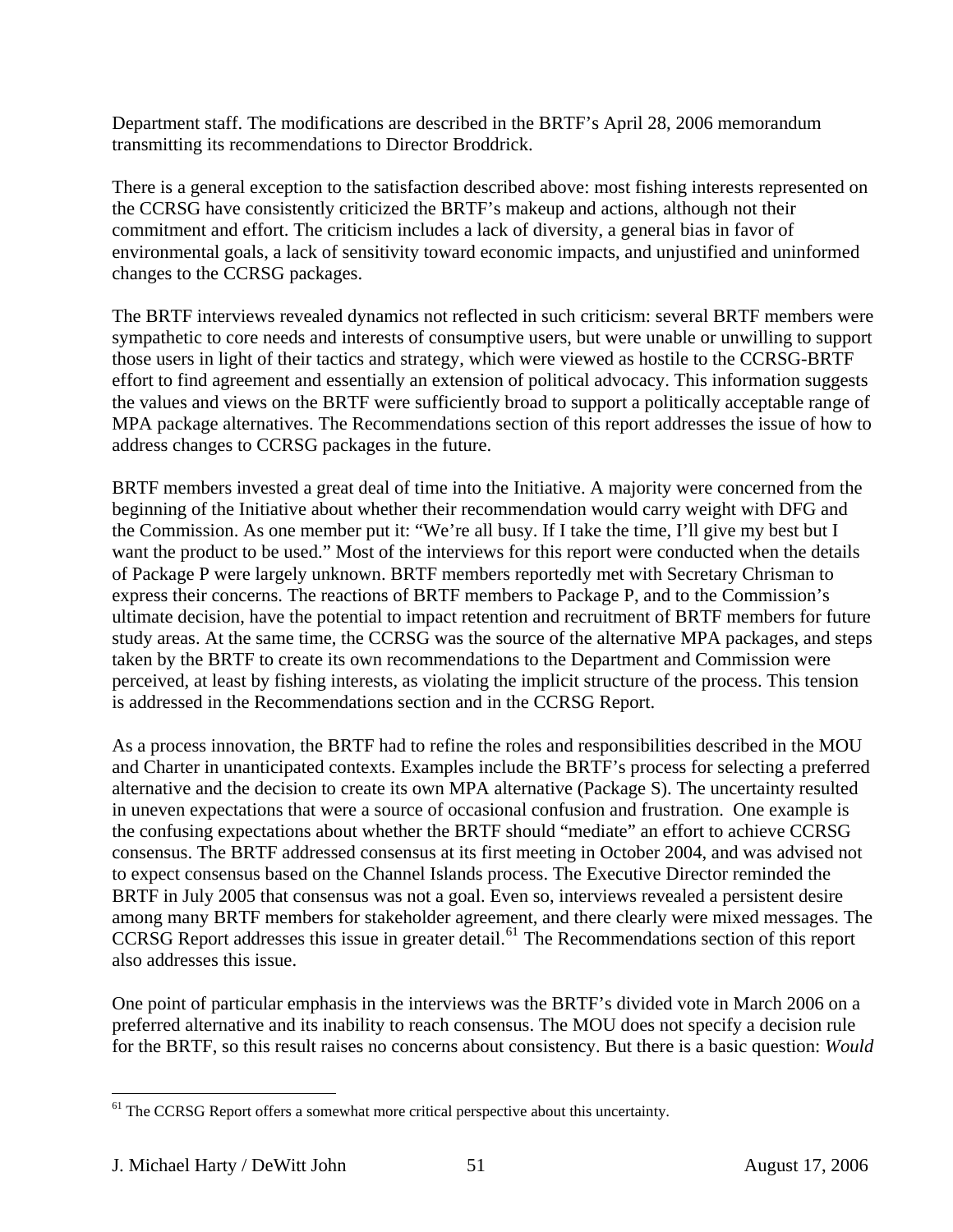Department staff. The modifications are described in the BRTF's April 28, 2006 memorandum transmitting its recommendations to Director Broddrick.

There is a general exception to the satisfaction described above: most fishing interests represented on the CCRSG have consistently criticized the BRTF's makeup and actions, although not their commitment and effort. The criticism includes a lack of diversity, a general bias in favor of environmental goals, a lack of sensitivity toward economic impacts, and unjustified and uninformed changes to the CCRSG packages.

The BRTF interviews revealed dynamics not reflected in such criticism: several BRTF members were sympathetic to core needs and interests of consumptive users, but were unable or unwilling to support those users in light of their tactics and strategy, which were viewed as hostile to the CCRSG-BRTF effort to find agreement and essentially an extension of political advocacy. This information suggests the values and views on the BRTF were sufficiently broad to support a politically acceptable range of MPA package alternatives. The Recommendations section of this report addresses the issue of how to address changes to CCRSG packages in the future.

BRTF members invested a great deal of time into the Initiative. A majority were concerned from the beginning of the Initiative about whether their recommendation would carry weight with DFG and the Commission. As one member put it: "We're all busy. If I take the time, I'll give my best but I want the product to be used." Most of the interviews for this report were conducted when the details of Package P were largely unknown. BRTF members reportedly met with Secretary Chrisman to express their concerns. The reactions of BRTF members to Package P, and to the Commission's ultimate decision, have the potential to impact retention and recruitment of BRTF members for future study areas. At the same time, the CCRSG was the source of the alternative MPA packages, and steps taken by the BRTF to create its own recommendations to the Department and Commission were perceived, at least by fishing interests, as violating the implicit structure of the process. This tension is addressed in the Recommendations section and in the CCRSG Report.

As a process innovation, the BRTF had to refine the roles and responsibilities described in the MOU and Charter in unanticipated contexts. Examples include the BRTF's process for selecting a preferred alternative and the decision to create its own MPA alternative (Package S). The uncertainty resulted in uneven expectations that were a source of occasional confusion and frustration. One example is the confusing expectations about whether the BRTF should "mediate" an effort to achieve CCRSG consensus. The BRTF addressed consensus at its first meeting in October 2004, and was advised not to expect consensus based on the Channel Islands process. The Executive Director reminded the BRTF in July 2005 that consensus was not a goal. Even so, interviews revealed a persistent desire among many BRTF members for stakeholder agreement, and there clearly were mixed messages. The CCRSG Report addresses this issue in greater detail.[61] The Recommendations section of this report also addresses this issue.

One point of particular emphasis in the interviews was the BRTF's divided vote in March 2006 on a preferred alternative and its inability to reach consensus. The MOU does not specify a decision rule for the BRTF, so this result raises no concerns about consistency. But there is a basic question: *Would*

[61] The CCRSG Report offers a somewhat more critical perspective about this uncertainty.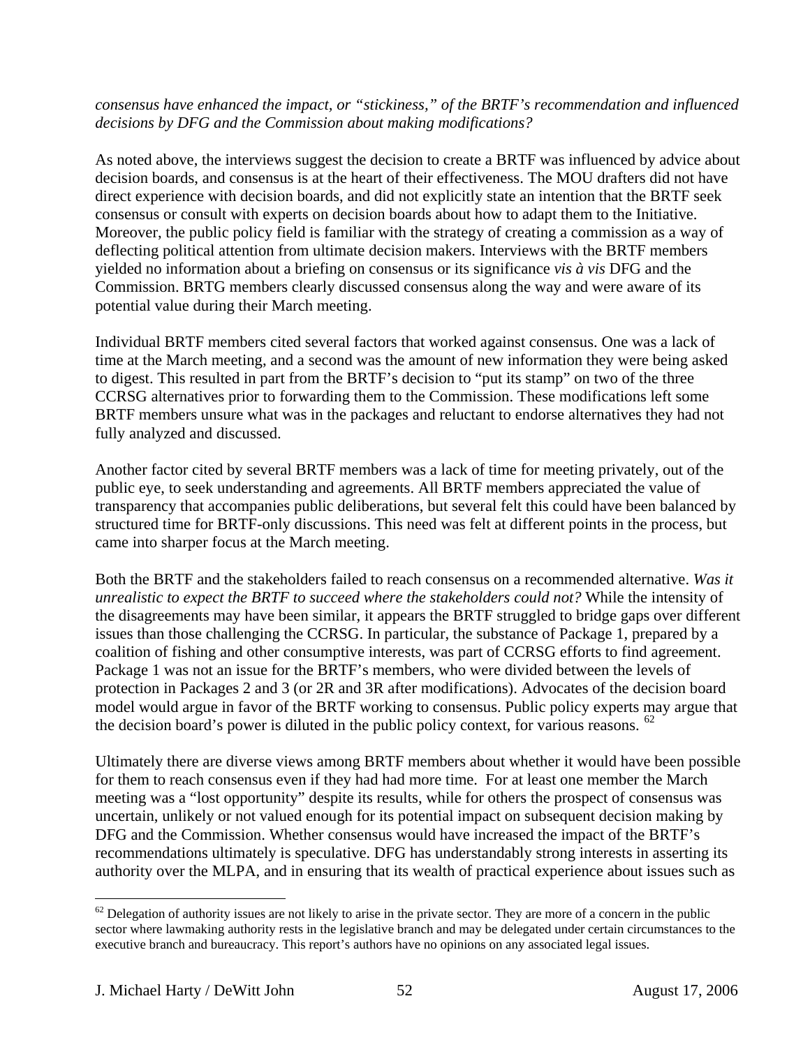*consensus have enhanced the impact, or "stickiness," of the BRTF's recommendation and influenced decisions by DFG and the Commission about making modifications?*

As noted above, the interviews suggest the decision to create a BRTF was influenced by advice about decision boards, and consensus is at the heart of their effectiveness. The MOU drafters did not have direct experience with decision boards, and did not explicitly state an intention that the BRTF seek consensus or consult with experts on decision boards about how to adapt them to the Initiative. Moreover, the public policy field is familiar with the strategy of creating a commission as a way of deflecting political attention from ultimate decision makers. Interviews with the BRTF members yielded no information about a briefing on consensus or its significance *vis à vis* DFG and the Commission. BRTG members clearly discussed consensus along the way and were aware of its potential value during their March meeting.

Individual BRTF members cited several factors that worked against consensus. One was a lack of time at the March meeting, and a second was the amount of new information they were being asked to digest. This resulted in part from the BRTF's decision to "put its stamp" on two of the three CCRSG alternatives prior to forwarding them to the Commission. These modifications left some BRTF members unsure what was in the packages and reluctant to endorse alternatives they had not fully analyzed and discussed.

Another factor cited by several BRTF members was a lack of time for meeting privately, out of the public eye, to seek understanding and agreements. All BRTF members appreciated the value of transparency that accompanies public deliberations, but several felt this could have been balanced by structured time for BRTF-only discussions. This need was felt at different points in the process, but came into sharper focus at the March meeting.

Both the BRTF and the stakeholders failed to reach consensus on a recommended alternative. *Was it unrealistic to expect the BRTF to succeed where the stakeholders could not?* While the intensity of the disagreements may have been similar, it appears the BRTF struggled to bridge gaps over different issues than those challenging the CCRSG. In particular, the substance of Package 1, prepared by a coalition of fishing and other consumptive interests, was part of CCRSG efforts to find agreement. Package 1 was not an issue for the BRTF's members, who were divided between the levels of protection in Packages 2 and 3 (or 2R and 3R after modifications). Advocates of the decision board model would argue in favor of the BRTF working to consensus. Public policy experts may argue that the decision board's power is diluted in the public policy context, for various reasons. [62]

Ultimately there are diverse views among BRTF members about whether it would have been possible for them to reach consensus even if they had had more time. For at least one member the March meeting was a "lost opportunity" despite its results, while for others the prospect of consensus was uncertain, unlikely or not valued enough for its potential impact on subsequent decision making by DFG and the Commission. Whether consensus would have increased the impact of the BRTF's recommendations ultimately is speculative. DFG has understandably strong interests in asserting its authority over the MLPA, and in ensuring that its wealth of practical experience about issues such as

[62] Delegation of authority issues are not likely to arise in the private sector. They are more of a concern in the public sector where lawmaking authority rests in the legislative branch and may be delegated under certain circumstances to the executive branch and bureaucracy. This report's authors have no opinions on any associated legal issues.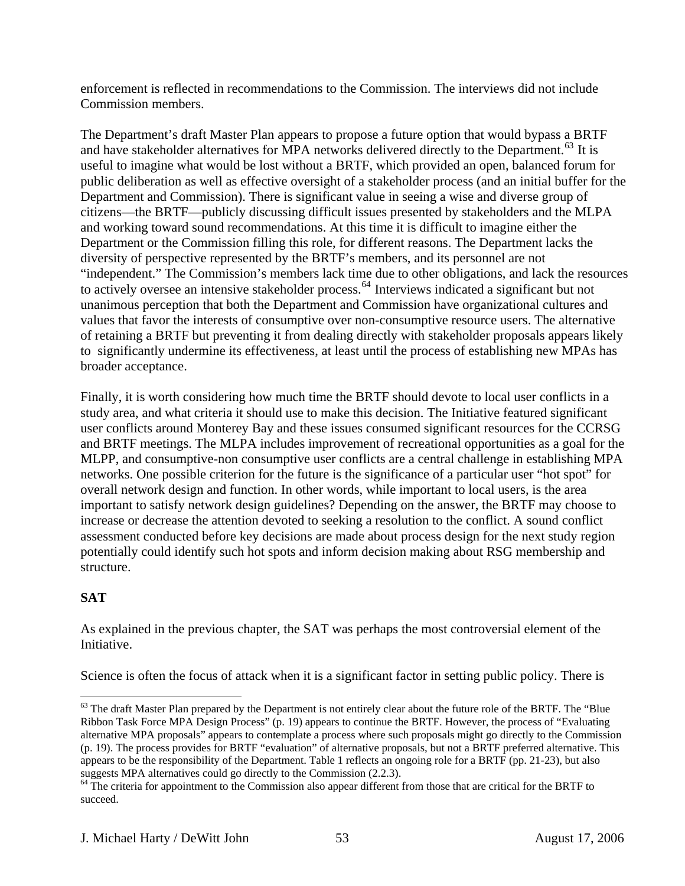enforcement is reflected in recommendations to the Commission. The interviews did not include Commission members.

The Department's draft Master Plan appears to propose a future option that would bypass a BRTF and have stakeholder alternatives for MPA networks delivered directly to the Department.[63] It is useful to imagine what would be lost without a BRTF, which provided an open, balanced forum for public deliberation as well as effective oversight of a stakeholder process (and an initial buffer for the Department and Commission). There is significant value in seeing a wise and diverse group of citizens—the BRTF—publicly discussing difficult issues presented by stakeholders and the MLPA and working toward sound recommendations. At this time it is difficult to imagine either the Department or the Commission filling this role, for different reasons. The Department lacks the diversity of perspective represented by the BRTF's members, and its personnel are not "independent." The Commission's members lack time due to other obligations, and lack the resources to actively oversee an intensive stakeholder process.[64] Interviews indicated a significant but not unanimous perception that both the Department and Commission have organizational cultures and values that favor the interests of consumptive over non-consumptive resource users. The alternative of retaining a BRTF but preventing it from dealing directly with stakeholder proposals appears likely to significantly undermine its effectiveness, at least until the process of establishing new MPAs has broader acceptance.

Finally, it is worth considering how much time the BRTF should devote to local user conflicts in a study area, and what criteria it should use to make this decision. The Initiative featured significant user conflicts around Monterey Bay and these issues consumed significant resources for the CCRSG and BRTF meetings. The MLPA includes improvement of recreational opportunities as a goal for the MLPP, and consumptive-non consumptive user conflicts are a central challenge in establishing MPA networks. One possible criterion for the future is the significance of a particular user "hot spot" for overall network design and function. In other words, while important to local users, is the area important to satisfy network design guidelines? Depending on the answer, the BRTF may choose to increase or decrease the attention devoted to seeking a resolution to the conflict. A sound conflict assessment conducted before key decisions are made about process design for the next study region potentially could identify such hot spots and inform decision making about RSG membership and structure.

**SAT**

As explained in the previous chapter, the SAT was perhaps the most controversial element of the Initiative.

Science is often the focus of attack when it is a significant factor in setting public policy. There is

---

[63] The draft Master Plan prepared by the Department is not entirely clear about the future role of the BRTF. The "Blue Ribbon Task Force MPA Design Process" (p. 19) appears to continue the BRTF. However, the process of "Evaluating alternative MPA proposals" appears to contemplate a process where such proposals might go directly to the Commission (p. 19). The process provides for BRTF "evaluation" of alternative proposals, but not a BRTF preferred alternative. This appears to be the responsibility of the Department. Table 1 reflects an ongoing role for a BRTF (pp. 21-23), but also suggests MPA alternatives could go directly to the Commission (2.2.3).

[64] The criteria for appointment to the Commission also appear different from those that are critical for the BRTF to succeed.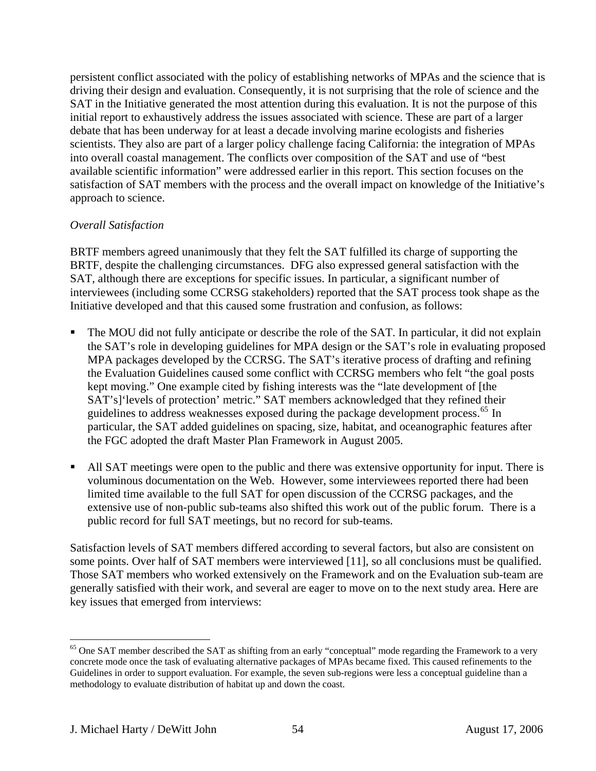persistent conflict associated with the policy of establishing networks of MPAs and the science that is driving their design and evaluation. Consequently, it is not surprising that the role of science and the SAT in the Initiative generated the most attention during this evaluation. It is not the purpose of this initial report to exhaustively address the issues associated with science. These are part of a larger debate that has been underway for at least a decade involving marine ecologists and fisheries scientists. They also are part of a larger policy challenge facing California: the integration of MPAs into overall coastal management. The conflicts over composition of the SAT and use of "best available scientific information" were addressed earlier in this report. This section focuses on the satisfaction of SAT members with the process and the overall impact on knowledge of the Initiative's approach to science.

*Overall Satisfaction*

BRTF members agreed unanimously that they felt the SAT fulfilled its charge of supporting the BRTF, despite the challenging circumstances. DFG also expressed general satisfaction with the SAT, although there are exceptions for specific issues. In particular, a significant number of interviewees (including some CCRSG stakeholders) reported that the SAT process took shape as the Initiative developed and that this caused some frustration and confusion, as follows:

- The MOU did not fully anticipate or describe the role of the SAT. In particular, it did not explain the SAT's role in developing guidelines for MPA design or the SAT's role in evaluating proposed MPA packages developed by the CCRSG. The SAT's iterative process of drafting and refining the Evaluation Guidelines caused some conflict with CCRSG members who felt "the goal posts kept moving." One example cited by fishing interests was the "late development of [the SAT's]'levels of protection' metric." SAT members acknowledged that they refined their guidelines to address weaknesses exposed during the package development process.[65] In particular, the SAT added guidelines on spacing, size, habitat, and oceanographic features after the FGC adopted the draft Master Plan Framework in August 2005.

- All SAT meetings were open to the public and there was extensive opportunity for input. There is voluminous documentation on the Web. However, some interviewees reported there had been limited time available to the full SAT for open discussion of the CCRSG packages, and the extensive use of non-public sub-teams also shifted this work out of the public forum. There is a public record for full SAT meetings, but no record for sub-teams.

Satisfaction levels of SAT members differed according to several factors, but also are consistent on some points. Over half of SAT members were interviewed [11], so all conclusions must be qualified. Those SAT members who worked extensively on the Framework and on the Evaluation sub-team are generally satisfied with their work, and several are eager to move on to the next study area. Here are key issues that emerged from interviews:

[65] One SAT member described the SAT as shifting from an early "conceptual" mode regarding the Framework to a very concrete mode once the task of evaluating alternative packages of MPAs became fixed. This caused refinements to the Guidelines in order to support evaluation. For example, the seven sub-regions were less a conceptual guideline than a methodology to evaluate distribution of habitat up and down the coast.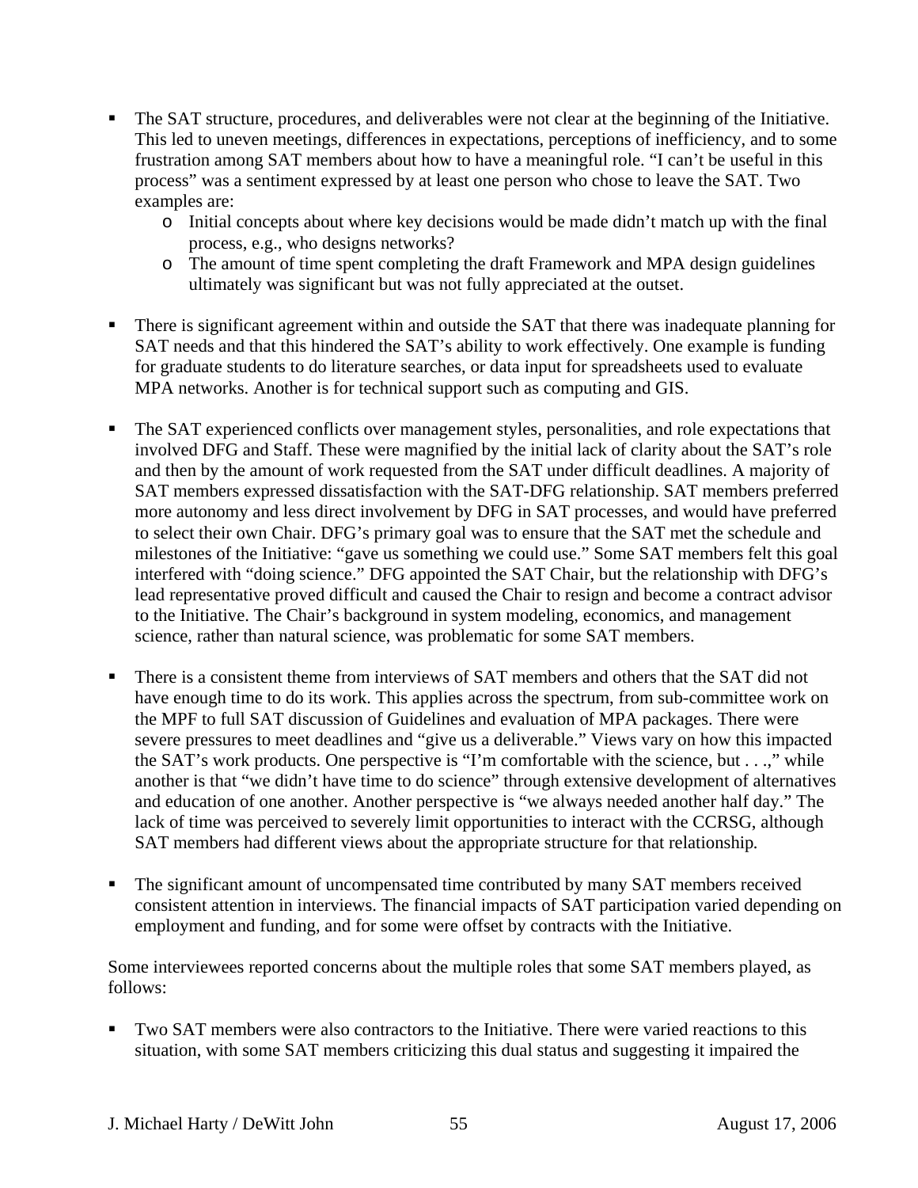- The SAT structure, procedures, and deliverables were not clear at the beginning of the Initiative. This led to uneven meetings, differences in expectations, perceptions of inefficiency, and to some frustration among SAT members about how to have a meaningful role. "I can't be useful in this process" was a sentiment expressed by at least one person who chose to leave the SAT. Two examples are:
  - Initial concepts about where key decisions would be made didn't match up with the final process, e.g., who designs networks?
  - The amount of time spent completing the draft Framework and MPA design guidelines ultimately was significant but was not fully appreciated at the outset.

- There is significant agreement within and outside the SAT that there was inadequate planning for SAT needs and that this hindered the SAT's ability to work effectively. One example is funding for graduate students to do literature searches, or data input for spreadsheets used to evaluate MPA networks. Another is for technical support such as computing and GIS.

- The SAT experienced conflicts over management styles, personalities, and role expectations that involved DFG and Staff. These were magnified by the initial lack of clarity about the SAT's role and then by the amount of work requested from the SAT under difficult deadlines. A majority of SAT members expressed dissatisfaction with the SAT-DFG relationship. SAT members preferred more autonomy and less direct involvement by DFG in SAT processes, and would have preferred to select their own Chair. DFG's primary goal was to ensure that the SAT met the schedule and milestones of the Initiative: "gave us something we could use." Some SAT members felt this goal interfered with "doing science." DFG appointed the SAT Chair, but the relationship with DFG's lead representative proved difficult and caused the Chair to resign and become a contract advisor to the Initiative. The Chair's background in system modeling, economics, and management science, rather than natural science, was problematic for some SAT members.

- There is a consistent theme from interviews of SAT members and others that the SAT did not have enough time to do its work. This applies across the spectrum, from sub-committee work on the MPF to full SAT discussion of Guidelines and evaluation of MPA packages. There were severe pressures to meet deadlines and "give us a deliverable." Views vary on how this impacted the SAT's work products. One perspective is "I'm comfortable with the science, but . . .," while another is that "we didn't have time to do science" through extensive development of alternatives and education of one another. Another perspective is "we always needed another half day." The lack of time was perceived to severely limit opportunities to interact with the CCRSG, although SAT members had different views about the appropriate structure for that relationship.

- The significant amount of uncompensated time contributed by many SAT members received consistent attention in interviews. The financial impacts of SAT participation varied depending on employment and funding, and for some were offset by contracts with the Initiative.

Some interviewees reported concerns about the multiple roles that some SAT members played, as follows:

- Two SAT members were also contractors to the Initiative. There were varied reactions to this situation, with some SAT members criticizing this dual status and suggesting it impaired the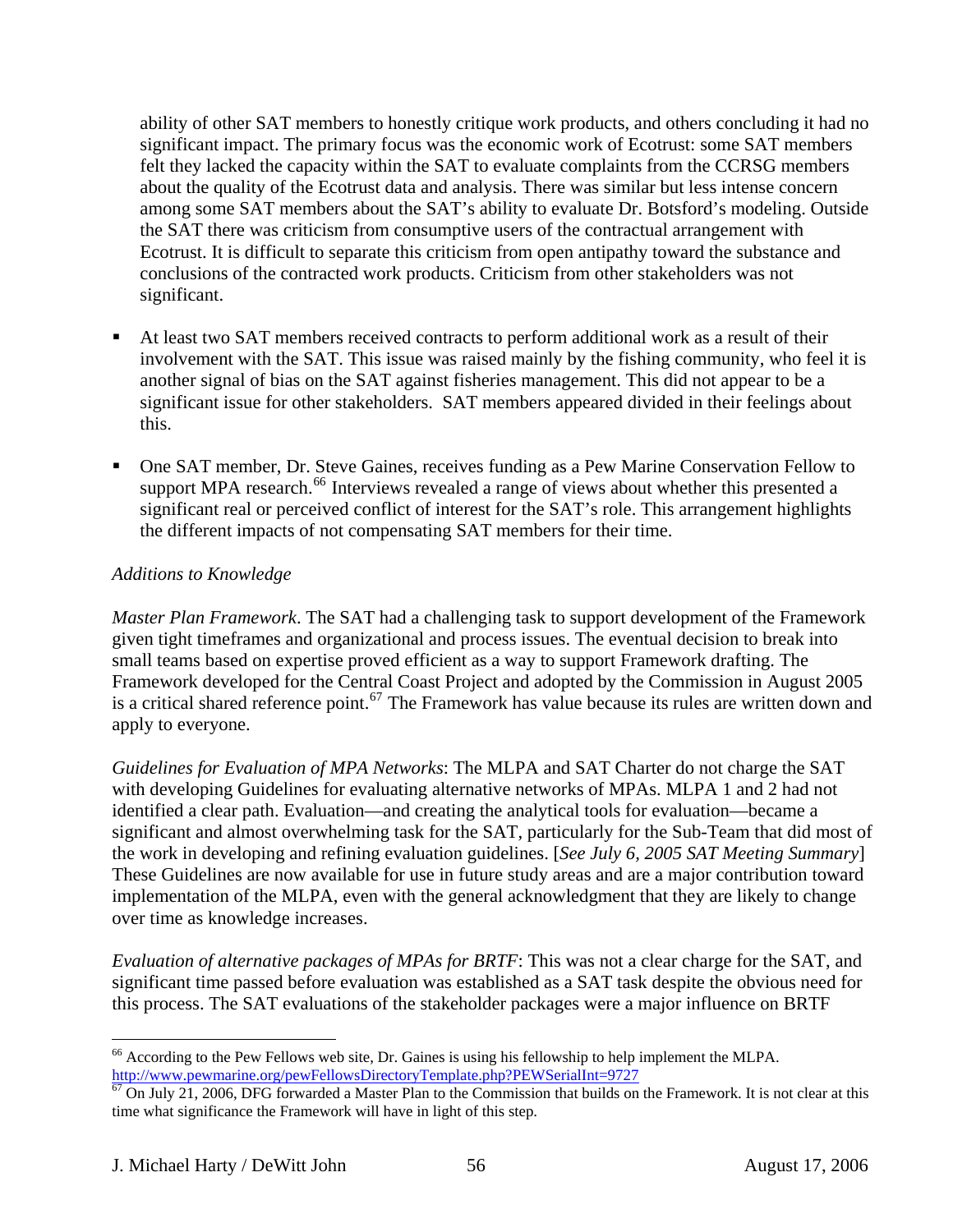ability of other SAT members to honestly critique work products, and others concluding it had no significant impact. The primary focus was the economic work of Ecotrust: some SAT members felt they lacked the capacity within the SAT to evaluate complaints from the CCRSG members about the quality of the Ecotrust data and analysis. There was similar but less intense concern among some SAT members about the SAT's ability to evaluate Dr. Botsford's modeling. Outside the SAT there was criticism from consumptive users of the contractual arrangement with Ecotrust. It is difficult to separate this criticism from open antipathy toward the substance and conclusions of the contracted work products. Criticism from other stakeholders was not significant.

- At least two SAT members received contracts to perform additional work as a result of their involvement with the SAT. This issue was raised mainly by the fishing community, who feel it is another signal of bias on the SAT against fisheries management. This did not appear to be a significant issue for other stakeholders. SAT members appeared divided in their feelings about this.

- One SAT member, Dr. Steve Gaines, receives funding as a Pew Marine Conservation Fellow to support MPA research.[66] Interviews revealed a range of views about whether this presented a significant real or perceived conflict of interest for the SAT's role. This arrangement highlights the different impacts of not compensating SAT members for their time.

*Additions to Knowledge*

*Master Plan Framework*. The SAT had a challenging task to support development of the Framework given tight timeframes and organizational and process issues. The eventual decision to break into small teams based on expertise proved efficient as a way to support Framework drafting. The Framework developed for the Central Coast Project and adopted by the Commission in August 2005 is a critical shared reference point.[67] The Framework has value because its rules are written down and apply to everyone.

*Guidelines for Evaluation of MPA Networks*: The MLPA and SAT Charter do not charge the SAT with developing Guidelines for evaluating alternative networks of MPAs. MLPA 1 and 2 had not identified a clear path. Evaluation—and creating the analytical tools for evaluation—became a significant and almost overwhelming task for the SAT, particularly for the Sub-Team that did most of the work in developing and refining evaluation guidelines. [*See July 6, 2005 SAT Meeting Summary*] These Guidelines are now available for use in future study areas and are a major contribution toward implementation of the MLPA, even with the general acknowledgment that they are likely to change over time as knowledge increases.

*Evaluation of alternative packages of MPAs for BRTF*: This was not a clear charge for the SAT, and significant time passed before evaluation was established as a SAT task despite the obvious need for this process. The SAT evaluations of the stakeholder packages were a major influence on BRTF

---

[66] According to the Pew Fellows web site, Dr. Gaines is using his fellowship to help implement the MLPA. http://www.pewmarine.org/pewFellowsDirectoryTemplate.php?PEWSerialInt=9727

[67] On July 21, 2006, DFG forwarded a Master Plan to the Commission that builds on the Framework. It is not clear at this time what significance the Framework will have in light of this step.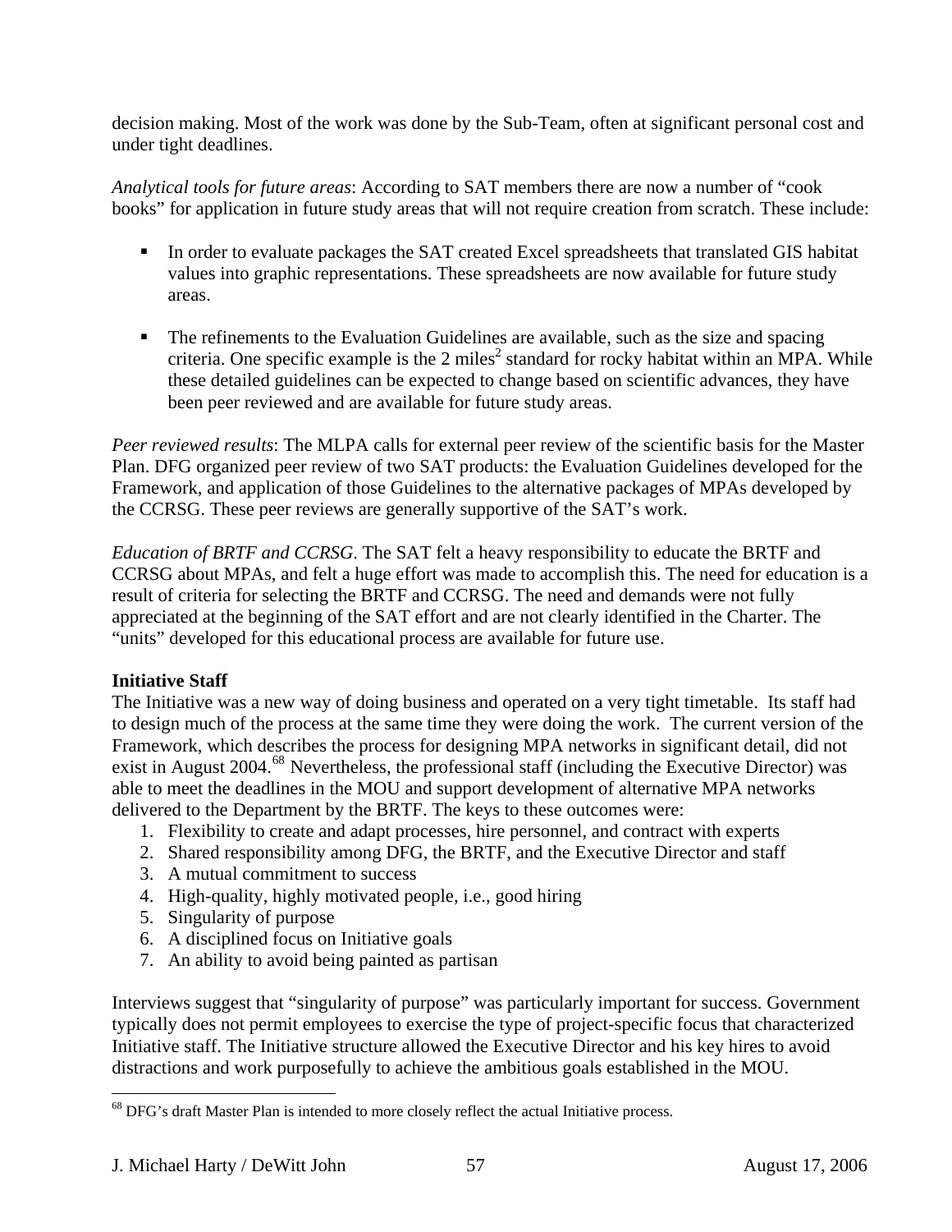decision making. Most of the work was done by the Sub-Team, often at significant personal cost and under tight deadlines.

*Analytical tools for future areas*: According to SAT members there are now a number of "cook books" for application in future study areas that will not require creation from scratch. These include:

- In order to evaluate packages the SAT created Excel spreadsheets that translated GIS habitat values into graphic representations. These spreadsheets are now available for future study areas.
- The refinements to the Evaluation Guidelines are available, such as the size and spacing criteria. One specific example is the 2 $miles^2$ standard for rocky habitat within an MPA. While these detailed guidelines can be expected to change based on scientific advances, they have been peer reviewed and are available for future study areas.

*Peer reviewed results*: The MLPA calls for external peer review of the scientific basis for the Master Plan. DFG organized peer review of two SAT products: the Evaluation Guidelines developed for the Framework, and application of those Guidelines to the alternative packages of MPAs developed by the CCRSG. These peer reviews are generally supportive of the SAT's work.

*Education of BRTF and CCRSG*. The SAT felt a heavy responsibility to educate the BRTF and CCRSG about MPAs, and felt a huge effort was made to accomplish this. The need for education is a result of criteria for selecting the BRTF and CCRSG. The need and demands were not fully appreciated at the beginning of the SAT effort and are not clearly identified in the Charter. The "units" developed for this educational process are available for future use.

**Initiative Staff**

The Initiative was a new way of doing business and operated on a very tight timetable. Its staff had to design much of the process at the same time they were doing the work. The current version of the Framework, which describes the process for designing MPA networks in significant detail, did not exist in August 2004.[68] Nevertheless, the professional staff (including the Executive Director) was able to meet the deadlines in the MOU and support development of alternative MPA networks delivered to the Department by the BRTF. The keys to these outcomes were:

1. Flexibility to create and adapt processes, hire personnel, and contract with experts
2. Shared responsibility among DFG, the BRTF, and the Executive Director and staff
3. A mutual commitment to success
4. High-quality, highly motivated people, i.e., good hiring
5. Singularity of purpose
6. A disciplined focus on Initiative goals
7. An ability to avoid being painted as partisan

Interviews suggest that "singularity of purpose" was particularly important for success. Government typically does not permit employees to exercise the type of project-specific focus that characterized Initiative staff. The Initiative structure allowed the Executive Director and his key hires to avoid distractions and work purposefully to achieve the ambitious goals established in the MOU.

[68] DFG's draft Master Plan is intended to more closely reflect the actual Initiative process.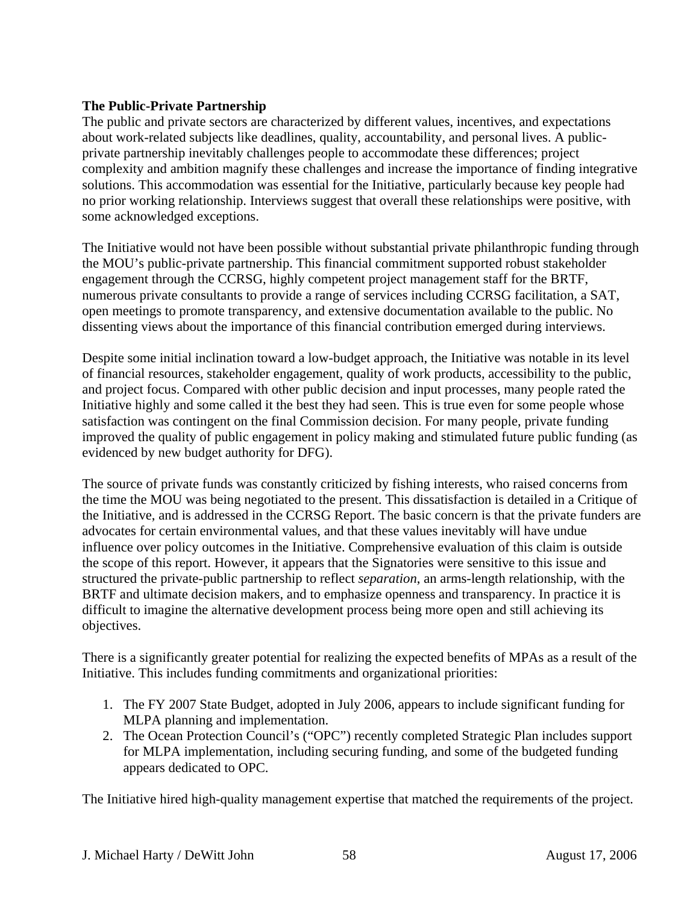**The Public-Private Partnership**

The public and private sectors are characterized by different values, incentives, and expectations about work-related subjects like deadlines, quality, accountability, and personal lives. A public-private partnership inevitably challenges people to accommodate these differences; project complexity and ambition magnify these challenges and increase the importance of finding integrative solutions. This accommodation was essential for the Initiative, particularly because key people had no prior working relationship. Interviews suggest that overall these relationships were positive, with some acknowledged exceptions.

The Initiative would not have been possible without substantial private philanthropic funding through the MOU's public-private partnership. This financial commitment supported robust stakeholder engagement through the CCRSG, highly competent project management staff for the BRTF, numerous private consultants to provide a range of services including CCRSG facilitation, a SAT, open meetings to promote transparency, and extensive documentation available to the public. No dissenting views about the importance of this financial contribution emerged during interviews.

Despite some initial inclination toward a low-budget approach, the Initiative was notable in its level of financial resources, stakeholder engagement, quality of work products, accessibility to the public, and project focus. Compared with other public decision and input processes, many people rated the Initiative highly and some called it the best they had seen. This is true even for some people whose satisfaction was contingent on the final Commission decision. For many people, private funding improved the quality of public engagement in policy making and stimulated future public funding (as evidenced by new budget authority for DFG).

The source of private funds was constantly criticized by fishing interests, who raised concerns from the time the MOU was being negotiated to the present. This dissatisfaction is detailed in a Critique of the Initiative, and is addressed in the CCRSG Report. The basic concern is that the private funders are advocates for certain environmental values, and that these values inevitably will have undue influence over policy outcomes in the Initiative. Comprehensive evaluation of this claim is outside the scope of this report. However, it appears that the Signatories were sensitive to this issue and structured the private-public partnership to reflect *separation*, an arms-length relationship, with the BRTF and ultimate decision makers, and to emphasize openness and transparency. In practice it is difficult to imagine the alternative development process being more open and still achieving its objectives.

There is a significantly greater potential for realizing the expected benefits of MPAs as a result of the Initiative. This includes funding commitments and organizational priorities:

1. The FY 2007 State Budget, adopted in July 2006, appears to include significant funding for MLPA planning and implementation.
2. The Ocean Protection Council's ("OPC") recently completed Strategic Plan includes support for MLPA implementation, including securing funding, and some of the budgeted funding appears dedicated to OPC.

The Initiative hired high-quality management expertise that matched the requirements of the project.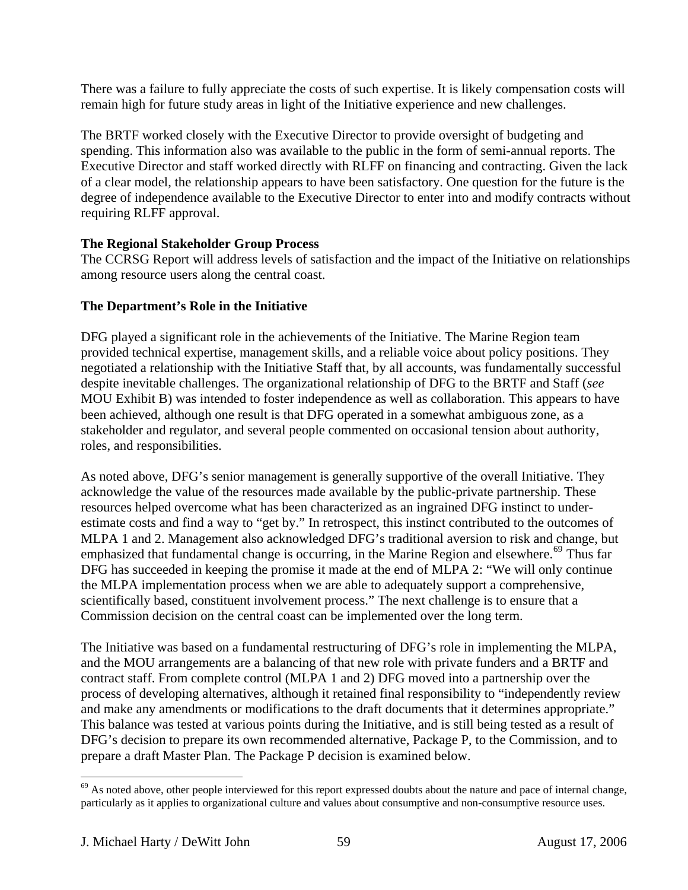There was a failure to fully appreciate the costs of such expertise. It is likely compensation costs will remain high for future study areas in light of the Initiative experience and new challenges.

The BRTF worked closely with the Executive Director to provide oversight of budgeting and spending. This information also was available to the public in the form of semi-annual reports. The Executive Director and staff worked directly with RLFF on financing and contracting. Given the lack of a clear model, the relationship appears to have been satisfactory. One question for the future is the degree of independence available to the Executive Director to enter into and modify contracts without requiring RLFF approval.

**The Regional Stakeholder Group Process**

The CCRSG Report will address levels of satisfaction and the impact of the Initiative on relationships among resource users along the central coast.

**The Department's Role in the Initiative**

DFG played a significant role in the achievements of the Initiative. The Marine Region team provided technical expertise, management skills, and a reliable voice about policy positions. They negotiated a relationship with the Initiative Staff that, by all accounts, was fundamentally successful despite inevitable challenges. The organizational relationship of DFG to the BRTF and Staff (*see* MOU Exhibit B) was intended to foster independence as well as collaboration. This appears to have been achieved, although one result is that DFG operated in a somewhat ambiguous zone, as a stakeholder and regulator, and several people commented on occasional tension about authority, roles, and responsibilities.

As noted above, DFG's senior management is generally supportive of the overall Initiative. They acknowledge the value of the resources made available by the public-private partnership. These resources helped overcome what has been characterized as an ingrained DFG instinct to under-estimate costs and find a way to "get by." In retrospect, this instinct contributed to the outcomes of MLPA 1 and 2. Management also acknowledged DFG's traditional aversion to risk and change, but emphasized that fundamental change is occurring, in the Marine Region and elsewhere.[69] Thus far DFG has succeeded in keeping the promise it made at the end of MLPA 2: "We will only continue the MLPA implementation process when we are able to adequately support a comprehensive, scientifically based, constituent involvement process." The next challenge is to ensure that a Commission decision on the central coast can be implemented over the long term.

The Initiative was based on a fundamental restructuring of DFG's role in implementing the MLPA, and the MOU arrangements are a balancing of that new role with private funders and a BRTF and contract staff. From complete control (MLPA 1 and 2) DFG moved into a partnership over the process of developing alternatives, although it retained final responsibility to "independently review and make any amendments or modifications to the draft documents that it determines appropriate." This balance was tested at various points during the Initiative, and is still being tested as a result of DFG's decision to prepare its own recommended alternative, Package P, to the Commission, and to prepare a draft Master Plan. The Package P decision is examined below.

[69] As noted above, other people interviewed for this report expressed doubts about the nature and pace of internal change, particularly as it applies to organizational culture and values about consumptive and non-consumptive resource uses.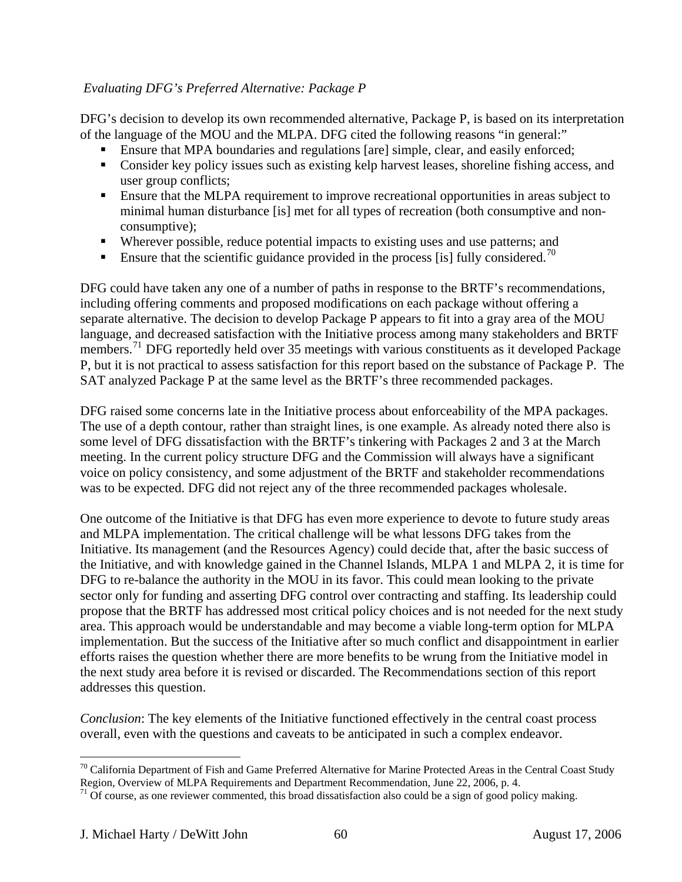*Evaluating DFG's Preferred Alternative: Package P*

DFG's decision to develop its own recommended alternative, Package P, is based on its interpretation of the language of the MOU and the MLPA. DFG cited the following reasons "in general:"

- Ensure that MPA boundaries and regulations [are] simple, clear, and easily enforced;
- Consider key policy issues such as existing kelp harvest leases, shoreline fishing access, and user group conflicts;
- Ensure that the MLPA requirement to improve recreational opportunities in areas subject to minimal human disturbance [is] met for all types of recreation (both consumptive and non-consumptive);
- Wherever possible, reduce potential impacts to existing uses and use patterns; and
- Ensure that the scientific guidance provided in the process [is] fully considered.[70]

DFG could have taken any one of a number of paths in response to the BRTF's recommendations, including offering comments and proposed modifications on each package without offering a separate alternative. The decision to develop Package P appears to fit into a gray area of the MOU language, and decreased satisfaction with the Initiative process among many stakeholders and BRTF members.[71] DFG reportedly held over 35 meetings with various constituents as it developed Package P, but it is not practical to assess satisfaction for this report based on the substance of Package P. The SAT analyzed Package P at the same level as the BRTF's three recommended packages.

DFG raised some concerns late in the Initiative process about enforceability of the MPA packages. The use of a depth contour, rather than straight lines, is one example. As already noted there also is some level of DFG dissatisfaction with the BRTF's tinkering with Packages 2 and 3 at the March meeting. In the current policy structure DFG and the Commission will always have a significant voice on policy consistency, and some adjustment of the BRTF and stakeholder recommendations was to be expected. DFG did not reject any of the three recommended packages wholesale.

One outcome of the Initiative is that DFG has even more experience to devote to future study areas and MLPA implementation. The critical challenge will be what lessons DFG takes from the Initiative. Its management (and the Resources Agency) could decide that, after the basic success of the Initiative, and with knowledge gained in the Channel Islands, MLPA 1 and MLPA 2, it is time for DFG to re-balance the authority in the MOU in its favor. This could mean looking to the private sector only for funding and asserting DFG control over contracting and staffing. Its leadership could propose that the BRTF has addressed most critical policy choices and is not needed for the next study area. This approach would be understandable and may become a viable long-term option for MLPA implementation. But the success of the Initiative after so much conflict and disappointment in earlier efforts raises the question whether there are more benefits to be wrung from the Initiative model in the next study area before it is revised or discarded. The Recommendations section of this report addresses this question.

*Conclusion*: The key elements of the Initiative functioned effectively in the central coast process overall, even with the questions and caveats to be anticipated in such a complex endeavor.

---

[70] California Department of Fish and Game Preferred Alternative for Marine Protected Areas in the Central Coast Study Region, Overview of MLPA Requirements and Department Recommendation, June 22, 2006, p. 4.

[71] Of course, as one reviewer commented, this broad dissatisfaction also could be a sign of good policy making.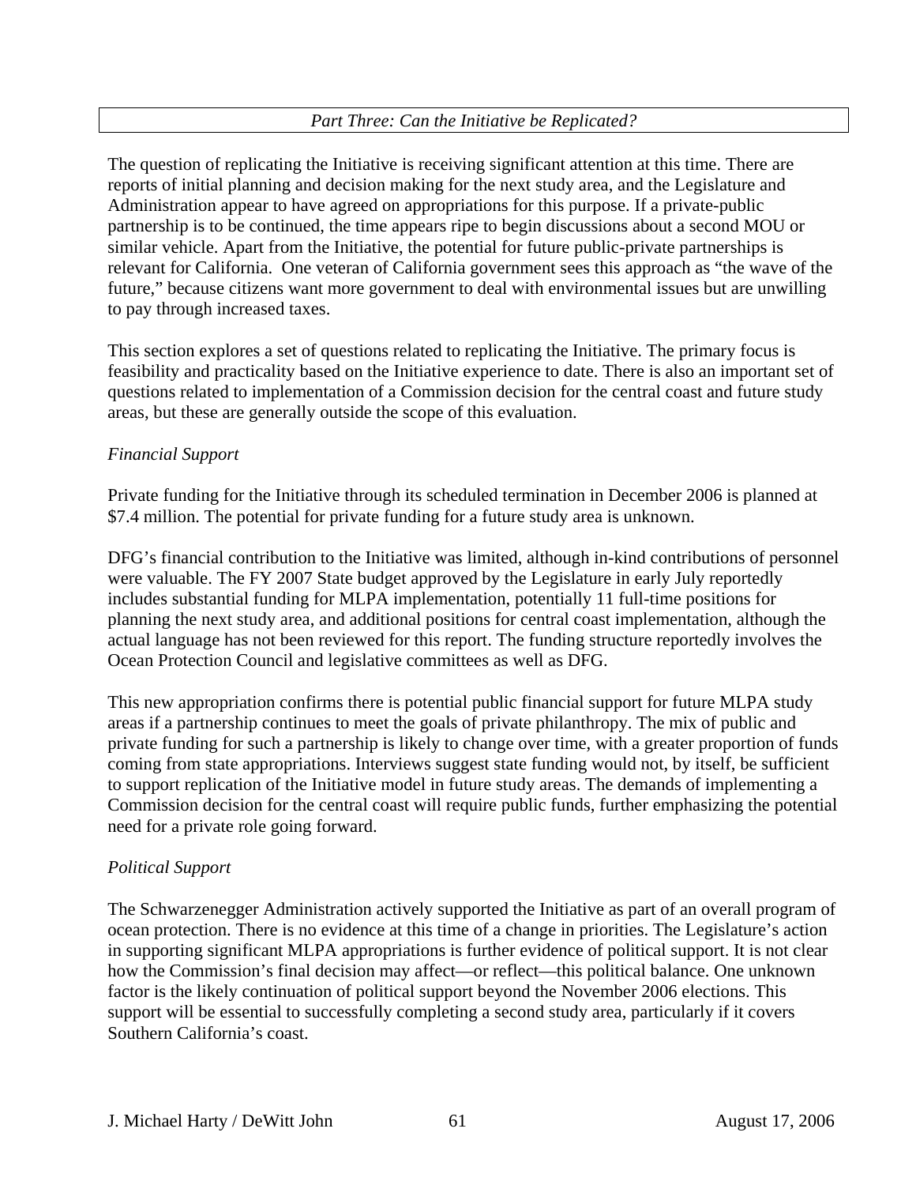## *Part Three: Can the Initiative be Replicated?*

The question of replicating the Initiative is receiving significant attention at this time. There are reports of initial planning and decision making for the next study area, and the Legislature and Administration appear to have agreed on appropriations for this purpose. If a private-public partnership is to be continued, the time appears ripe to begin discussions about a second MOU or similar vehicle. Apart from the Initiative, the potential for future public-private partnerships is relevant for California. One veteran of California government sees this approach as "the wave of the future," because citizens want more government to deal with environmental issues but are unwilling to pay through increased taxes.

This section explores a set of questions related to replicating the Initiative. The primary focus is feasibility and practicality based on the Initiative experience to date. There is also an important set of questions related to implementation of a Commission decision for the central coast and future study areas, but these are generally outside the scope of this evaluation.

### *Financial Support*

Private funding for the Initiative through its scheduled termination in December 2006 is planned at $7.4 million. The potential for private funding for a future study area is unknown.

DFG's financial contribution to the Initiative was limited, although in-kind contributions of personnel were valuable. The FY 2007 State budget approved by the Legislature in early July reportedly includes substantial funding for MLPA implementation, potentially 11 full-time positions for planning the next study area, and additional positions for central coast implementation, although the actual language has not been reviewed for this report. The funding structure reportedly involves the Ocean Protection Council and legislative committees as well as DFG.

This new appropriation confirms there is potential public financial support for future MLPA study areas if a partnership continues to meet the goals of private philanthropy. The mix of public and private funding for such a partnership is likely to change over time, with a greater proportion of funds coming from state appropriations. Interviews suggest state funding would not, by itself, be sufficient to support replication of the Initiative model in future study areas. The demands of implementing a Commission decision for the central coast will require public funds, further emphasizing the potential need for a private role going forward.

### *Political Support*

The Schwarzenegger Administration actively supported the Initiative as part of an overall program of ocean protection. There is no evidence at this time of a change in priorities. The Legislature's action in supporting significant MLPA appropriations is further evidence of political support. It is not clear how the Commission's final decision may affect—or reflect—this political balance. One unknown factor is the likely continuation of political support beyond the November 2006 elections. This support will be essential to successfully completing a second study area, particularly if it covers Southern California's coast.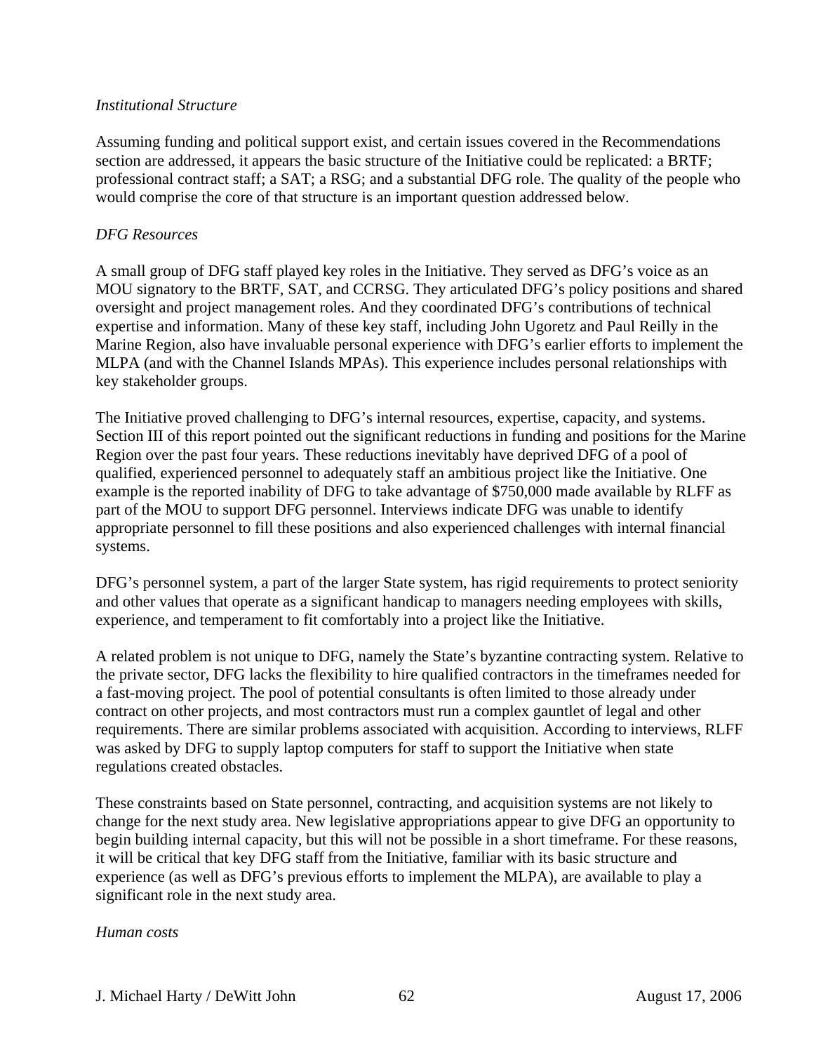*Institutional Structure*

Assuming funding and political support exist, and certain issues covered in the Recommendations section are addressed, it appears the basic structure of the Initiative could be replicated: a BRTF; professional contract staff; a SAT; a RSG; and a substantial DFG role. The quality of the people who would comprise the core of that structure is an important question addressed below.

*DFG Resources*

A small group of DFG staff played key roles in the Initiative. They served as DFG's voice as an MOU signatory to the BRTF, SAT, and CCRSG. They articulated DFG's policy positions and shared oversight and project management roles. And they coordinated DFG's contributions of technical expertise and information. Many of these key staff, including John Ugoretz and Paul Reilly in the Marine Region, also have invaluable personal experience with DFG's earlier efforts to implement the MLPA (and with the Channel Islands MPAs). This experience includes personal relationships with key stakeholder groups.

The Initiative proved challenging to DFG's internal resources, expertise, capacity, and systems. Section III of this report pointed out the significant reductions in funding and positions for the Marine Region over the past four years. These reductions inevitably have deprived DFG of a pool of qualified, experienced personnel to adequately staff an ambitious project like the Initiative. One example is the reported inability of DFG to take advantage of $750,000 made available by RLFF as part of the MOU to support DFG personnel. Interviews indicate DFG was unable to identify appropriate personnel to fill these positions and also experienced challenges with internal financial systems.

DFG's personnel system, a part of the larger State system, has rigid requirements to protect seniority and other values that operate as a significant handicap to managers needing employees with skills, experience, and temperament to fit comfortably into a project like the Initiative.

A related problem is not unique to DFG, namely the State's byzantine contracting system. Relative to the private sector, DFG lacks the flexibility to hire qualified contractors in the timeframes needed for a fast-moving project. The pool of potential consultants is often limited to those already under contract on other projects, and most contractors must run a complex gauntlet of legal and other requirements. There are similar problems associated with acquisition. According to interviews, RLFF was asked by DFG to supply laptop computers for staff to support the Initiative when state regulations created obstacles.

These constraints based on State personnel, contracting, and acquisition systems are not likely to change for the next study area. New legislative appropriations appear to give DFG an opportunity to begin building internal capacity, but this will not be possible in a short timeframe. For these reasons, it will be critical that key DFG staff from the Initiative, familiar with its basic structure and experience (as well as DFG's previous efforts to implement the MLPA), are available to play a significant role in the next study area.

*Human costs*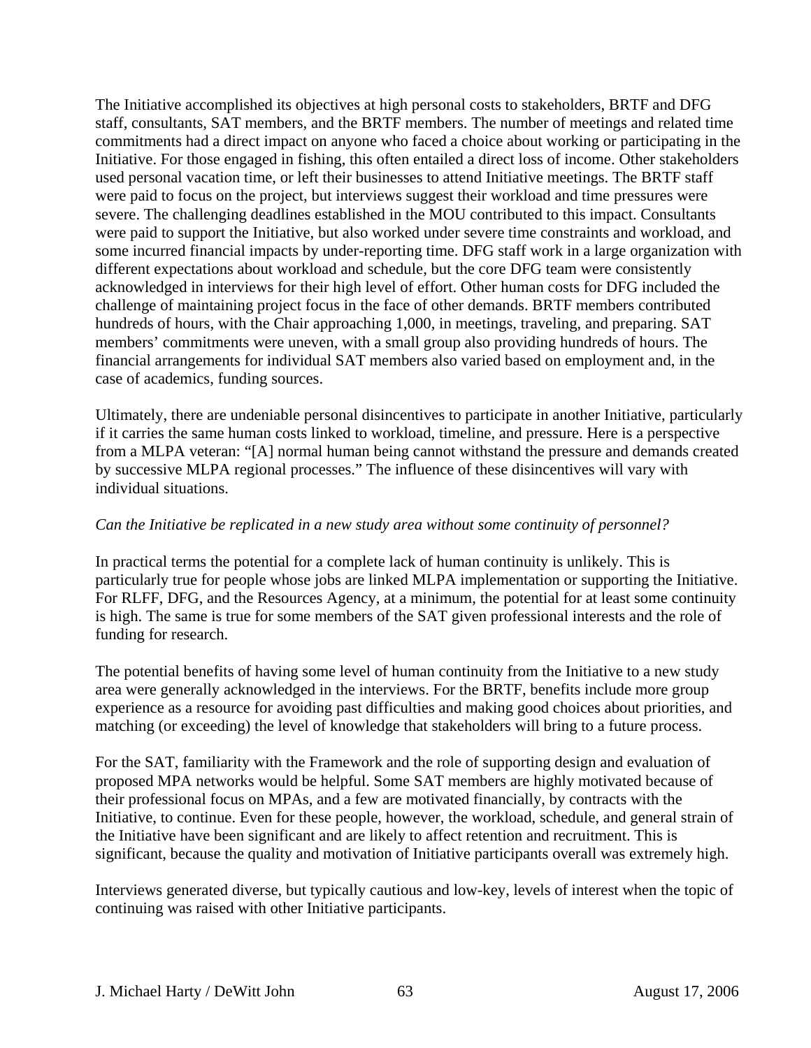The Initiative accomplished its objectives at high personal costs to stakeholders, BRTF and DFG staff, consultants, SAT members, and the BRTF members. The number of meetings and related time commitments had a direct impact on anyone who faced a choice about working or participating in the Initiative. For those engaged in fishing, this often entailed a direct loss of income. Other stakeholders used personal vacation time, or left their businesses to attend Initiative meetings. The BRTF staff were paid to focus on the project, but interviews suggest their workload and time pressures were severe. The challenging deadlines established in the MOU contributed to this impact. Consultants were paid to support the Initiative, but also worked under severe time constraints and workload, and some incurred financial impacts by under-reporting time. DFG staff work in a large organization with different expectations about workload and schedule, but the core DFG team were consistently acknowledged in interviews for their high level of effort. Other human costs for DFG included the challenge of maintaining project focus in the face of other demands. BRTF members contributed hundreds of hours, with the Chair approaching 1,000, in meetings, traveling, and preparing. SAT members' commitments were uneven, with a small group also providing hundreds of hours. The financial arrangements for individual SAT members also varied based on employment and, in the case of academics, funding sources.

Ultimately, there are undeniable personal disincentives to participate in another Initiative, particularly if it carries the same human costs linked to workload, timeline, and pressure. Here is a perspective from a MLPA veteran: "[A] normal human being cannot withstand the pressure and demands created by successive MLPA regional processes." The influence of these disincentives will vary with individual situations.

*Can the Initiative be replicated in a new study area without some continuity of personnel?*

In practical terms the potential for a complete lack of human continuity is unlikely. This is particularly true for people whose jobs are linked MLPA implementation or supporting the Initiative. For RLFF, DFG, and the Resources Agency, at a minimum, the potential for at least some continuity is high. The same is true for some members of the SAT given professional interests and the role of funding for research.

The potential benefits of having some level of human continuity from the Initiative to a new study area were generally acknowledged in the interviews. For the BRTF, benefits include more group experience as a resource for avoiding past difficulties and making good choices about priorities, and matching (or exceeding) the level of knowledge that stakeholders will bring to a future process.

For the SAT, familiarity with the Framework and the role of supporting design and evaluation of proposed MPA networks would be helpful. Some SAT members are highly motivated because of their professional focus on MPAs, and a few are motivated financially, by contracts with the Initiative, to continue. Even for these people, however, the workload, schedule, and general strain of the Initiative have been significant and are likely to affect retention and recruitment. This is significant, because the quality and motivation of Initiative participants overall was extremely high.

Interviews generated diverse, but typically cautious and low-key, levels of interest when the topic of continuing was raised with other Initiative participants.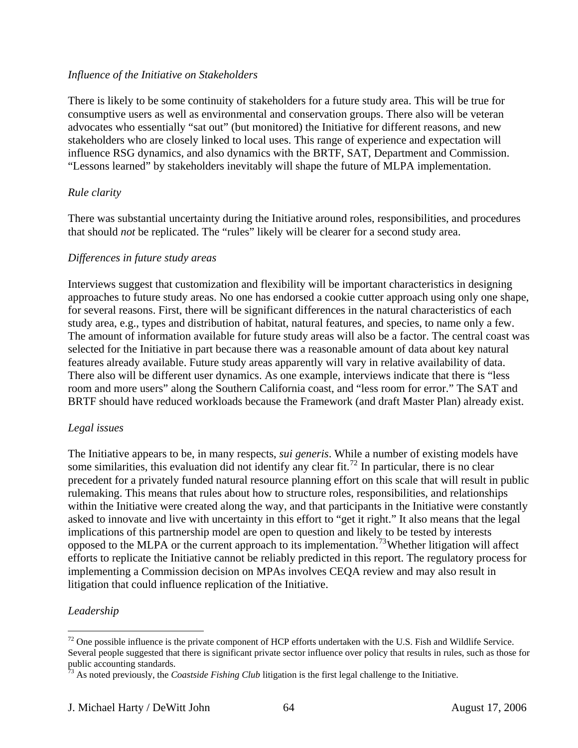*Influence of the Initiative on Stakeholders*

There is likely to be some continuity of stakeholders for a future study area. This will be true for consumptive users as well as environmental and conservation groups. There also will be veteran advocates who essentially "sat out" (but monitored) the Initiative for different reasons, and new stakeholders who are closely linked to local uses. This range of experience and expectation will influence RSG dynamics, and also dynamics with the BRTF, SAT, Department and Commission. "Lessons learned" by stakeholders inevitably will shape the future of MLPA implementation.

*Rule clarity*

There was substantial uncertainty during the Initiative around roles, responsibilities, and procedures that should *not* be replicated. The "rules" likely will be clearer for a second study area.

*Differences in future study areas*

Interviews suggest that customization and flexibility will be important characteristics in designing approaches to future study areas. No one has endorsed a cookie cutter approach using only one shape, for several reasons. First, there will be significant differences in the natural characteristics of each study area, e.g., types and distribution of habitat, natural features, and species, to name only a few. The amount of information available for future study areas will also be a factor. The central coast was selected for the Initiative in part because there was a reasonable amount of data about key natural features already available. Future study areas apparently will vary in relative availability of data. There also will be different user dynamics. As one example, interviews indicate that there is "less room and more users" along the Southern California coast, and "less room for error." The SAT and BRTF should have reduced workloads because the Framework (and draft Master Plan) already exist.

*Legal issues*

The Initiative appears to be, in many respects, *sui generis*. While a number of existing models have some similarities, this evaluation did not identify any clear fit.[72] In particular, there is no clear precedent for a privately funded natural resource planning effort on this scale that will result in public rulemaking. This means that rules about how to structure roles, responsibilities, and relationships within the Initiative were created along the way, and that participants in the Initiative were constantly asked to innovate and live with uncertainty in this effort to "get it right." It also means that the legal implications of this partnership model are open to question and likely to be tested by interests opposed to the MLPA or the current approach to its implementation.[73] Whether litigation will affect efforts to replicate the Initiative cannot be reliably predicted in this report. The regulatory process for implementing a Commission decision on MPAs involves CEQA review and may also result in litigation that could influence replication of the Initiative.

*Leadership*

---

[72] One possible influence is the private component of HCP efforts undertaken with the U.S. Fish and Wildlife Service. Several people suggested that there is significant private sector influence over policy that results in rules, such as those for public accounting standards.

[73] As noted previously, the *Coastside Fishing Club* litigation is the first legal challenge to the Initiative.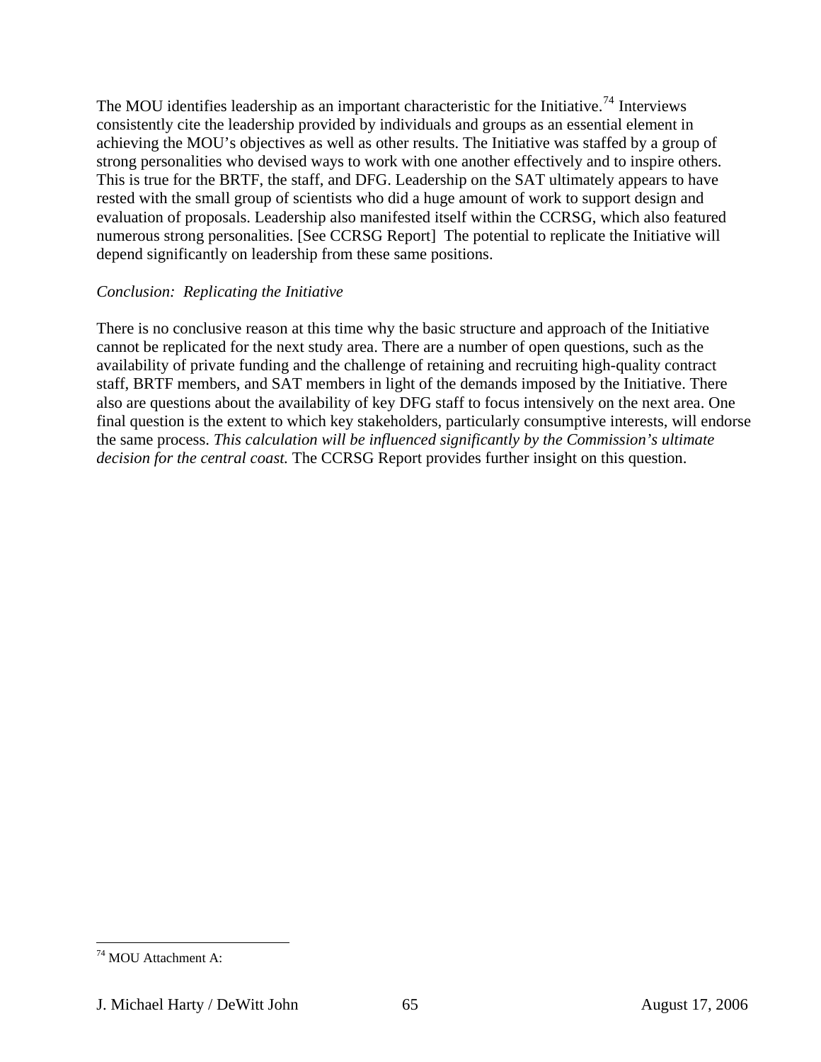The MOU identifies leadership as an important characteristic for the Initiative.[74] Interviews consistently cite the leadership provided by individuals and groups as an essential element in achieving the MOU's objectives as well as other results. The Initiative was staffed by a group of strong personalities who devised ways to work with one another effectively and to inspire others. This is true for the BRTF, the staff, and DFG. Leadership on the SAT ultimately appears to have rested with the small group of scientists who did a huge amount of work to support design and evaluation of proposals. Leadership also manifested itself within the CCRSG, which also featured numerous strong personalities. [See CCRSG Report] The potential to replicate the Initiative will depend significantly on leadership from these same positions.

*Conclusion: Replicating the Initiative*

There is no conclusive reason at this time why the basic structure and approach of the Initiative cannot be replicated for the next study area. There are a number of open questions, such as the availability of private funding and the challenge of retaining and recruiting high-quality contract staff, BRTF members, and SAT members in light of the demands imposed by the Initiative. There also are questions about the availability of key DFG staff to focus intensively on the next area. One final question is the extent to which key stakeholders, particularly consumptive interests, will endorse the same process. *This calculation will be influenced significantly by the Commission's ultimate decision for the central coast.* The CCRSG Report provides further insight on this question.

---

[74] MOU Attachment A: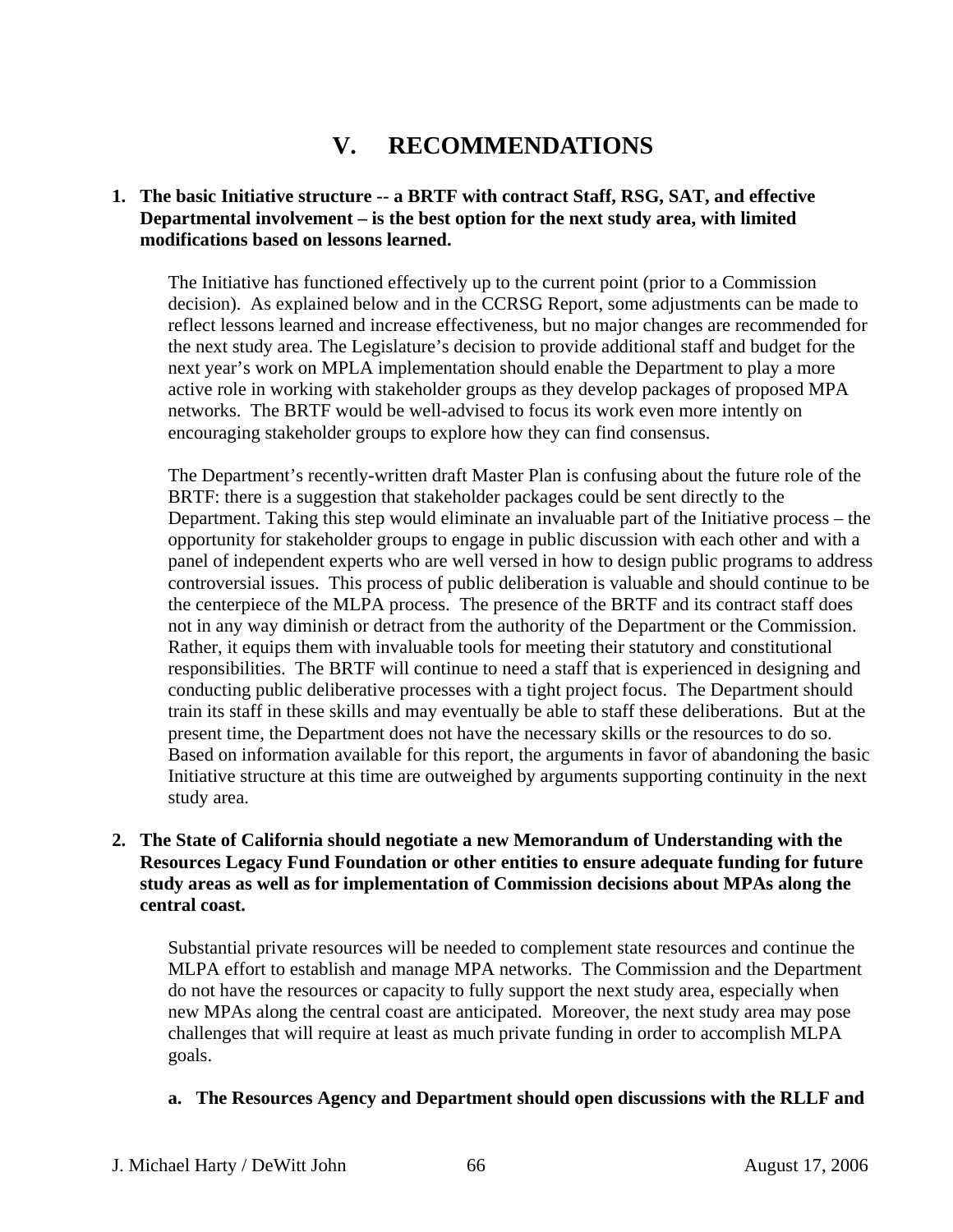# V. RECOMMENDATIONS

**1. The basic Initiative structure -- a BRTF with contract Staff, RSG, SAT, and effective Departmental involvement – is the best option for the next study area, with limited modifications based on lessons learned.**

The Initiative has functioned effectively up to the current point (prior to a Commission decision). As explained below and in the CCRSG Report, some adjustments can be made to reflect lessons learned and increase effectiveness, but no major changes are recommended for the next study area. The Legislature's decision to provide additional staff and budget for the next year's work on MPLA implementation should enable the Department to play a more active role in working with stakeholder groups as they develop packages of proposed MPA networks. The BRTF would be well-advised to focus its work even more intently on encouraging stakeholder groups to explore how they can find consensus.

The Department's recently-written draft Master Plan is confusing about the future role of the BRTF: there is a suggestion that stakeholder packages could be sent directly to the Department. Taking this step would eliminate an invaluable part of the Initiative process – the opportunity for stakeholder groups to engage in public discussion with each other and with a panel of independent experts who are well versed in how to design public programs to address controversial issues. This process of public deliberation is valuable and should continue to be the centerpiece of the MLPA process. The presence of the BRTF and its contract staff does not in any way diminish or detract from the authority of the Department or the Commission. Rather, it equips them with invaluable tools for meeting their statutory and constitutional responsibilities. The BRTF will continue to need a staff that is experienced in designing and conducting public deliberative processes with a tight project focus. The Department should train its staff in these skills and may eventually be able to staff these deliberations. But at the present time, the Department does not have the necessary skills or the resources to do so. Based on information available for this report, the arguments in favor of abandoning the basic Initiative structure at this time are outweighed by arguments supporting continuity in the next study area.

**2. The State of California should negotiate a new Memorandum of Understanding with the Resources Legacy Fund Foundation or other entities to ensure adequate funding for future study areas as well as for implementation of Commission decisions about MPAs along the central coast.**

Substantial private resources will be needed to complement state resources and continue the MLPA effort to establish and manage MPA networks. The Commission and the Department do not have the resources or capacity to fully support the next study area, especially when new MPAs along the central coast are anticipated. Moreover, the next study area may pose challenges that will require at least as much private funding in order to accomplish MLPA goals.

**a. The Resources Agency and Department should open discussions with the RLLF and**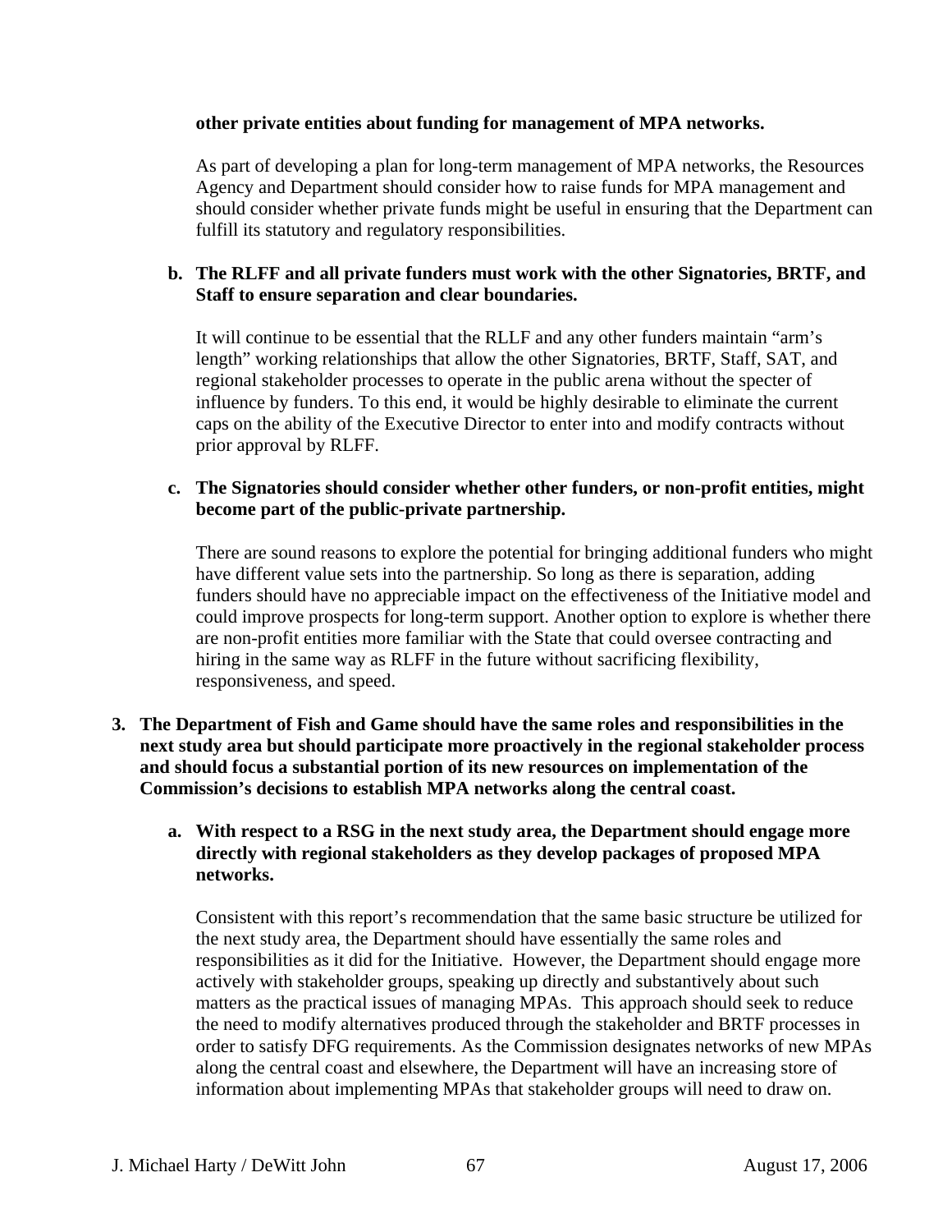**other private entities about funding for management of MPA networks.**

As part of developing a plan for long-term management of MPA networks, the Resources Agency and Department should consider how to raise funds for MPA management and should consider whether private funds might be useful in ensuring that the Department can fulfill its statutory and regulatory responsibilities.

**b. The RLFF and all private funders must work with the other Signatories, BRTF, and Staff to ensure separation and clear boundaries.**

It will continue to be essential that the RLLF and any other funders maintain "arm's length" working relationships that allow the other Signatories, BRTF, Staff, SAT, and regional stakeholder processes to operate in the public arena without the specter of influence by funders. To this end, it would be highly desirable to eliminate the current caps on the ability of the Executive Director to enter into and modify contracts without prior approval by RLFF.

**c. The Signatories should consider whether other funders, or non-profit entities, might become part of the public-private partnership.**

There are sound reasons to explore the potential for bringing additional funders who might have different value sets into the partnership. So long as there is separation, adding funders should have no appreciable impact on the effectiveness of the Initiative model and could improve prospects for long-term support. Another option to explore is whether there are non-profit entities more familiar with the State that could oversee contracting and hiring in the same way as RLFF in the future without sacrificing flexibility, responsiveness, and speed.

**3. The Department of Fish and Game should have the same roles and responsibilities in the next study area but should participate more proactively in the regional stakeholder process and should focus a substantial portion of its new resources on implementation of the Commission's decisions to establish MPA networks along the central coast.**

**a. With respect to a RSG in the next study area, the Department should engage more directly with regional stakeholders as they develop packages of proposed MPA networks.**

Consistent with this report's recommendation that the same basic structure be utilized for the next study area, the Department should have essentially the same roles and responsibilities as it did for the Initiative. However, the Department should engage more actively with stakeholder groups, speaking up directly and substantively about such matters as the practical issues of managing MPAs. This approach should seek to reduce the need to modify alternatives produced through the stakeholder and BRTF processes in order to satisfy DFG requirements. As the Commission designates networks of new MPAs along the central coast and elsewhere, the Department will have an increasing store of information about implementing MPAs that stakeholder groups will need to draw on.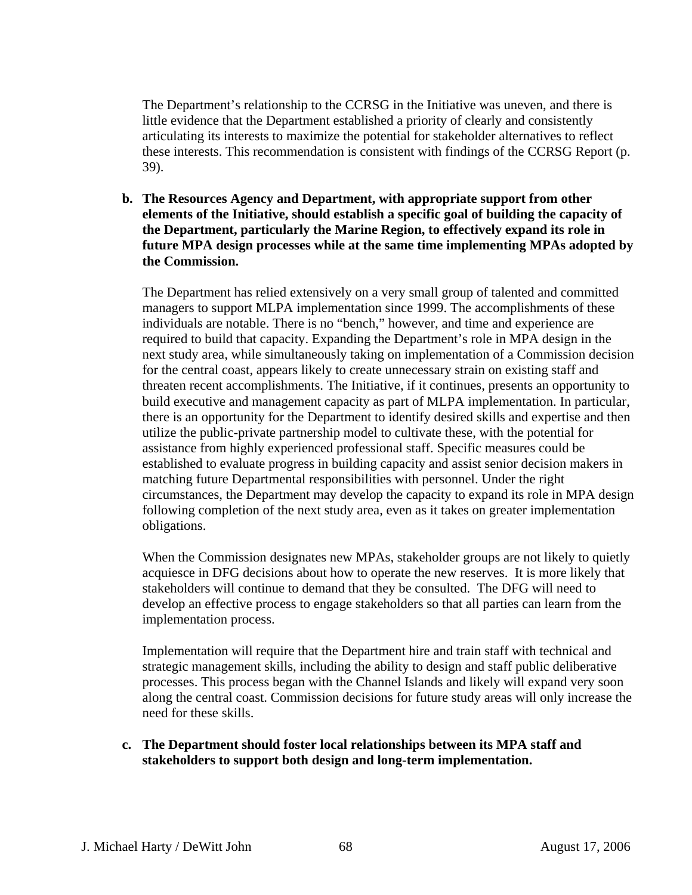The Department's relationship to the CCRSG in the Initiative was uneven, and there is little evidence that the Department established a priority of clearly and consistently articulating its interests to maximize the potential for stakeholder alternatives to reflect these interests. This recommendation is consistent with findings of the CCRSG Report (p. 39).

**b. The Resources Agency and Department, with appropriate support from other elements of the Initiative, should establish a specific goal of building the capacity of the Department, particularly the Marine Region, to effectively expand its role in future MPA design processes while at the same time implementing MPAs adopted by the Commission.**

The Department has relied extensively on a very small group of talented and committed managers to support MLPA implementation since 1999. The accomplishments of these individuals are notable. There is no "bench," however, and time and experience are required to build that capacity. Expanding the Department's role in MPA design in the next study area, while simultaneously taking on implementation of a Commission decision for the central coast, appears likely to create unnecessary strain on existing staff and threaten recent accomplishments. The Initiative, if it continues, presents an opportunity to build executive and management capacity as part of MLPA implementation. In particular, there is an opportunity for the Department to identify desired skills and expertise and then utilize the public-private partnership model to cultivate these, with the potential for assistance from highly experienced professional staff. Specific measures could be established to evaluate progress in building capacity and assist senior decision makers in matching future Departmental responsibilities with personnel. Under the right circumstances, the Department may develop the capacity to expand its role in MPA design following completion of the next study area, even as it takes on greater implementation obligations.

When the Commission designates new MPAs, stakeholder groups are not likely to quietly acquiesce in DFG decisions about how to operate the new reserves. It is more likely that stakeholders will continue to demand that they be consulted. The DFG will need to develop an effective process to engage stakeholders so that all parties can learn from the implementation process.

Implementation will require that the Department hire and train staff with technical and strategic management skills, including the ability to design and staff public deliberative processes. This process began with the Channel Islands and likely will expand very soon along the central coast. Commission decisions for future study areas will only increase the need for these skills.

**c. The Department should foster local relationships between its MPA staff and stakeholders to support both design and long-term implementation.**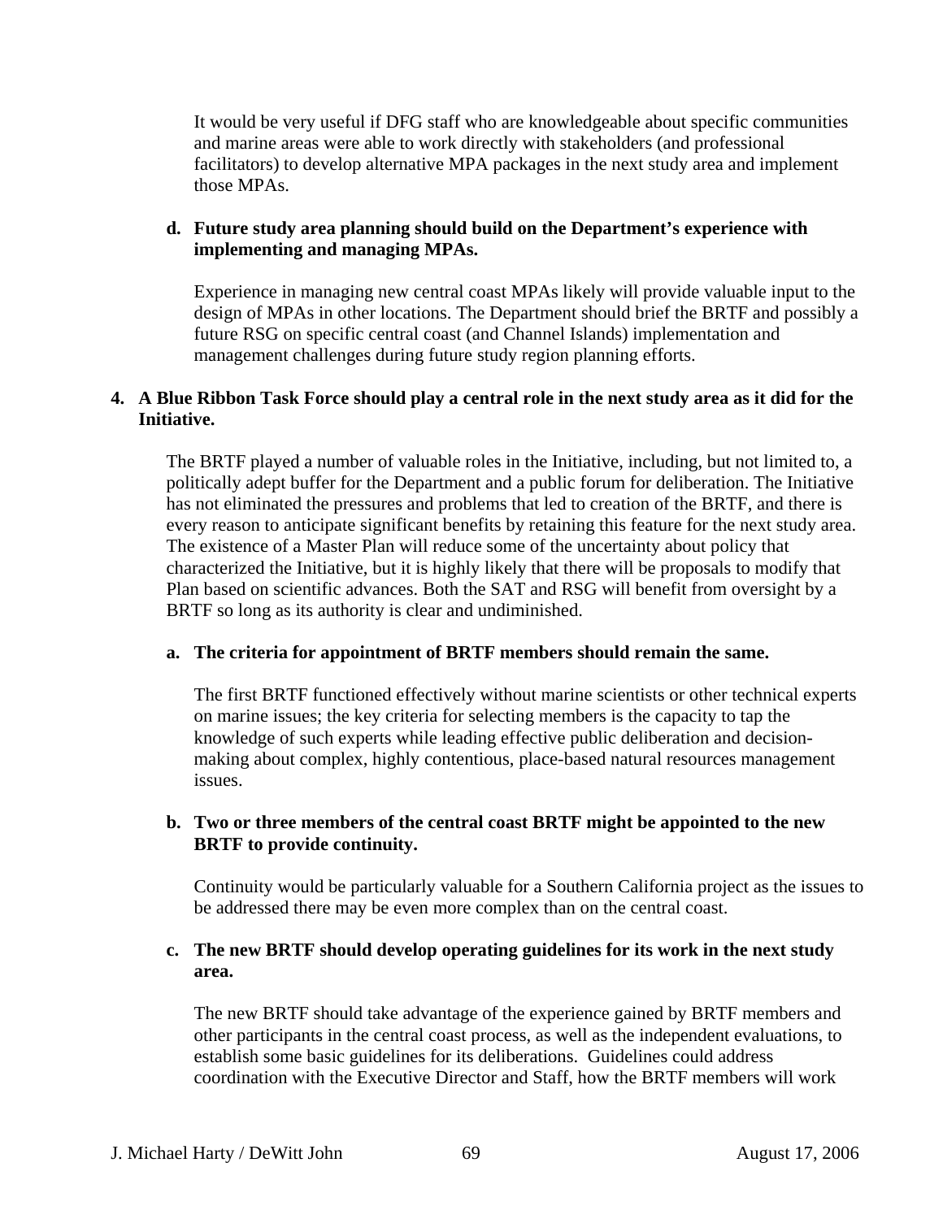It would be very useful if DFG staff who are knowledgeable about specific communities and marine areas were able to work directly with stakeholders (and professional facilitators) to develop alternative MPA packages in the next study area and implement those MPAs.

**d. Future study area planning should build on the Department's experience with implementing and managing MPAs.**

Experience in managing new central coast MPAs likely will provide valuable input to the design of MPAs in other locations. The Department should brief the BRTF and possibly a future RSG on specific central coast (and Channel Islands) implementation and management challenges during future study region planning efforts.

**4. A Blue Ribbon Task Force should play a central role in the next study area as it did for the Initiative.**

The BRTF played a number of valuable roles in the Initiative, including, but not limited to, a politically adept buffer for the Department and a public forum for deliberation. The Initiative has not eliminated the pressures and problems that led to creation of the BRTF, and there is every reason to anticipate significant benefits by retaining this feature for the next study area. The existence of a Master Plan will reduce some of the uncertainty about policy that characterized the Initiative, but it is highly likely that there will be proposals to modify that Plan based on scientific advances. Both the SAT and RSG will benefit from oversight by a BRTF so long as its authority is clear and undiminished.

**a. The criteria for appointment of BRTF members should remain the same.**

The first BRTF functioned effectively without marine scientists or other technical experts on marine issues; the key criteria for selecting members is the capacity to tap the knowledge of such experts while leading effective public deliberation and decision-making about complex, highly contentious, place-based natural resources management issues.

**b. Two or three members of the central coast BRTF might be appointed to the new BRTF to provide continuity.**

Continuity would be particularly valuable for a Southern California project as the issues to be addressed there may be even more complex than on the central coast.

**c. The new BRTF should develop operating guidelines for its work in the next study area.**

The new BRTF should take advantage of the experience gained by BRTF members and other participants in the central coast process, as well as the independent evaluations, to establish some basic guidelines for its deliberations. Guidelines could address coordination with the Executive Director and Staff, how the BRTF members will work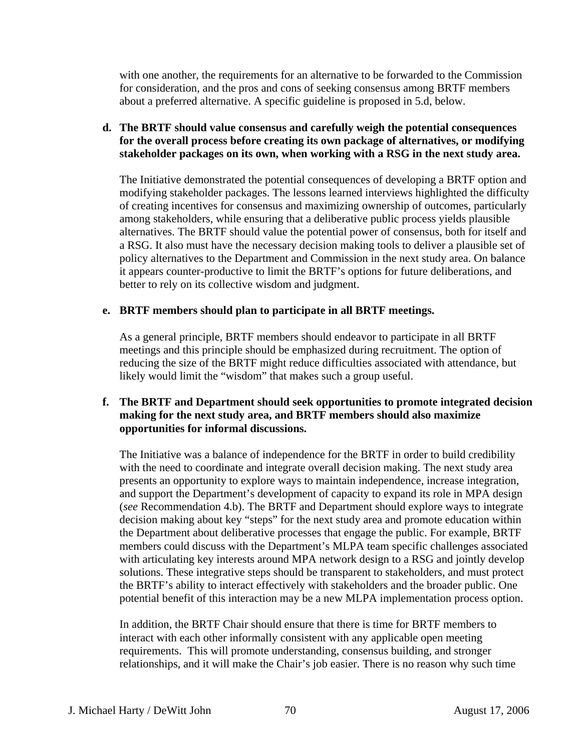with one another, the requirements for an alternative to be forwarded to the Commission for consideration, and the pros and cons of seeking consensus among BRTF members about a preferred alternative. A specific guideline is proposed in 5.d, below.

**d. The BRTF should value consensus and carefully weigh the potential consequences for the overall process before creating its own package of alternatives, or modifying stakeholder packages on its own, when working with a RSG in the next study area.**

The Initiative demonstrated the potential consequences of developing a BRTF option and modifying stakeholder packages. The lessons learned interviews highlighted the difficulty of creating incentives for consensus and maximizing ownership of outcomes, particularly among stakeholders, while ensuring that a deliberative public process yields plausible alternatives. The BRTF should value the potential power of consensus, both for itself and a RSG. It also must have the necessary decision making tools to deliver a plausible set of policy alternatives to the Department and Commission in the next study area. On balance it appears counter-productive to limit the BRTF's options for future deliberations, and better to rely on its collective wisdom and judgment.

**e. BRTF members should plan to participate in all BRTF meetings.**

As a general principle, BRTF members should endeavor to participate in all BRTF meetings and this principle should be emphasized during recruitment. The option of reducing the size of the BRTF might reduce difficulties associated with attendance, but likely would limit the "wisdom" that makes such a group useful.

**f. The BRTF and Department should seek opportunities to promote integrated decision making for the next study area, and BRTF members should also maximize opportunities for informal discussions.**

The Initiative was a balance of independence for the BRTF in order to build credibility with the need to coordinate and integrate overall decision making. The next study area presents an opportunity to explore ways to maintain independence, increase integration, and support the Department's development of capacity to expand its role in MPA design (*see* Recommendation 4.b). The BRTF and Department should explore ways to integrate decision making about key "steps" for the next study area and promote education within the Department about deliberative processes that engage the public. For example, BRTF members could discuss with the Department's MLPA team specific challenges associated with articulating key interests around MPA network design to a RSG and jointly develop solutions. These integrative steps should be transparent to stakeholders, and must protect the BRTF's ability to interact effectively with stakeholders and the broader public. One potential benefit of this interaction may be a new MLPA implementation process option.

In addition, the BRTF Chair should ensure that there is time for BRTF members to interact with each other informally consistent with any applicable open meeting requirements. This will promote understanding, consensus building, and stronger relationships, and it will make the Chair's job easier. There is no reason why such time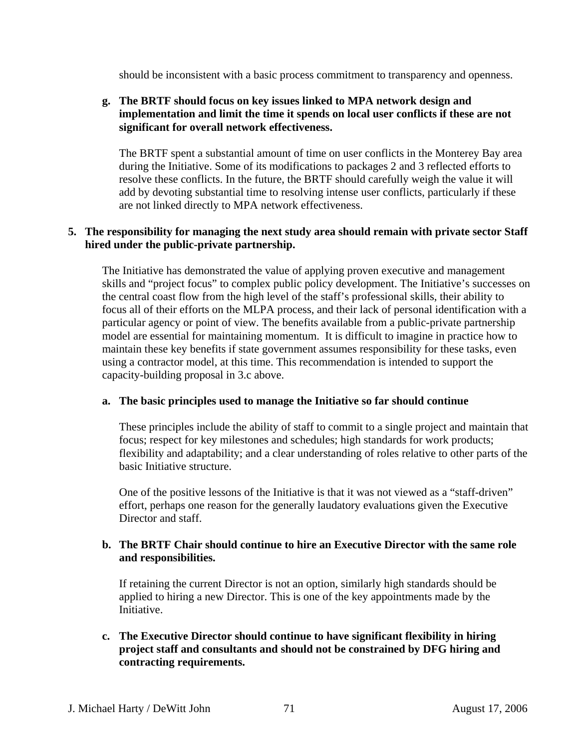should be inconsistent with a basic process commitment to transparency and openness.

**g. The BRTF should focus on key issues linked to MPA network design and implementation and limit the time it spends on local user conflicts if these are not significant for overall network effectiveness.**

The BRTF spent a substantial amount of time on user conflicts in the Monterey Bay area during the Initiative. Some of its modifications to packages 2 and 3 reflected efforts to resolve these conflicts. In the future, the BRTF should carefully weigh the value it will add by devoting substantial time to resolving intense user conflicts, particularly if these are not linked directly to MPA network effectiveness.

**5. The responsibility for managing the next study area should remain with private sector Staff hired under the public-private partnership.**

The Initiative has demonstrated the value of applying proven executive and management skills and "project focus" to complex public policy development. The Initiative's successes on the central coast flow from the high level of the staff's professional skills, their ability to focus all of their efforts on the MLPA process, and their lack of personal identification with a particular agency or point of view. The benefits available from a public-private partnership model are essential for maintaining momentum. It is difficult to imagine in practice how to maintain these key benefits if state government assumes responsibility for these tasks, even using a contractor model, at this time. This recommendation is intended to support the capacity-building proposal in 3.c above.

**a. The basic principles used to manage the Initiative so far should continue**

These principles include the ability of staff to commit to a single project and maintain that focus; respect for key milestones and schedules; high standards for work products; flexibility and adaptability; and a clear understanding of roles relative to other parts of the basic Initiative structure.

One of the positive lessons of the Initiative is that it was not viewed as a "staff-driven" effort, perhaps one reason for the generally laudatory evaluations given the Executive Director and staff.

**b. The BRTF Chair should continue to hire an Executive Director with the same role and responsibilities.**

If retaining the current Director is not an option, similarly high standards should be applied to hiring a new Director. This is one of the key appointments made by the Initiative.

**c. The Executive Director should continue to have significant flexibility in hiring project staff and consultants and should not be constrained by DFG hiring and contracting requirements.**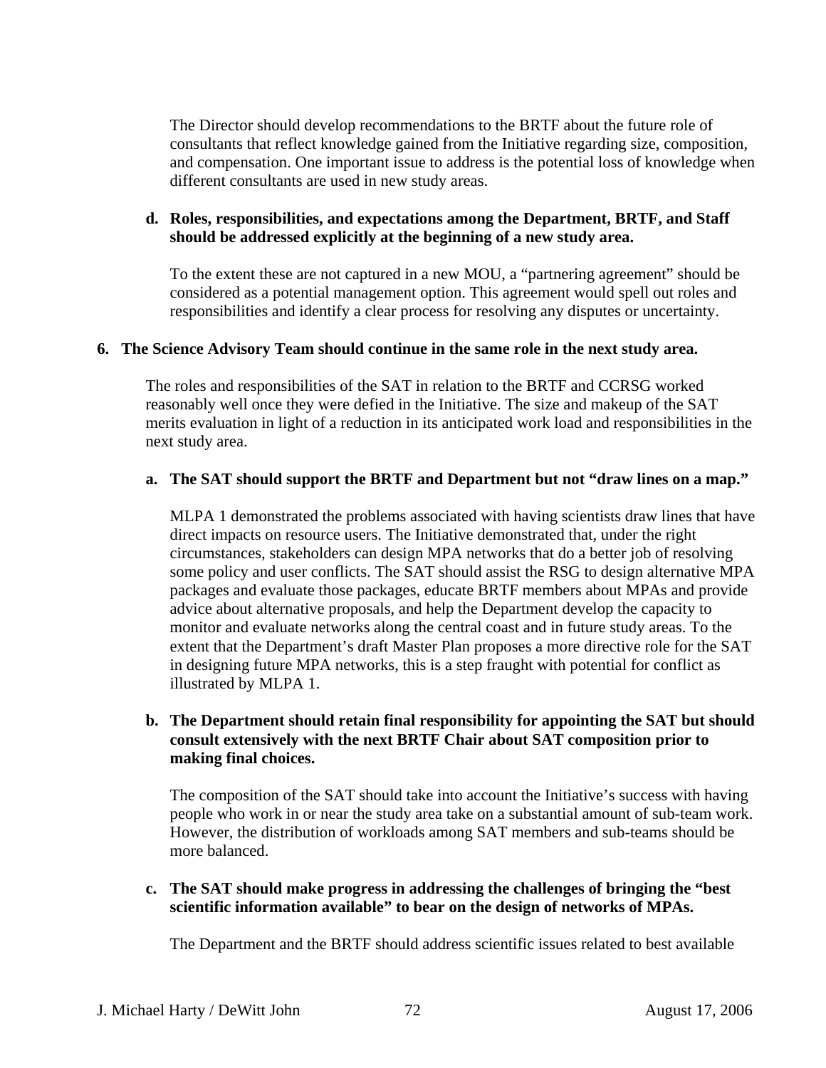The Director should develop recommendations to the BRTF about the future role of consultants that reflect knowledge gained from the Initiative regarding size, composition, and compensation. One important issue to address is the potential loss of knowledge when different consultants are used in new study areas.

**d. Roles, responsibilities, and expectations among the Department, BRTF, and Staff should be addressed explicitly at the beginning of a new study area.**

To the extent these are not captured in a new MOU, a "partnering agreement" should be considered as a potential management option. This agreement would spell out roles and responsibilities and identify a clear process for resolving any disputes or uncertainty.

**6. The Science Advisory Team should continue in the same role in the next study area.**

The roles and responsibilities of the SAT in relation to the BRTF and CCRSG worked reasonably well once they were defied in the Initiative. The size and makeup of the SAT merits evaluation in light of a reduction in its anticipated work load and responsibilities in the next study area.

**a. The SAT should support the BRTF and Department but not "draw lines on a map."**

MLPA 1 demonstrated the problems associated with having scientists draw lines that have direct impacts on resource users. The Initiative demonstrated that, under the right circumstances, stakeholders can design MPA networks that do a better job of resolving some policy and user conflicts. The SAT should assist the RSG to design alternative MPA packages and evaluate those packages, educate BRTF members about MPAs and provide advice about alternative proposals, and help the Department develop the capacity to monitor and evaluate networks along the central coast and in future study areas. To the extent that the Department's draft Master Plan proposes a more directive role for the SAT in designing future MPA networks, this is a step fraught with potential for conflict as illustrated by MLPA 1.

**b. The Department should retain final responsibility for appointing the SAT but should consult extensively with the next BRTF Chair about SAT composition prior to making final choices.**

The composition of the SAT should take into account the Initiative's success with having people who work in or near the study area take on a substantial amount of sub-team work. However, the distribution of workloads among SAT members and sub-teams should be more balanced.

**c. The SAT should make progress in addressing the challenges of bringing the "best scientific information available" to bear on the design of networks of MPAs.**

The Department and the BRTF should address scientific issues related to best available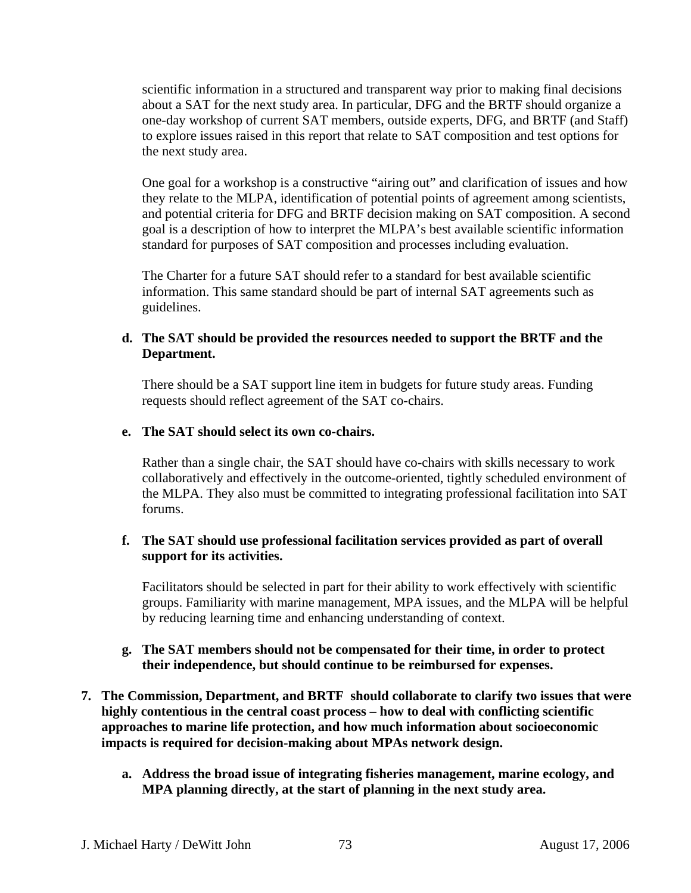scientific information in a structured and transparent way prior to making final decisions about a SAT for the next study area. In particular, DFG and the BRTF should organize a one-day workshop of current SAT members, outside experts, DFG, and BRTF (and Staff) to explore issues raised in this report that relate to SAT composition and test options for the next study area.

One goal for a workshop is a constructive "airing out" and clarification of issues and how they relate to the MLPA, identification of potential points of agreement among scientists, and potential criteria for DFG and BRTF decision making on SAT composition. A second goal is a description of how to interpret the MLPA's best available scientific information standard for purposes of SAT composition and processes including evaluation.

The Charter for a future SAT should refer to a standard for best available scientific information. This same standard should be part of internal SAT agreements such as guidelines.

**d. The SAT should be provided the resources needed to support the BRTF and the Department.**

There should be a SAT support line item in budgets for future study areas. Funding requests should reflect agreement of the SAT co-chairs.

**e. The SAT should select its own co-chairs.**

Rather than a single chair, the SAT should have co-chairs with skills necessary to work collaboratively and effectively in the outcome-oriented, tightly scheduled environment of the MLPA. They also must be committed to integrating professional facilitation into SAT forums.

**f. The SAT should use professional facilitation services provided as part of overall support for its activities.**

Facilitators should be selected in part for their ability to work effectively with scientific groups. Familiarity with marine management, MPA issues, and the MLPA will be helpful by reducing learning time and enhancing understanding of context.

**g. The SAT members should not be compensated for their time, in order to protect their independence, but should continue to be reimbursed for expenses.**

**7. The Commission, Department, and BRTF should collaborate to clarify two issues that were highly contentious in the central coast process – how to deal with conflicting scientific approaches to marine life protection, and how much information about socioeconomic impacts is required for decision-making about MPAs network design.**

**a. Address the broad issue of integrating fisheries management, marine ecology, and MPA planning directly, at the start of planning in the next study area.**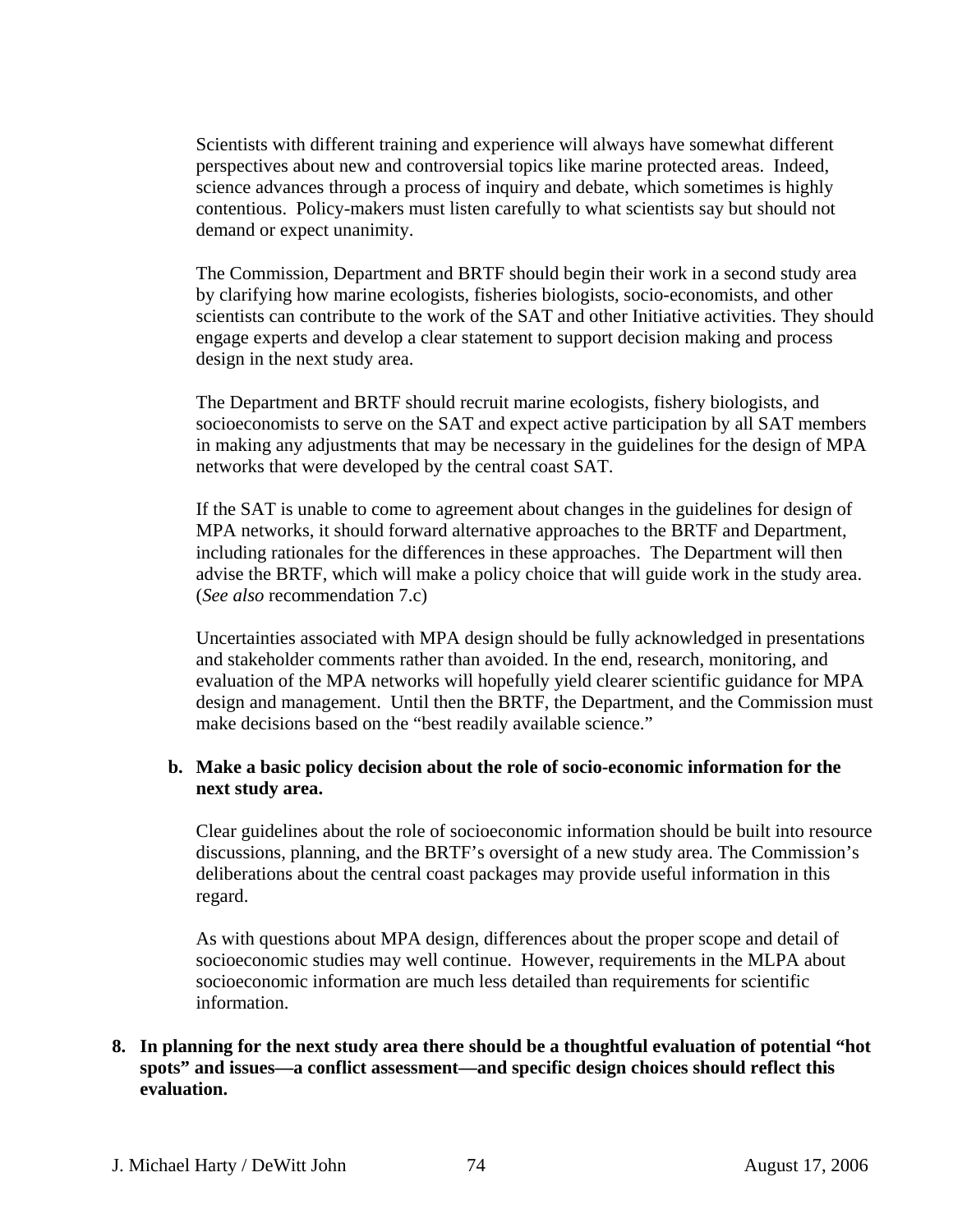Scientists with different training and experience will always have somewhat different perspectives about new and controversial topics like marine protected areas. Indeed, science advances through a process of inquiry and debate, which sometimes is highly contentious. Policy-makers must listen carefully to what scientists say but should not demand or expect unanimity.

The Commission, Department and BRTF should begin their work in a second study area by clarifying how marine ecologists, fisheries biologists, socio-economists, and other scientists can contribute to the work of the SAT and other Initiative activities. They should engage experts and develop a clear statement to support decision making and process design in the next study area.

The Department and BRTF should recruit marine ecologists, fishery biologists, and socioeconomists to serve on the SAT and expect active participation by all SAT members in making any adjustments that may be necessary in the guidelines for the design of MPA networks that were developed by the central coast SAT.

If the SAT is unable to come to agreement about changes in the guidelines for design of MPA networks, it should forward alternative approaches to the BRTF and Department, including rationales for the differences in these approaches. The Department will then advise the BRTF, which will make a policy choice that will guide work in the study area. (*See also* recommendation 7.c)

Uncertainties associated with MPA design should be fully acknowledged in presentations and stakeholder comments rather than avoided. In the end, research, monitoring, and evaluation of the MPA networks will hopefully yield clearer scientific guidance for MPA design and management. Until then the BRTF, the Department, and the Commission must make decisions based on the "best readily available science."

**b. Make a basic policy decision about the role of socio-economic information for the next study area.**

Clear guidelines about the role of socioeconomic information should be built into resource discussions, planning, and the BRTF's oversight of a new study area. The Commission's deliberations about the central coast packages may provide useful information in this regard.

As with questions about MPA design, differences about the proper scope and detail of socioeconomic studies may well continue. However, requirements in the MLPA about socioeconomic information are much less detailed than requirements for scientific information.

**8. In planning for the next study area there should be a thoughtful evaluation of potential "hot spots" and issues—a conflict assessment—and specific design choices should reflect this evaluation.**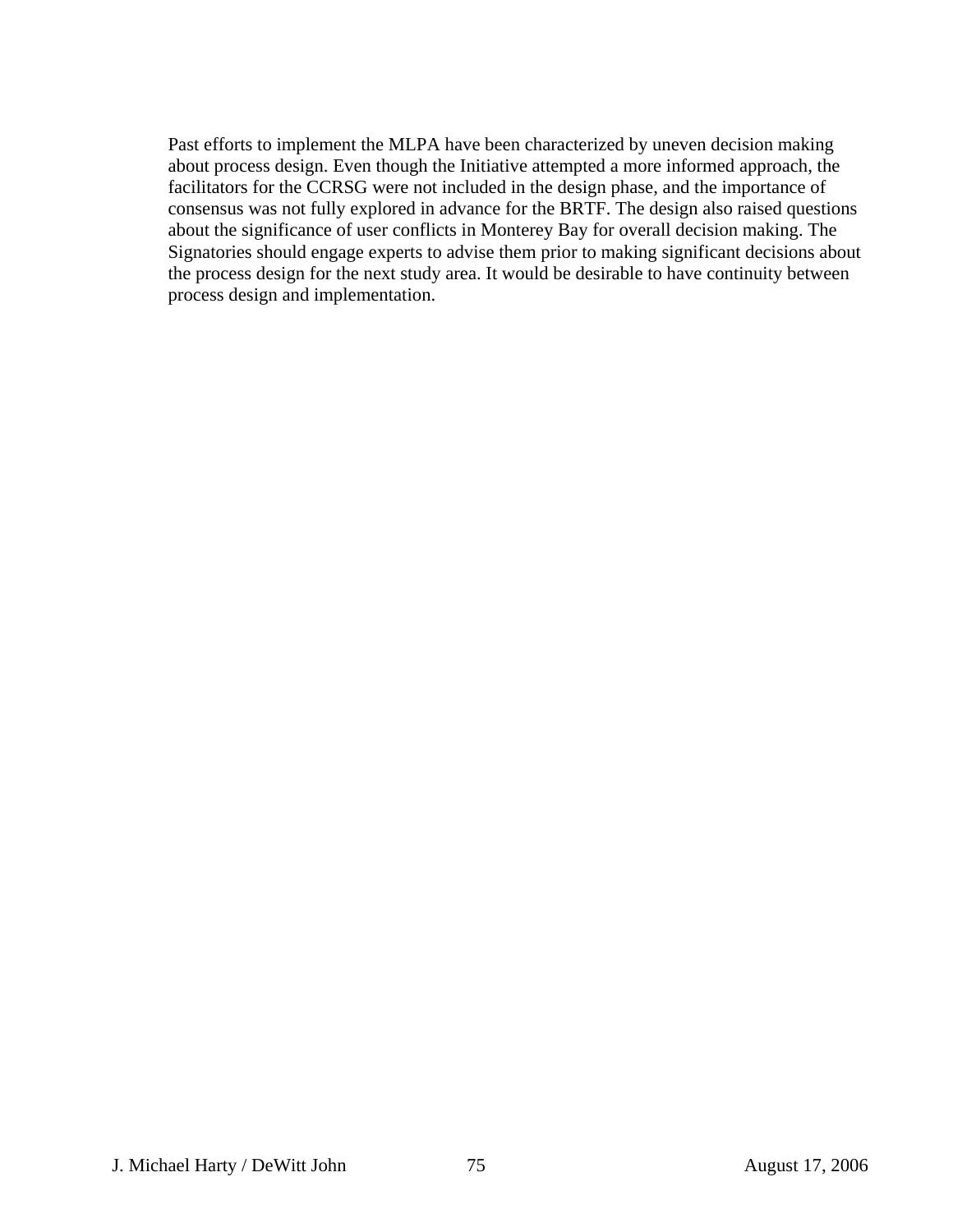Past efforts to implement the MLPA have been characterized by uneven decision making about process design. Even though the Initiative attempted a more informed approach, the facilitators for the CCRSG were not included in the design phase, and the importance of consensus was not fully explored in advance for the BRTF. The design also raised questions about the significance of user conflicts in Monterey Bay for overall decision making. The Signatories should engage experts to advise them prior to making significant decisions about the process design for the next study area. It would be desirable to have continuity between process design and implementation.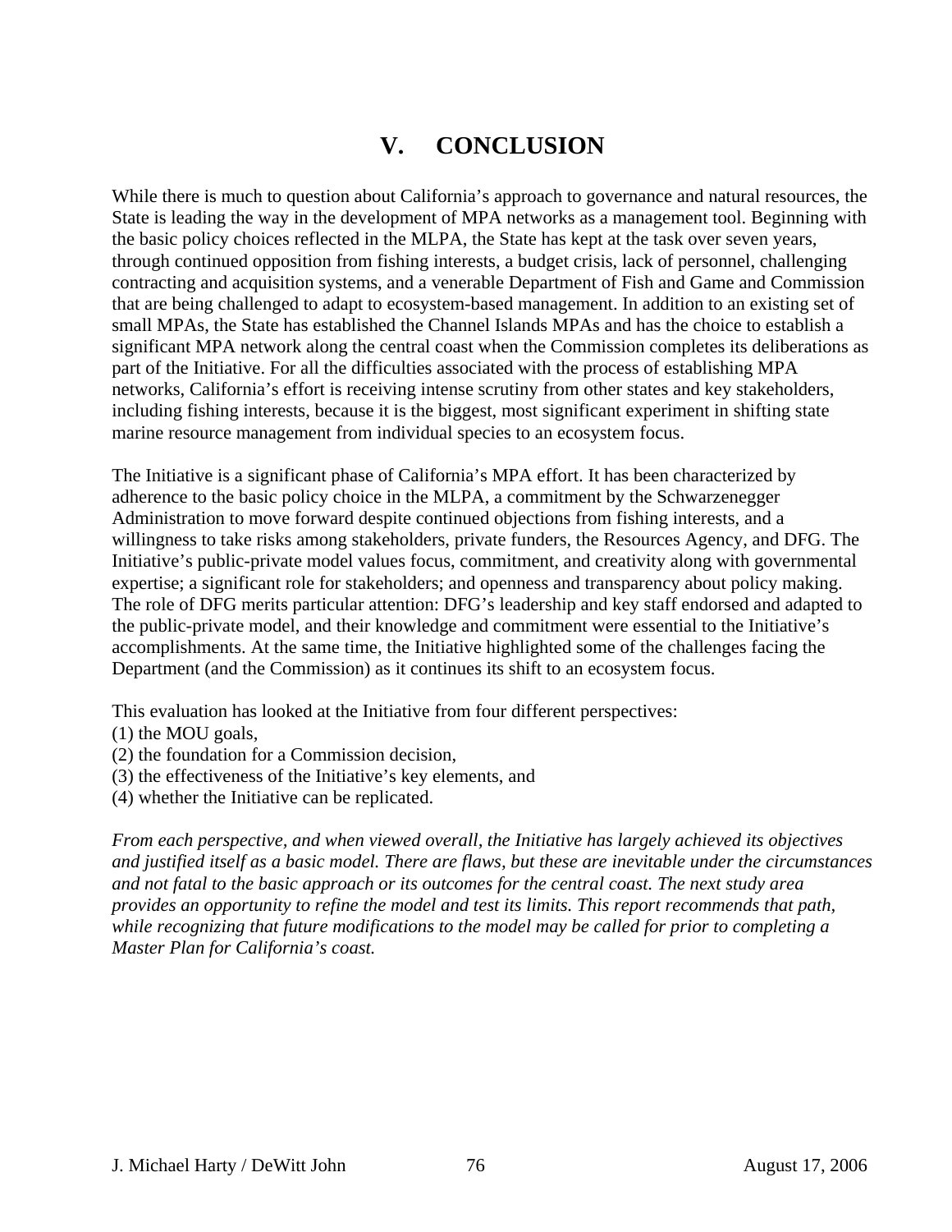# V. CONCLUSION

While there is much to question about California's approach to governance and natural resources, the State is leading the way in the development of MPA networks as a management tool. Beginning with the basic policy choices reflected in the MLPA, the State has kept at the task over seven years, through continued opposition from fishing interests, a budget crisis, lack of personnel, challenging contracting and acquisition systems, and a venerable Department of Fish and Game and Commission that are being challenged to adapt to ecosystem-based management. In addition to an existing set of small MPAs, the State has established the Channel Islands MPAs and has the choice to establish a significant MPA network along the central coast when the Commission completes its deliberations as part of the Initiative. For all the difficulties associated with the process of establishing MPA networks, California's effort is receiving intense scrutiny from other states and key stakeholders, including fishing interests, because it is the biggest, most significant experiment in shifting state marine resource management from individual species to an ecosystem focus.

The Initiative is a significant phase of California's MPA effort. It has been characterized by adherence to the basic policy choice in the MLPA, a commitment by the Schwarzenegger Administration to move forward despite continued objections from fishing interests, and a willingness to take risks among stakeholders, private funders, the Resources Agency, and DFG. The Initiative's public-private model values focus, commitment, and creativity along with governmental expertise; a significant role for stakeholders; and openness and transparency about policy making. The role of DFG merits particular attention: DFG's leadership and key staff endorsed and adapted to the public-private model, and their knowledge and commitment were essential to the Initiative's accomplishments. At the same time, the Initiative highlighted some of the challenges facing the Department (and the Commission) as it continues its shift to an ecosystem focus.

This evaluation has looked at the Initiative from four different perspectives:
(1) the MOU goals,
(2) the foundation for a Commission decision,
(3) the effectiveness of the Initiative's key elements, and
(4) whether the Initiative can be replicated.

*From each perspective, and when viewed overall, the Initiative has largely achieved its objectives and justified itself as a basic model. There are flaws, but these are inevitable under the circumstances and not fatal to the basic approach or its outcomes for the central coast. The next study area provides an opportunity to refine the model and test its limits. This report recommends that path, while recognizing that future modifications to the model may be called for prior to completing a Master Plan for California's coast.*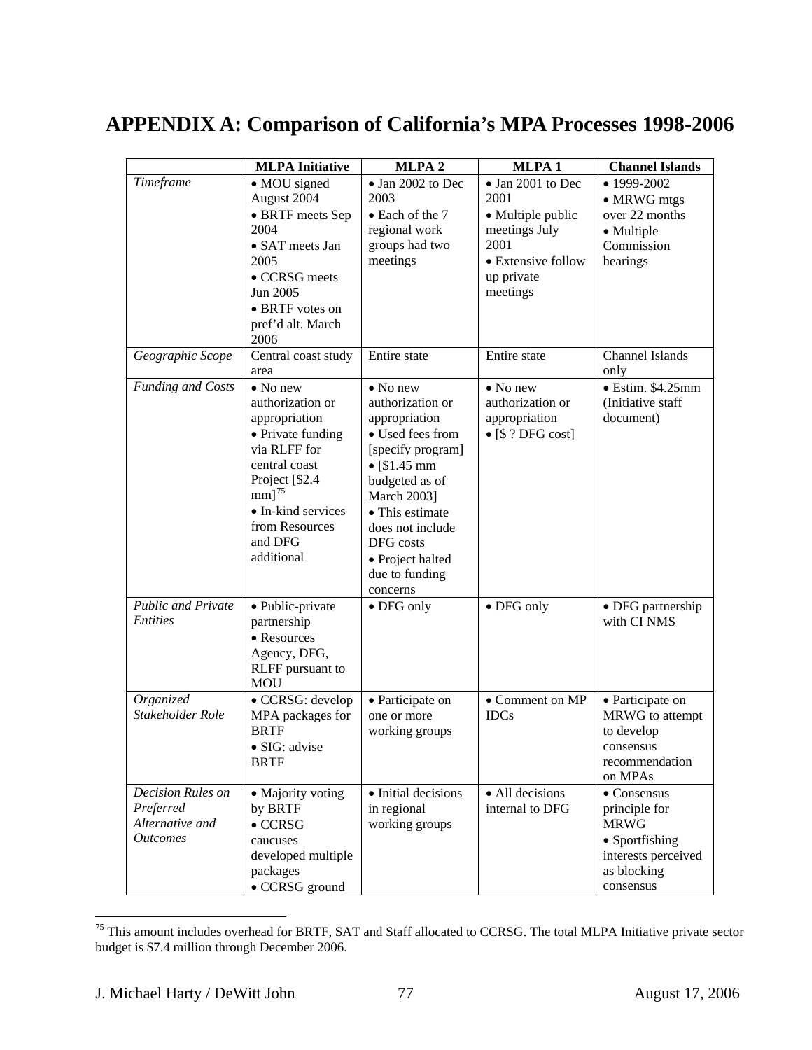# APPENDIX A: Comparison of California's MPA Processes 1998-2006

| | MLPA Initiative | MLPA 2 | MLPA 1 | Channel Islands |
|---|---|---|---|---|
| *Timeframe* | • MOU signed August 2004 • BRTF meets Sep 2004 • SAT meets Jan 2005 • CCRSG meets Jun 2005 • BRTF votes on pref'd alt. March 2006 | • Jan 2002 to Dec 2003 • Each of the 7 regional work groups had two meetings | • Jan 2001 to Dec 2001 • Multiple public meetings July 2001 • Extensive follow up private meetings | • 1999-2002 • MRWG mtgs over 22 months • Multiple Commission hearings |
| *Geographic Scope* | Central coast study area | Entire state | Entire state | Channel Islands only |
| *Funding and Costs* | • No new authorization or appropriation • Private funding via RLFF for central coast Project [$2.4 mm][75] • In-kind services from Resources and DFG additional | • No new authorization or appropriation • Used fees from [specify program] • [$1.45 mm budgeted as of March 2003] • This estimate does not include DFG costs • Project halted due to funding concerns | • No new authorization or appropriation • [$ ? DFG cost] | • Estim. $4.25mm (Initiative staff document) |
| *Public and Private Entities* | • Public-private partnership • Resources Agency, DFG, RLFF pursuant to MOU | • DFG only | • DFG only | • DFG partnership with CI NMS |
| *Organized Stakeholder Role* | • CCRSG: develop MPA packages for BRTF • SIG: advise BRTF | • Participate on one or more working groups | • Comment on MP IDCs | • Participate on MRWG to attempt to develop consensus recommendation on MPAs |
| *Decision Rules on Preferred Alternative and Outcomes* | • Majority voting by BRTF • CCRSG caucuses developed multiple packages • CCRSG ground | • Initial decisions in regional working groups | • All decisions internal to DFG | • Consensus principle for MRWG • Sportfishing interests perceived as blocking consensus |

[75] This amount includes overhead for BRTF, SAT and Staff allocated to CCRSG. The total MLPA Initiative private sector budget is $7.4 million through December 2006.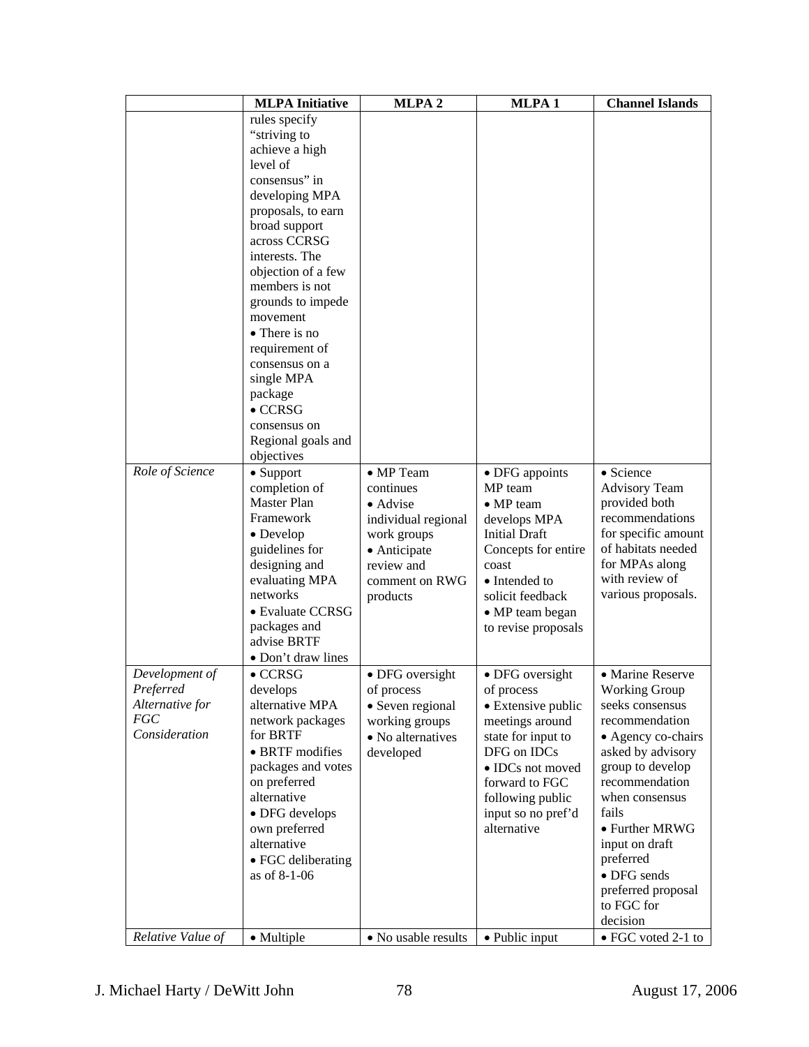| | MLPA Initiative | MLPA 2 | MLPA 1 | Channel Islands |
|---|---|---|---|---|
| | rules specify "striving to achieve a high level of consensus" in developing MPA proposals, to earn broad support across CCRSG interests. The objection of a few members is not grounds to impede movement<br>• There is no requirement of consensus on a single MPA package<br>• CCRSG consensus on Regional goals and objectives | | | |
| *Role of Science* | • Support completion of Master Plan Framework<br>• Develop guidelines for designing and evaluating MPA networks<br>• Evaluate CCRSG packages and advise BRTF<br>• Don't draw lines | • MP Team continues<br>• Advise individual regional work groups<br>• Anticipate review and comment on RWG products | • DFG appoints MP team<br>• MP team develops MPA Initial Draft Concepts for entire coast<br>• Intended to solicit feedback<br>• MP team began to revise proposals | • Science Advisory Team provided both recommendations for specific amount of habitats needed for MPAs along with review of various proposals. |
| *Development of Preferred Alternative for FGC Consideration* | • CCRSG develops alternative MPA network packages for BRTF<br>• BRTF modifies packages and votes on preferred alternative<br>• DFG develops own preferred alternative<br>• FGC deliberating as of 8-1-06 | • DFG oversight of process<br>• Seven regional working groups<br>• No alternatives developed | • DFG oversight of process<br>• Extensive public meetings around state for input to DFG on IDCs<br>• IDCs not moved forward to FGC following public input so no pref'd alternative | • Marine Reserve Working Group seeks consensus recommendation<br>• Agency co-chairs asked by advisory group to develop recommendation when consensus fails<br>• Further MRWG input on draft preferred<br>• DFG sends preferred proposal to FGC for decision |
| *Relative Value of* | • Multiple | • No usable results | • Public input | • FGC voted 2-1 to |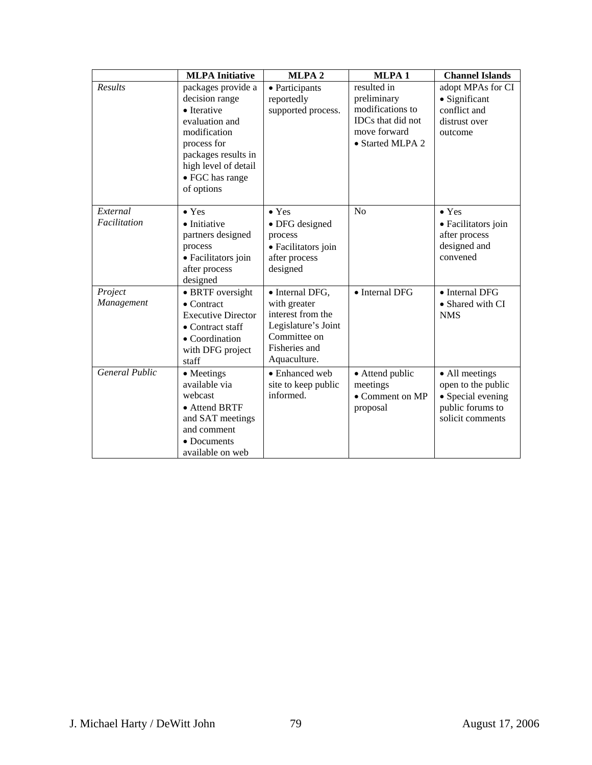| | MLPA Initiative | MLPA 2 | MLPA 1 | Channel Islands |
|---|---|---|---|---|
| *Results* | packages provide a decision range<br>• Iterative evaluation and modification process for packages results in high level of detail<br>• FGC has range of options | • Participants reportedly supported process. | resulted in preliminary modifications to IDCs that did not move forward<br>• Started MLPA 2 | adopt MPAs for CI<br>• Significant conflict and distrust over outcome |
| *External Facilitation* | • Yes<br>• Initiative partners designed process<br>• Facilitators join after process designed | • Yes<br>• DFG designed process<br>• Facilitators join after process designed | No | • Yes<br>• Facilitators join after process designed and convened |
| *Project Management* | • BRTF oversight<br>• Contract Executive Director<br>• Contract staff<br>• Coordination with DFG project staff | • Internal DFG, with greater interest from the Legislature's Joint Committee on Fisheries and Aquaculture. | • Internal DFG | • Internal DFG<br>• Shared with CI NMS |
| *General Public* | • Meetings available via webcast<br>• Attend BRTF and SAT meetings and comment<br>• Documents available on web | • Enhanced web site to keep public informed. | • Attend public meetings<br>• Comment on MP proposal | • All meetings open to the public<br>• Special evening public forums to solicit comments |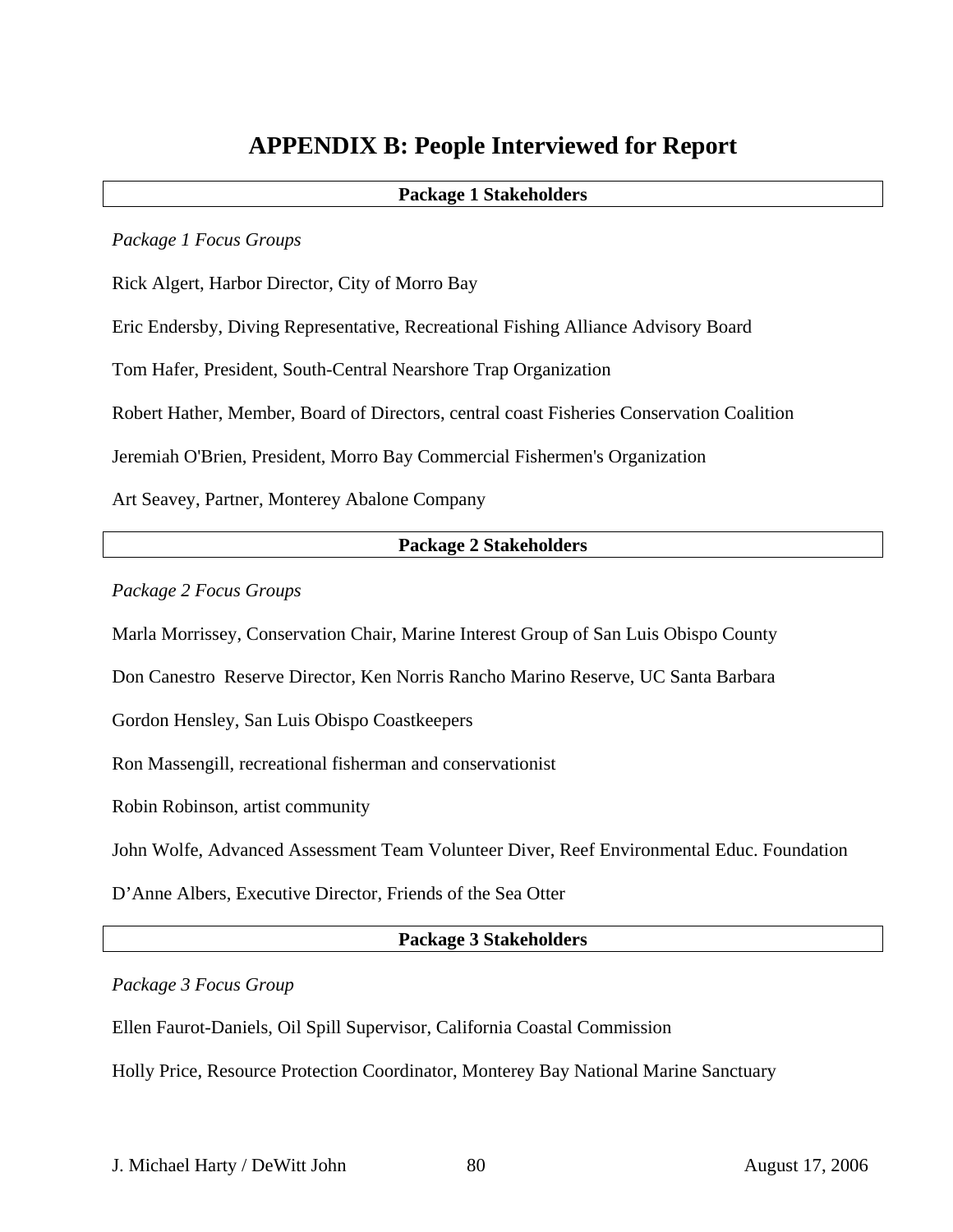# APPENDIX B: People Interviewed for Report

## Package 1 Stakeholders

*Package 1 Focus Groups*

Rick Algert, Harbor Director, City of Morro Bay

Eric Endersby, Diving Representative, Recreational Fishing Alliance Advisory Board

Tom Hafer, President, South-Central Nearshore Trap Organization

Robert Hather, Member, Board of Directors, central coast Fisheries Conservation Coalition

Jeremiah O'Brien, President, Morro Bay Commercial Fishermen's Organization

Art Seavey, Partner, Monterey Abalone Company

## Package 2 Stakeholders

*Package 2 Focus Groups*

Marla Morrissey, Conservation Chair, Marine Interest Group of San Luis Obispo County

Don Canestro  Reserve Director, Ken Norris Rancho Marino Reserve, UC Santa Barbara

Gordon Hensley, San Luis Obispo Coastkeepers

Ron Massengill, recreational fisherman and conservationist

Robin Robinson, artist community

John Wolfe, Advanced Assessment Team Volunteer Diver, Reef Environmental Educ. Foundation

D'Anne Albers, Executive Director, Friends of the Sea Otter

## Package 3 Stakeholders

*Package 3 Focus Group*

Ellen Faurot-Daniels, Oil Spill Supervisor, California Coastal Commission

Holly Price, Resource Protection Coordinator, Monterey Bay National Marine Sanctuary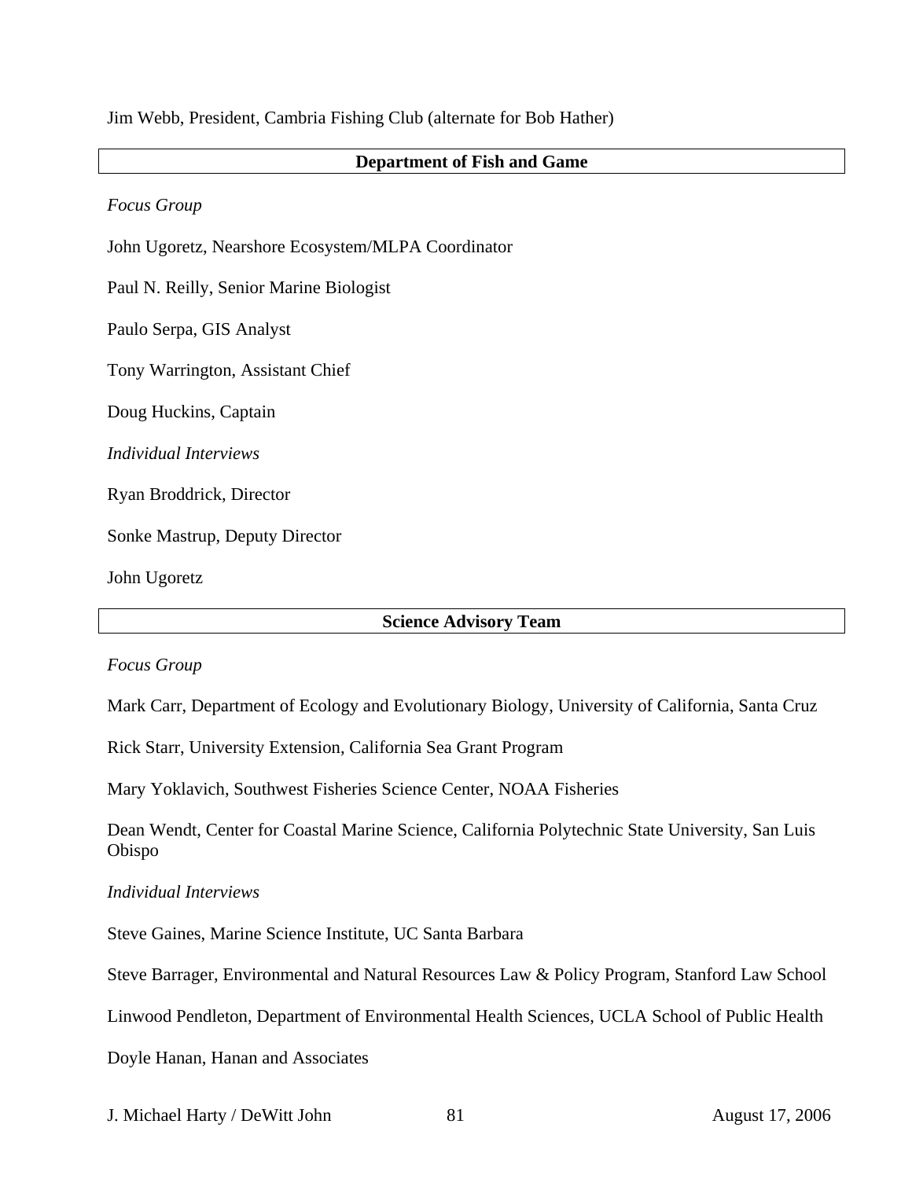Jim Webb, President, Cambria Fishing Club (alternate for Bob Hather)

## Department of Fish and Game

*Focus Group*

John Ugoretz, Nearshore Ecosystem/MLPA Coordinator

Paul N. Reilly, Senior Marine Biologist

Paulo Serpa, GIS Analyst

Tony Warrington, Assistant Chief

Doug Huckins, Captain

*Individual Interviews*

Ryan Broddrick, Director

Sonke Mastrup, Deputy Director

John Ugoretz

## Science Advisory Team

*Focus Group*

Mark Carr, Department of Ecology and Evolutionary Biology, University of California, Santa Cruz

Rick Starr, University Extension, California Sea Grant Program

Mary Yoklavich, Southwest Fisheries Science Center, NOAA Fisheries

Dean Wendt, Center for Coastal Marine Science, California Polytechnic State University, San Luis Obispo

*Individual Interviews*

Steve Gaines, Marine Science Institute, UC Santa Barbara

Steve Barrager, Environmental and Natural Resources Law & Policy Program, Stanford Law School

Linwood Pendleton, Department of Environmental Health Sciences, UCLA School of Public Health

Doyle Hanan, Hanan and Associates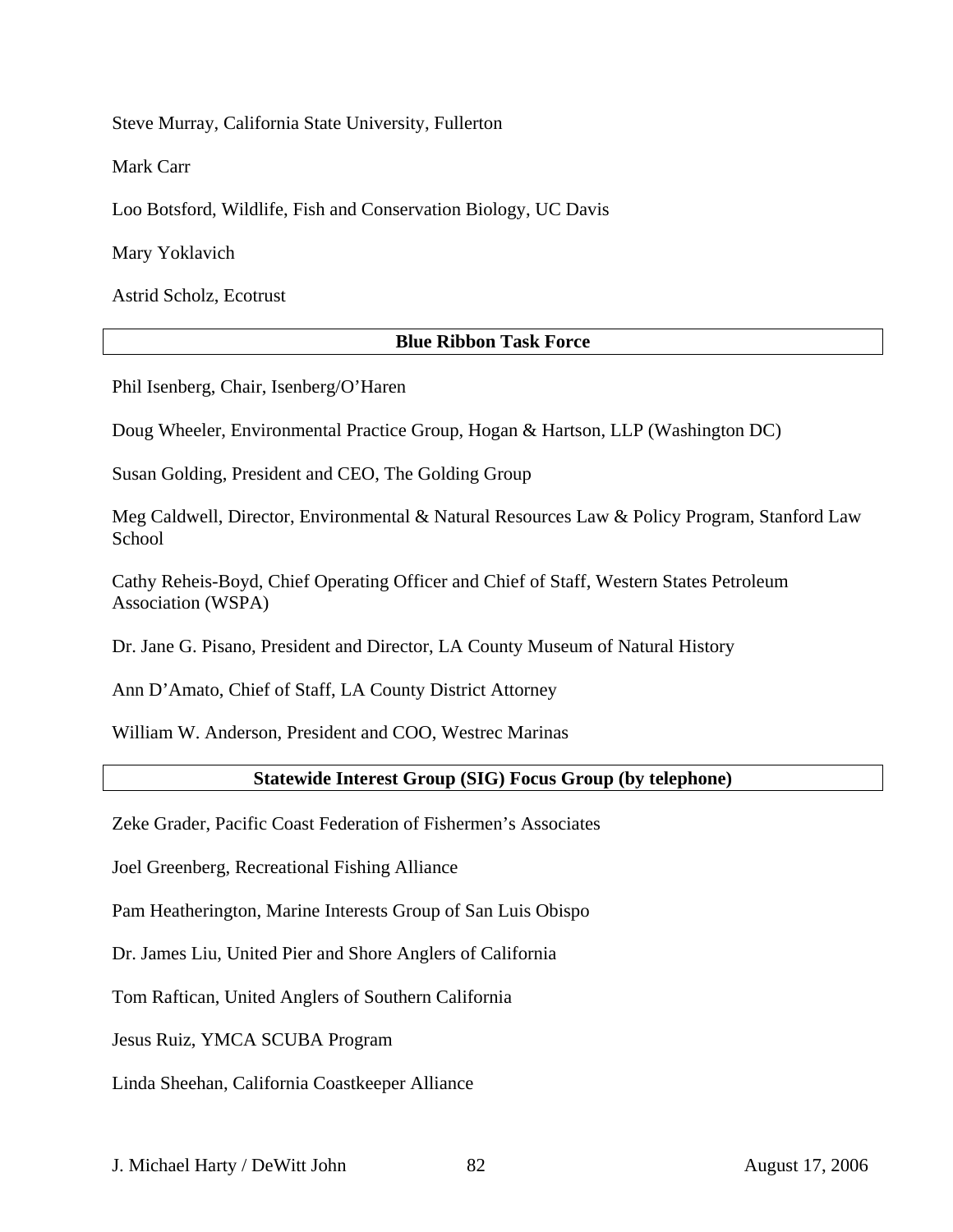Steve Murray, California State University, Fullerton

Mark Carr

Loo Botsford, Wildlife, Fish and Conservation Biology, UC Davis

Mary Yoklavich

Astrid Scholz, Ecotrust

**Blue Ribbon Task Force**

Phil Isenberg, Chair, Isenberg/O'Haren

Doug Wheeler, Environmental Practice Group, Hogan & Hartson, LLP (Washington DC)

Susan Golding, President and CEO, The Golding Group

Meg Caldwell, Director, Environmental & Natural Resources Law & Policy Program, Stanford Law School

Cathy Reheis-Boyd, Chief Operating Officer and Chief of Staff, Western States Petroleum Association (WSPA)

Dr. Jane G. Pisano, President and Director, LA County Museum of Natural History

Ann D'Amato, Chief of Staff, LA County District Attorney

William W. Anderson, President and COO, Westrec Marinas

**Statewide Interest Group (SIG) Focus Group (by telephone)**

Zeke Grader, Pacific Coast Federation of Fishermen's Associates

Joel Greenberg, Recreational Fishing Alliance

Pam Heatherington, Marine Interests Group of San Luis Obispo

Dr. James Liu, United Pier and Shore Anglers of California

Tom Raftican, United Anglers of Southern California

Jesus Ruiz, YMCA SCUBA Program

Linda Sheehan, California Coastkeeper Alliance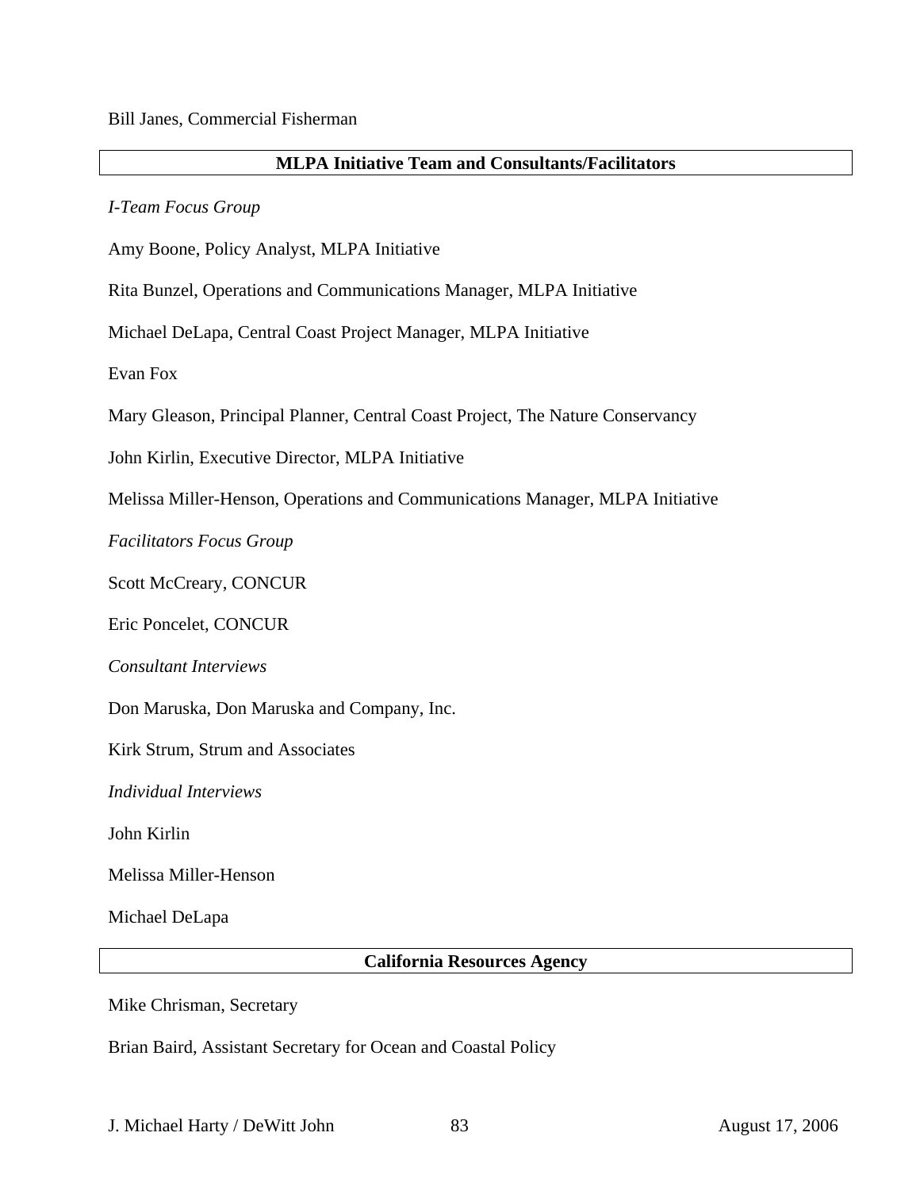Bill Janes, Commercial Fisherman

**MLPA Initiative Team and Consultants/Facilitators**

*I-Team Focus Group*

Amy Boone, Policy Analyst, MLPA Initiative

Rita Bunzel, Operations and Communications Manager, MLPA Initiative

Michael DeLapa, Central Coast Project Manager, MLPA Initiative

Evan Fox

Mary Gleason, Principal Planner, Central Coast Project, The Nature Conservancy

John Kirlin, Executive Director, MLPA Initiative

Melissa Miller-Henson, Operations and Communications Manager, MLPA Initiative

*Facilitators Focus Group*

Scott McCreary, CONCUR

Eric Poncelet, CONCUR

*Consultant Interviews*

Don Maruska, Don Maruska and Company, Inc.

Kirk Strum, Strum and Associates

*Individual Interviews*

John Kirlin

Melissa Miller-Henson

Michael DeLapa

**California Resources Agency**

Mike Chrisman, Secretary

Brian Baird, Assistant Secretary for Ocean and Coastal Policy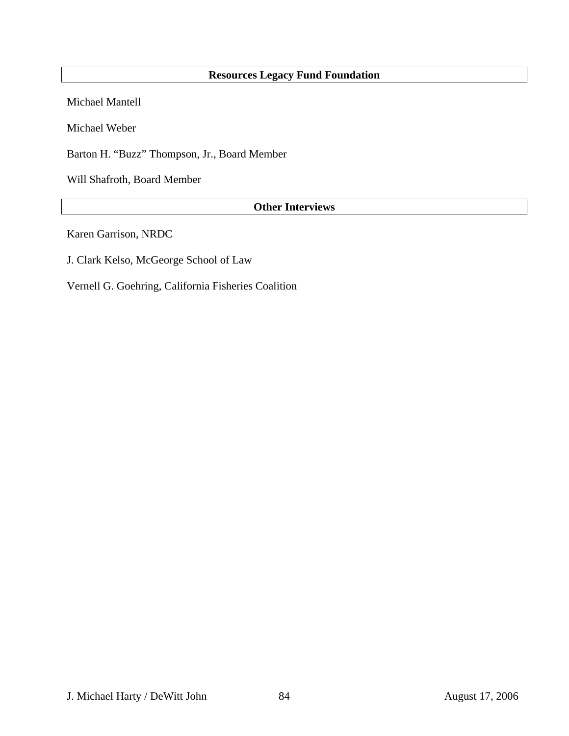## Resources Legacy Fund Foundation

Michael Mantell

Michael Weber

Barton H. "Buzz" Thompson, Jr., Board Member

Will Shafroth, Board Member

## Other Interviews

Karen Garrison, NRDC

J. Clark Kelso, McGeorge School of Law

Vernell G. Goehring, California Fisheries Coalition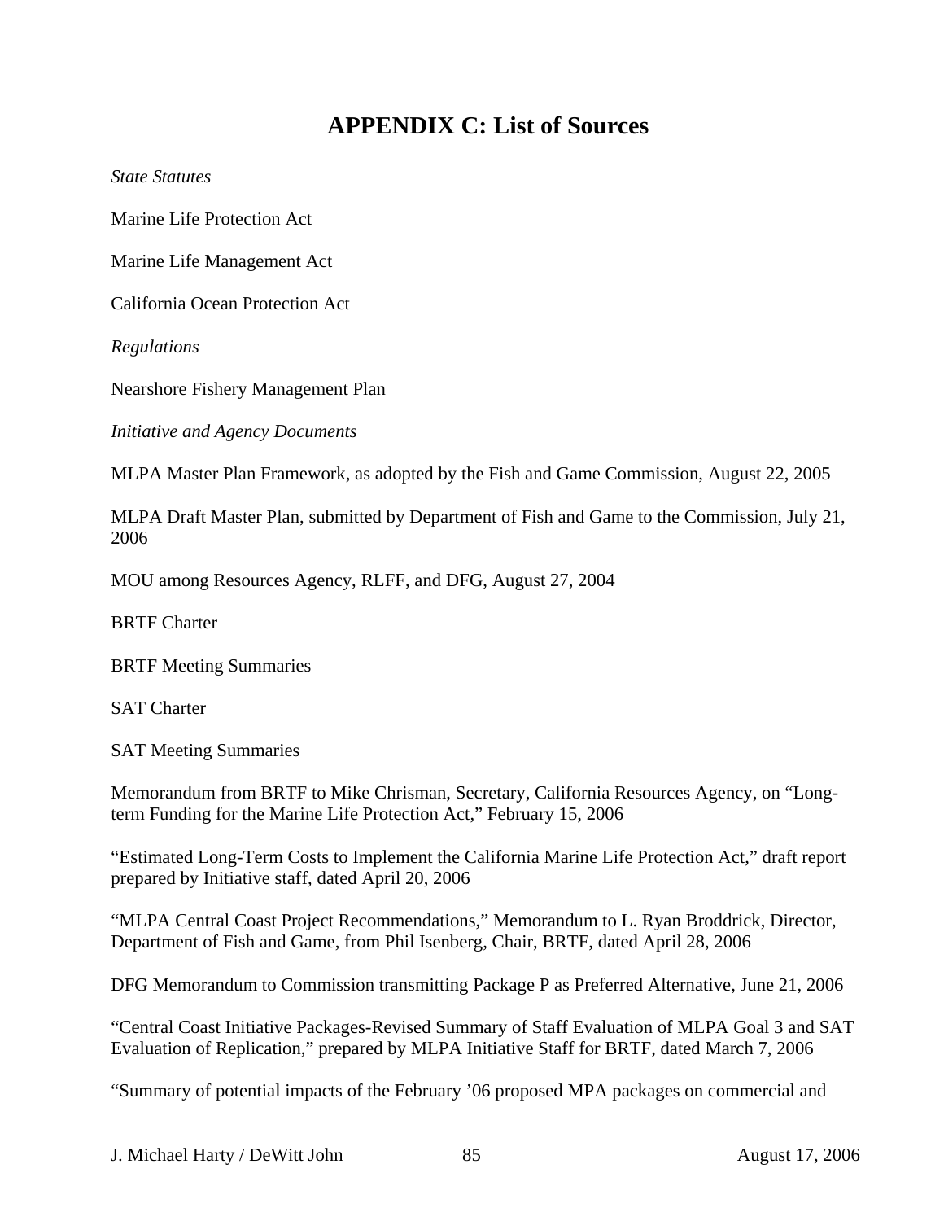# APPENDIX C: List of Sources

*State Statutes*

Marine Life Protection Act

Marine Life Management Act

California Ocean Protection Act

*Regulations*

Nearshore Fishery Management Plan

*Initiative and Agency Documents*

MLPA Master Plan Framework, as adopted by the Fish and Game Commission, August 22, 2005

MLPA Draft Master Plan, submitted by Department of Fish and Game to the Commission, July 21, 2006

MOU among Resources Agency, RLFF, and DFG, August 27, 2004

BRTF Charter

BRTF Meeting Summaries

SAT Charter

SAT Meeting Summaries

Memorandum from BRTF to Mike Chrisman, Secretary, California Resources Agency, on "Long-term Funding for the Marine Life Protection Act," February 15, 2006

"Estimated Long-Term Costs to Implement the California Marine Life Protection Act," draft report prepared by Initiative staff, dated April 20, 2006

"MLPA Central Coast Project Recommendations," Memorandum to L. Ryan Broddrick, Director, Department of Fish and Game, from Phil Isenberg, Chair, BRTF, dated April 28, 2006

DFG Memorandum to Commission transmitting Package P as Preferred Alternative, June 21, 2006

"Central Coast Initiative Packages-Revised Summary of Staff Evaluation of MLPA Goal 3 and SAT Evaluation of Replication," prepared by MLPA Initiative Staff for BRTF, dated March 7, 2006

"Summary of potential impacts of the February '06 proposed MPA packages on commercial and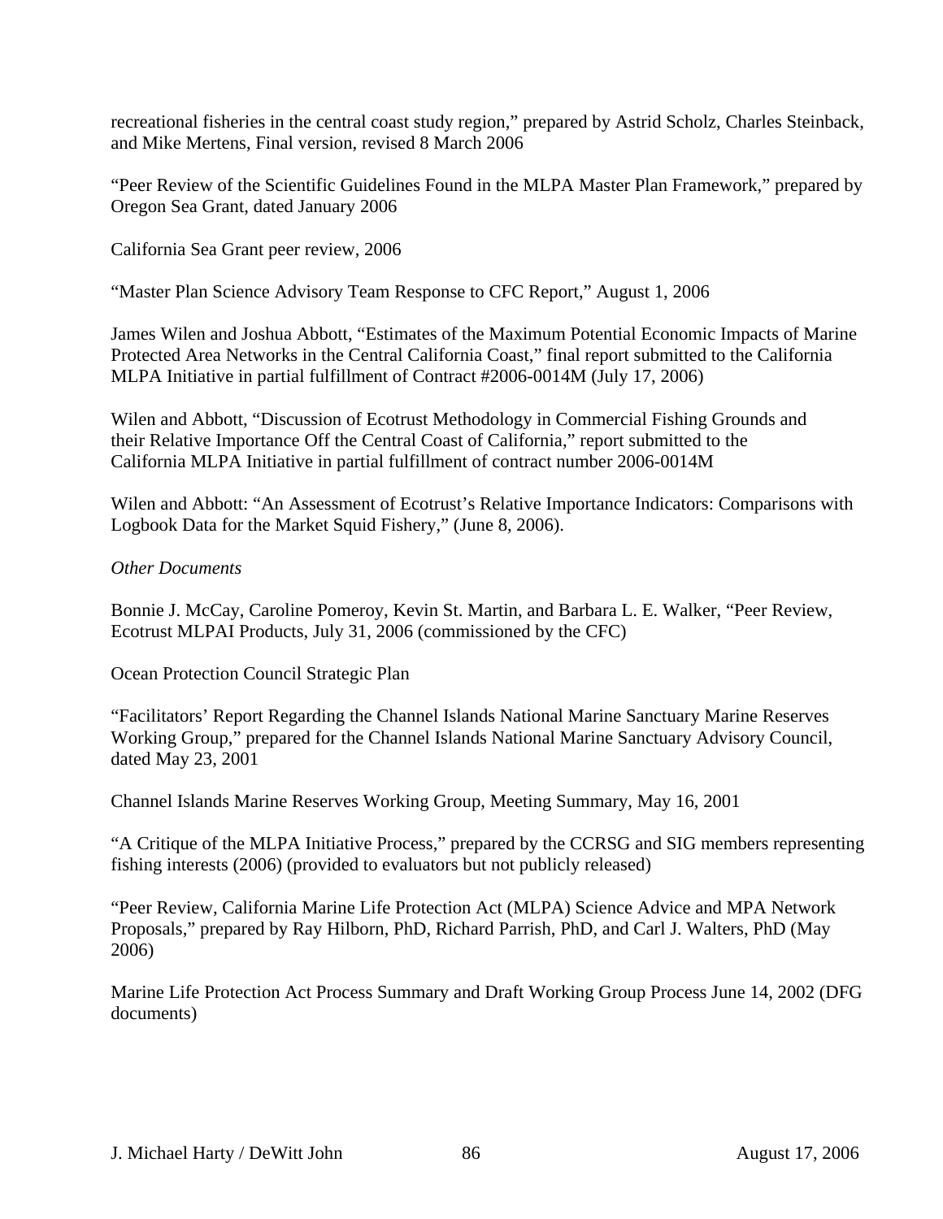recreational fisheries in the central coast study region," prepared by Astrid Scholz, Charles Steinback, and Mike Mertens, Final version, revised 8 March 2006

"Peer Review of the Scientific Guidelines Found in the MLPA Master Plan Framework," prepared by Oregon Sea Grant, dated January 2006

California Sea Grant peer review, 2006

"Master Plan Science Advisory Team Response to CFC Report," August 1, 2006

James Wilen and Joshua Abbott, "Estimates of the Maximum Potential Economic Impacts of Marine Protected Area Networks in the Central California Coast," final report submitted to the California MLPA Initiative in partial fulfillment of Contract #2006-0014M (July 17, 2006)

Wilen and Abbott, "Discussion of Ecotrust Methodology in Commercial Fishing Grounds and their Relative Importance Off the Central Coast of California," report submitted to the California MLPA Initiative in partial fulfillment of contract number 2006-0014M

Wilen and Abbott: "An Assessment of Ecotrust's Relative Importance Indicators: Comparisons with Logbook Data for the Market Squid Fishery," (June 8, 2006).

*Other Documents*

Bonnie J. McCay, Caroline Pomeroy, Kevin St. Martin, and Barbara L. E. Walker, "Peer Review, Ecotrust MLPAI Products, July 31, 2006 (commissioned by the CFC)

Ocean Protection Council Strategic Plan

"Facilitators' Report Regarding the Channel Islands National Marine Sanctuary Marine Reserves Working Group," prepared for the Channel Islands National Marine Sanctuary Advisory Council, dated May 23, 2001

Channel Islands Marine Reserves Working Group, Meeting Summary, May 16, 2001

"A Critique of the MLPA Initiative Process," prepared by the CCRSG and SIG members representing fishing interests (2006) (provided to evaluators but not publicly released)

"Peer Review, California Marine Life Protection Act (MLPA) Science Advice and MPA Network Proposals," prepared by Ray Hilborn, PhD, Richard Parrish, PhD, and Carl J. Walters, PhD (May 2006)

Marine Life Protection Act Process Summary and Draft Working Group Process June 14, 2002 (DFG documents)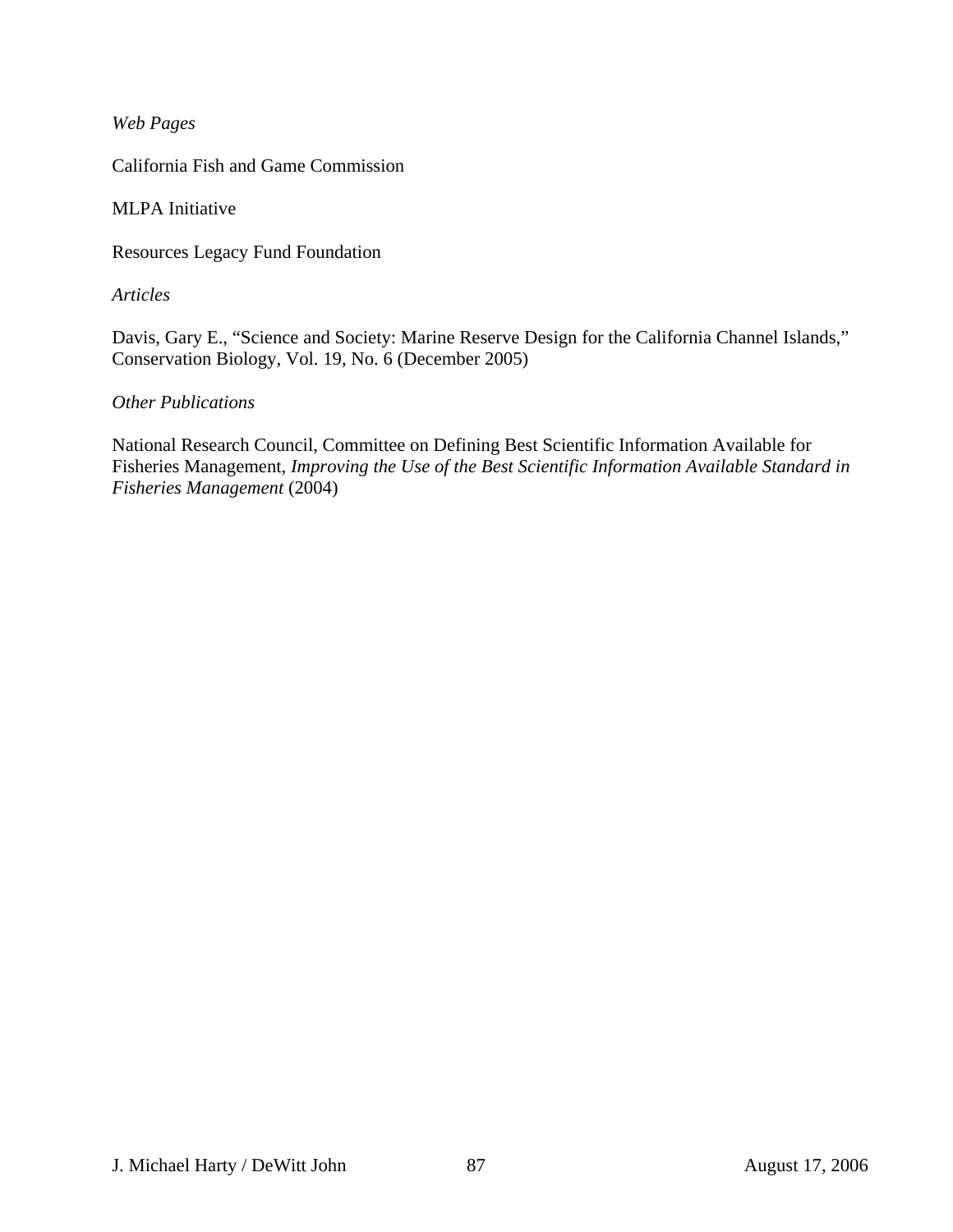*Web Pages*

California Fish and Game Commission

MLPA Initiative

Resources Legacy Fund Foundation

*Articles*

Davis, Gary E., "Science and Society: Marine Reserve Design for the California Channel Islands," Conservation Biology, Vol. 19, No. 6 (December 2005)

*Other Publications*

National Research Council, Committee on Defining Best Scientific Information Available for Fisheries Management, *Improving the Use of the Best Scientific Information Available Standard in Fisheries Management* (2004)